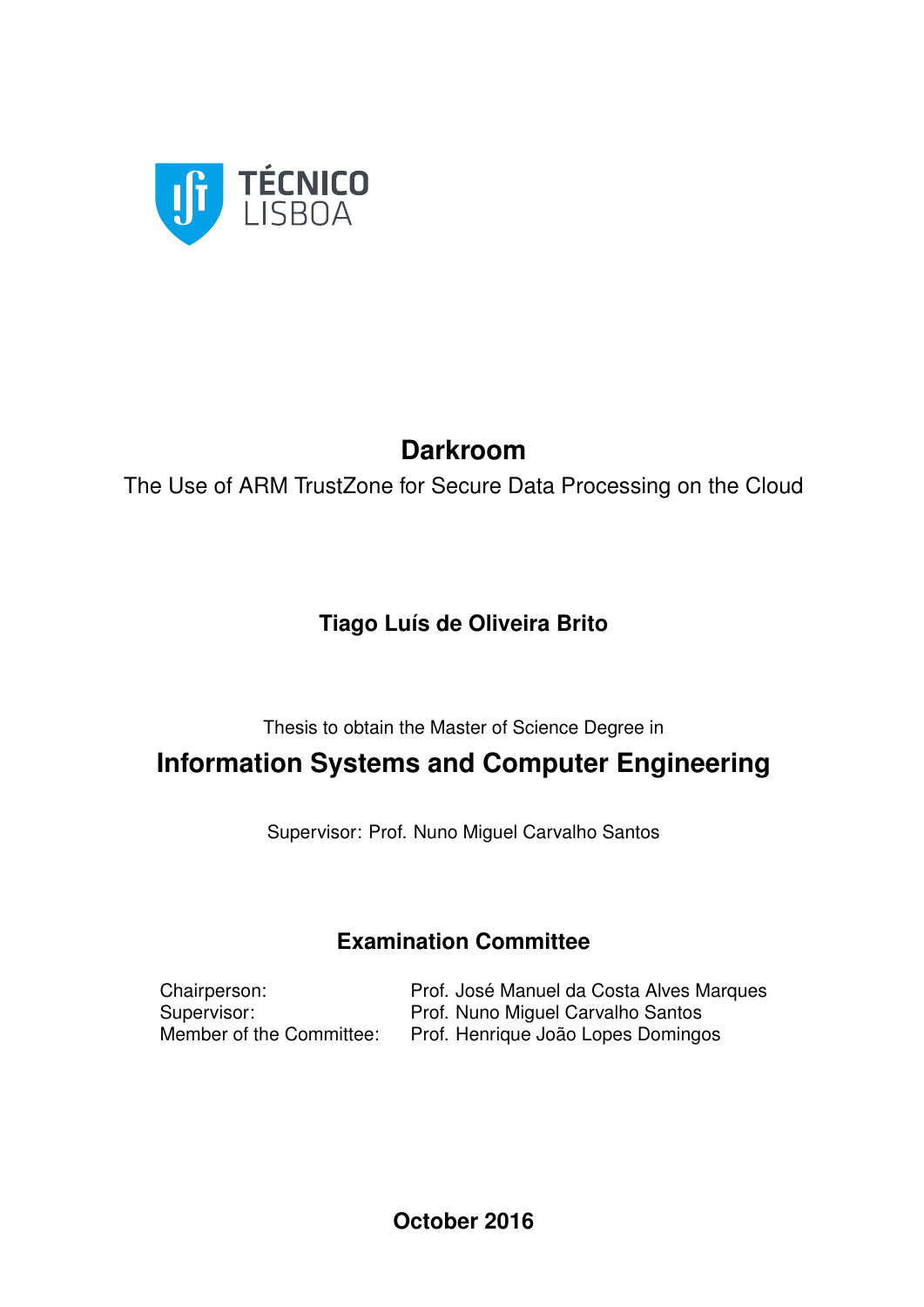TÉCNICO LISBOA

# Darkroom

The Use of ARM TrustZone for Secure Data Processing on the Cloud

**Tiago Luís de Oliveira Brito**

Thesis to obtain the Master of Science Degree in

## Information Systems and Computer Engineering

Supervisor: Prof. Nuno Miguel Carvalho Santos

### Examination Committee

| | |
|---|---|
| Chairperson: | Prof. José Manuel da Costa Alves Marques |
| Supervisor: | Prof. Nuno Miguel Carvalho Santos |
| Member of the Committee: | Prof. Henrique João Lopes Domingos |

**October 2016**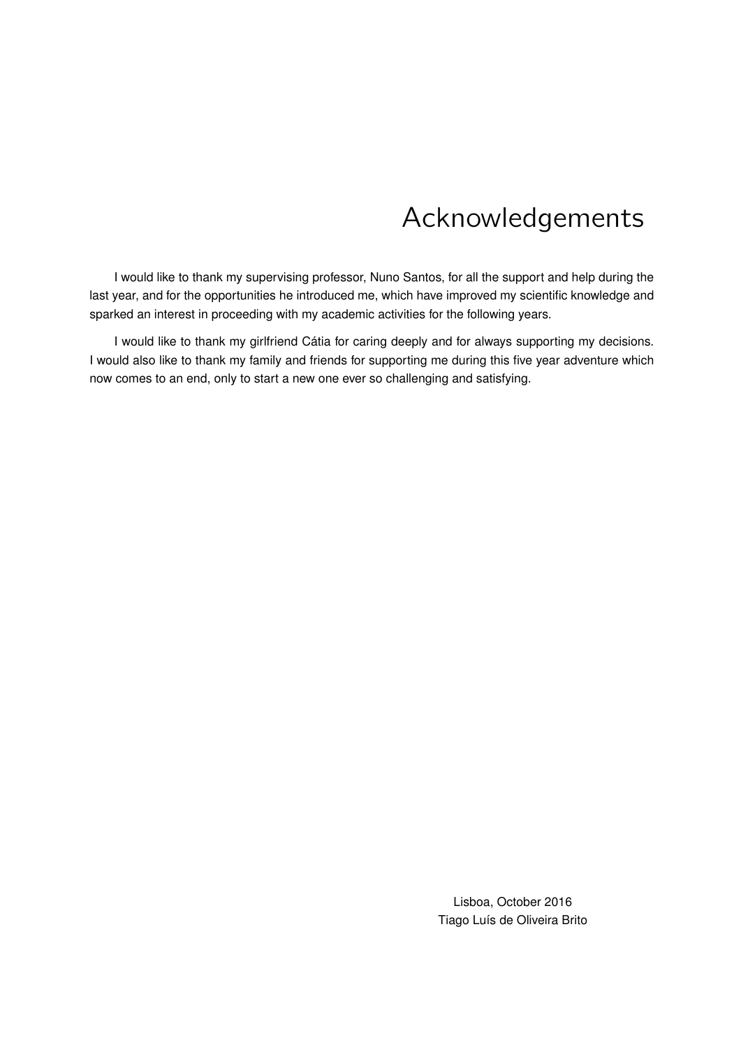# Acknowledgements

I would like to thank my supervising professor, Nuno Santos, for all the support and help during the last year, and for the opportunities he introduced me, which have improved my scientific knowledge and sparked an interest in proceeding with my academic activities for the following years.

I would like to thank my girlfriend Cátia for caring deeply and for always supporting my decisions. I would also like to thank my family and friends for supporting me during this five year adventure which now comes to an end, only to start a new one ever so challenging and satisfying.

Lisboa, October 2016
Tiago Luís de Oliveira Brito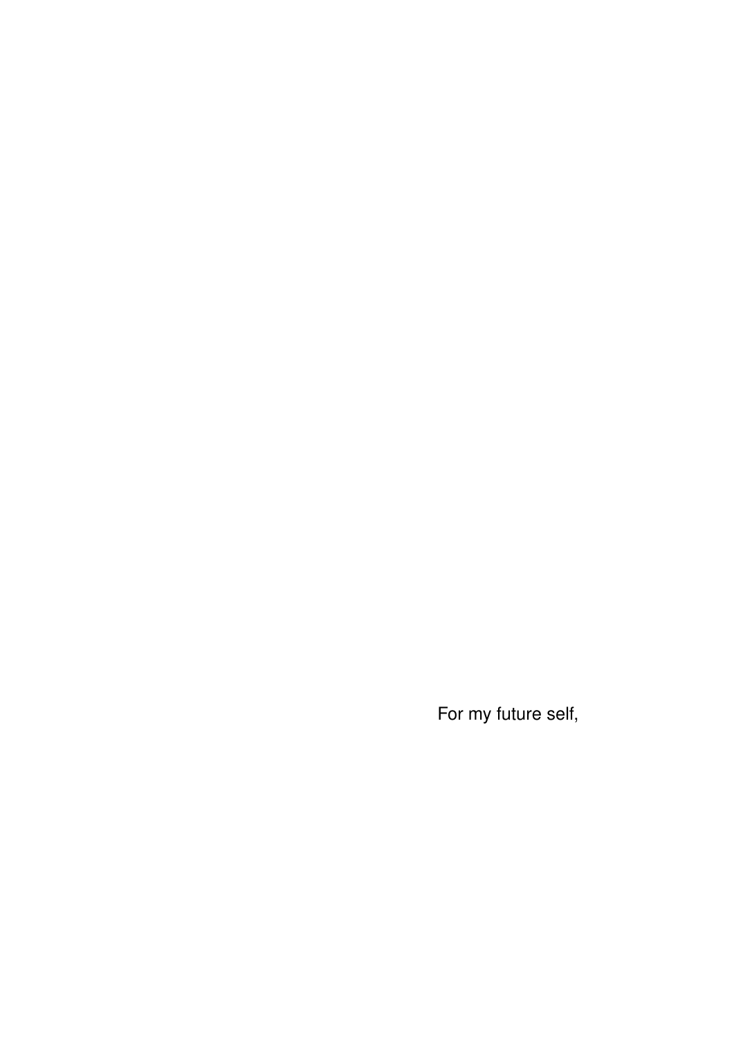For my future self,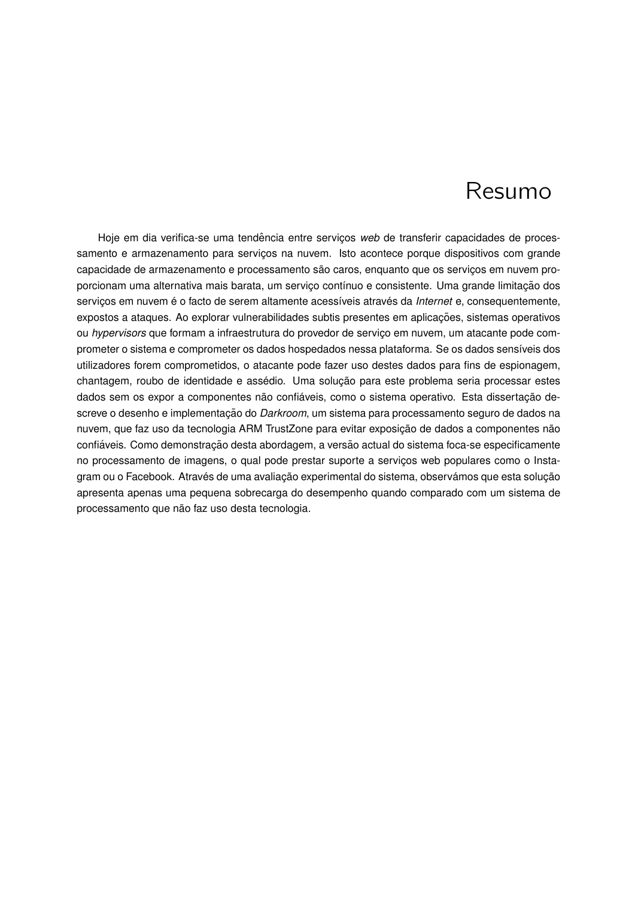# Resumo

Hoje em dia verifica-se uma tendência entre serviços *web* de transferir capacidades de processamento e armazenamento para serviços na nuvem. Isto acontece porque dispositivos com grande capacidade de armazenamento e processamento são caros, enquanto que os serviços em nuvem proporcionam uma alternativa mais barata, um serviço contínuo e consistente. Uma grande limitação dos serviços em nuvem é o facto de serem altamente acessíveis através da *Internet* e, consequentemente, expostos a ataques. Ao explorar vulnerabilidades subtis presentes em aplicações, sistemas operativos ou *hypervisors* que formam a infraestrutura do provedor de serviço em nuvem, um atacante pode comprometer o sistema e comprometer os dados hospedados nessa plataforma. Se os dados sensíveis dos utilizadores forem comprometidos, o atacante pode fazer uso destes dados para fins de espionagem, chantagem, roubo de identidade e assédio. Uma solução para este problema seria processar estes dados sem os expor a componentes não confiáveis, como o sistema operativo. Esta dissertação descreve o desenho e implementação do *Darkroom*, um sistema para processamento seguro de dados na nuvem, que faz uso da tecnologia ARM TrustZone para evitar exposição de dados a componentes não confiáveis. Como demonstração desta abordagem, a versão actual do sistema foca-se especificamente no processamento de imagens, o qual pode prestar suporte a serviços web populares como o Instagram ou o Facebook. Através de uma avaliação experimental do sistema, observámos que esta solução apresenta apenas uma pequena sobrecarga do desempenho quando comparado com um sistema de processamento que não faz uso desta tecnologia.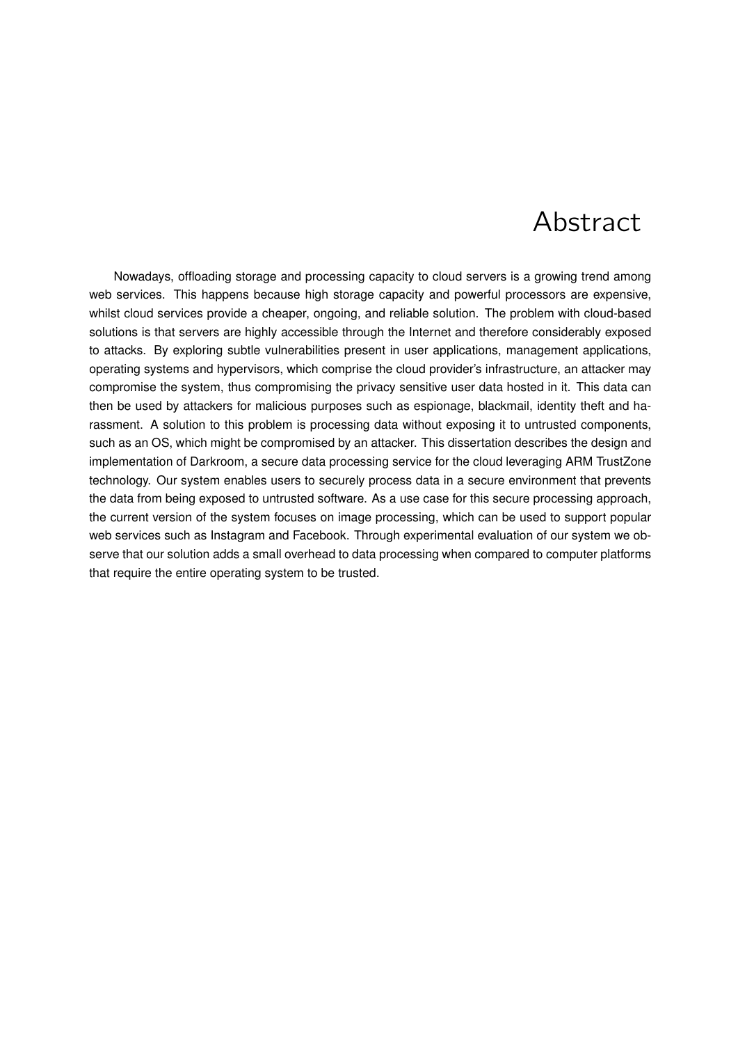# Abstract

Nowadays, offloading storage and processing capacity to cloud servers is a growing trend among web services. This happens because high storage capacity and powerful processors are expensive, whilst cloud services provide a cheaper, ongoing, and reliable solution. The problem with cloud-based solutions is that servers are highly accessible through the Internet and therefore considerably exposed to attacks. By exploring subtle vulnerabilities present in user applications, management applications, operating systems and hypervisors, which comprise the cloud provider's infrastructure, an attacker may compromise the system, thus compromising the privacy sensitive user data hosted in it. This data can then be used by attackers for malicious purposes such as espionage, blackmail, identity theft and harassment. A solution to this problem is processing data without exposing it to untrusted components, such as an OS, which might be compromised by an attacker. This dissertation describes the design and implementation of Darkroom, a secure data processing service for the cloud leveraging ARM TrustZone technology. Our system enables users to securely process data in a secure environment that prevents the data from being exposed to untrusted software. As a use case for this secure processing approach, the current version of the system focuses on image processing, which can be used to support popular web services such as Instagram and Facebook. Through experimental evaluation of our system we observe that our solution adds a small overhead to data processing when compared to computer platforms that require the entire operating system to be trusted.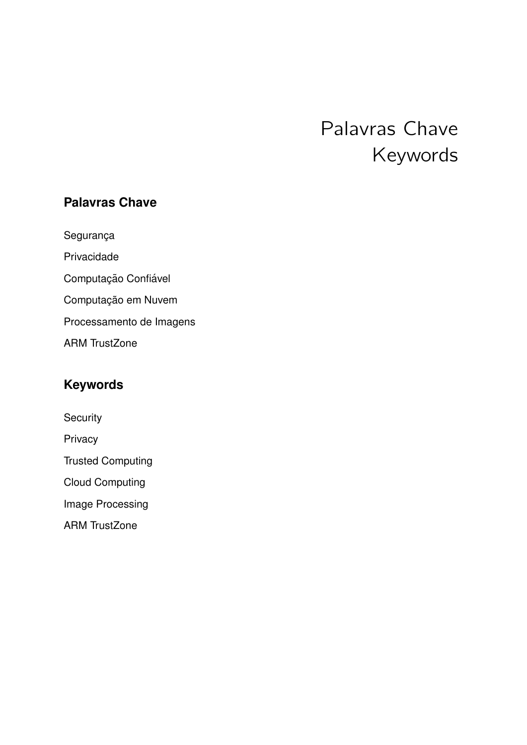# Palavras Chave
# Keywords

## Palavras Chave

Segurança

Privacidade

Computação Confiável

Computação em Nuvem

Processamento de Imagens

ARM TrustZone

## Keywords

Security

Privacy

Trusted Computing

Cloud Computing

Image Processing

ARM TrustZone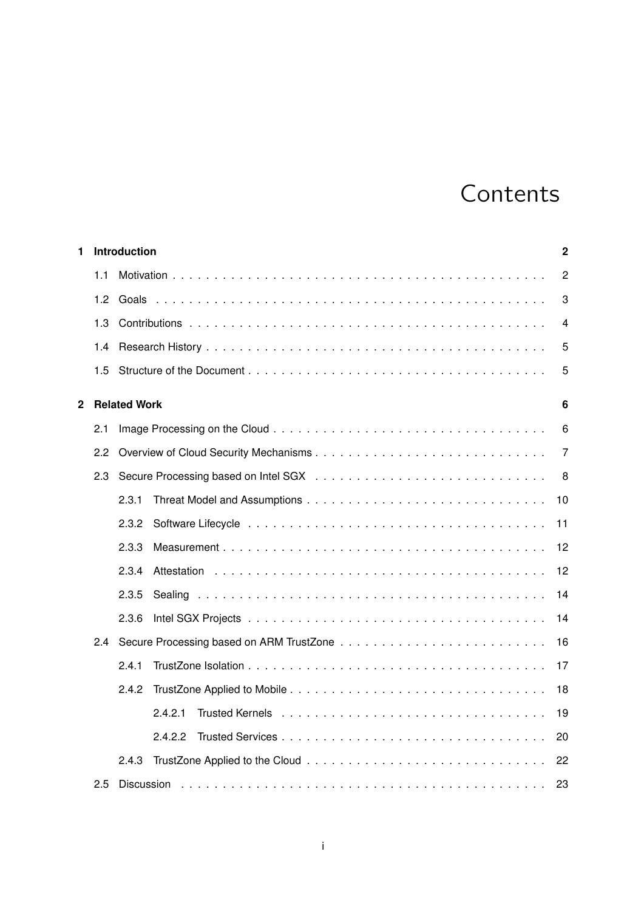# Contents

**1 Introduction** **2**

- 1.1 Motivation . . . . . . . . . . . . . . . . . . . . . . . . . . . . . . . . . . . . . . . . . . . . 2
- 1.2 Goals . . . . . . . . . . . . . . . . . . . . . . . . . . . . . . . . . . . . . . . . . . . . . . 3
- 1.3 Contributions . . . . . . . . . . . . . . . . . . . . . . . . . . . . . . . . . . . . . . . . . . 4
- 1.4 Research History . . . . . . . . . . . . . . . . . . . . . . . . . . . . . . . . . . . . . . . . 5
- 1.5 Structure of the Document . . . . . . . . . . . . . . . . . . . . . . . . . . . . . . . . . . . 5

**2 Related Work** **6**

- 2.1 Image Processing on the Cloud . . . . . . . . . . . . . . . . . . . . . . . . . . . . . . . . 6
- 2.2 Overview of Cloud Security Mechanisms . . . . . . . . . . . . . . . . . . . . . . . . . . . 7
- 2.3 Secure Processing based on Intel SGX . . . . . . . . . . . . . . . . . . . . . . . . . . . 8
  - 2.3.1 Threat Model and Assumptions . . . . . . . . . . . . . . . . . . . . . . . . . . . . 10
  - 2.3.2 Software Lifecycle . . . . . . . . . . . . . . . . . . . . . . . . . . . . . . . . . . . 11
  - 2.3.3 Measurement . . . . . . . . . . . . . . . . . . . . . . . . . . . . . . . . . . . . . . 12
  - 2.3.4 Attestation . . . . . . . . . . . . . . . . . . . . . . . . . . . . . . . . . . . . . . . 12
  - 2.3.5 Sealing . . . . . . . . . . . . . . . . . . . . . . . . . . . . . . . . . . . . . . . . . 14
  - 2.3.6 Intel SGX Projects . . . . . . . . . . . . . . . . . . . . . . . . . . . . . . . . . . . 14
- 2.4 Secure Processing based on ARM TrustZone . . . . . . . . . . . . . . . . . . . . . . . . 16
  - 2.4.1 TrustZone Isolation . . . . . . . . . . . . . . . . . . . . . . . . . . . . . . . . . . . 17
  - 2.4.2 TrustZone Applied to Mobile . . . . . . . . . . . . . . . . . . . . . . . . . . . . . . 18
    - 2.4.2.1 Trusted Kernels . . . . . . . . . . . . . . . . . . . . . . . . . . . . . . . . 19
    - 2.4.2.2 Trusted Services . . . . . . . . . . . . . . . . . . . . . . . . . . . . . . . . 20
  - 2.4.3 TrustZone Applied to the Cloud . . . . . . . . . . . . . . . . . . . . . . . . . . . . 22
- 2.5 Discussion . . . . . . . . . . . . . . . . . . . . . . . . . . . . . . . . . . . . . . . . . . . 23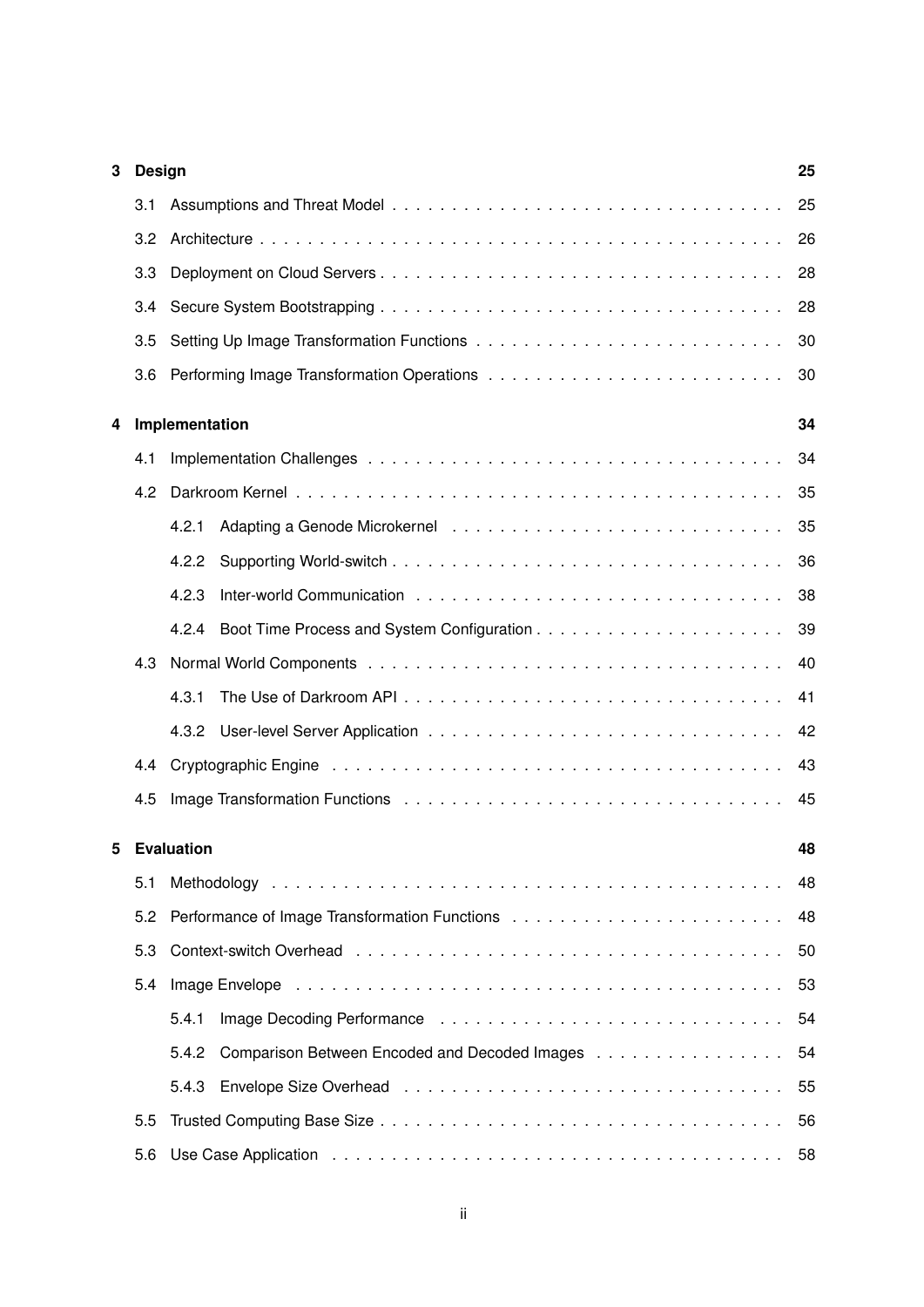**3 Design** **25**

3.1 Assumptions and Threat Model . . . . . . . . . . . . . . . . . . . . . . . . . . . . . . . . . 25

3.2 Architecture . . . . . . . . . . . . . . . . . . . . . . . . . . . . . . . . . . . . . . . . . . . 26

3.3 Deployment on Cloud Servers . . . . . . . . . . . . . . . . . . . . . . . . . . . . . . . . . 28

3.4 Secure System Bootstrapping . . . . . . . . . . . . . . . . . . . . . . . . . . . . . . . . . 28

3.5 Setting Up Image Transformation Functions . . . . . . . . . . . . . . . . . . . . . . . . . 30

3.6 Performing Image Transformation Operations . . . . . . . . . . . . . . . . . . . . . . . . 30

**4 Implementation** **34**

4.1 Implementation Challenges . . . . . . . . . . . . . . . . . . . . . . . . . . . . . . . . . . 34

4.2 Darkroom Kernel . . . . . . . . . . . . . . . . . . . . . . . . . . . . . . . . . . . . . . . . 35

4.2.1 Adapting a Genode Microkernel . . . . . . . . . . . . . . . . . . . . . . . . . . . 35

4.2.2 Supporting World-switch . . . . . . . . . . . . . . . . . . . . . . . . . . . . . . . . 36

4.2.3 Inter-world Communication . . . . . . . . . . . . . . . . . . . . . . . . . . . . . . 38

4.2.4 Boot Time Process and System Configuration . . . . . . . . . . . . . . . . . . . . 39

4.3 Normal World Components . . . . . . . . . . . . . . . . . . . . . . . . . . . . . . . . . . 40

4.3.1 The Use of Darkroom API . . . . . . . . . . . . . . . . . . . . . . . . . . . . . . . 41

4.3.2 User-level Server Application . . . . . . . . . . . . . . . . . . . . . . . . . . . . . 42

4.4 Cryptographic Engine . . . . . . . . . . . . . . . . . . . . . . . . . . . . . . . . . . . . . 43

4.5 Image Transformation Functions . . . . . . . . . . . . . . . . . . . . . . . . . . . . . . . 45

**5 Evaluation** **48**

5.1 Methodology . . . . . . . . . . . . . . . . . . . . . . . . . . . . . . . . . . . . . . . . . . 48

5.2 Performance of Image Transformation Functions . . . . . . . . . . . . . . . . . . . . . . 48

5.3 Context-switch Overhead . . . . . . . . . . . . . . . . . . . . . . . . . . . . . . . . . . . 50

5.4 Image Envelope . . . . . . . . . . . . . . . . . . . . . . . . . . . . . . . . . . . . . . . . . 53

5.4.1 Image Decoding Performance . . . . . . . . . . . . . . . . . . . . . . . . . . . . . 54

5.4.2 Comparison Between Encoded and Decoded Images . . . . . . . . . . . . . . . . 54

5.4.3 Envelope Size Overhead . . . . . . . . . . . . . . . . . . . . . . . . . . . . . . . . 55

5.5 Trusted Computing Base Size . . . . . . . . . . . . . . . . . . . . . . . . . . . . . . . . . 56

5.6 Use Case Application . . . . . . . . . . . . . . . . . . . . . . . . . . . . . . . . . . . . . . 58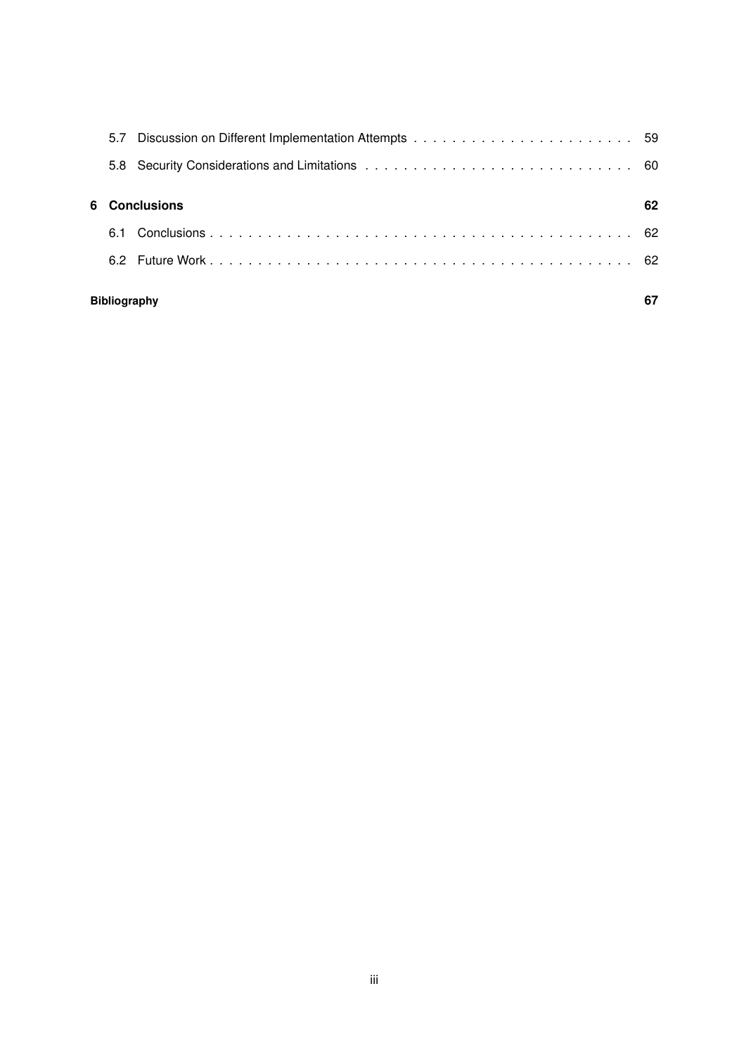5.7 Discussion on Different Implementation Attempts . . . . . . . . . . . . . . . . . . . . . . . . 59

5.8 Security Considerations and Limitations . . . . . . . . . . . . . . . . . . . . . . . . . . . . . 60

**6 Conclusions** **62**

6.1 Conclusions . . . . . . . . . . . . . . . . . . . . . . . . . . . . . . . . . . . . . . . . . . . 62

6.2 Future Work . . . . . . . . . . . . . . . . . . . . . . . . . . . . . . . . . . . . . . . . . . . 62

**Bibliography** **67**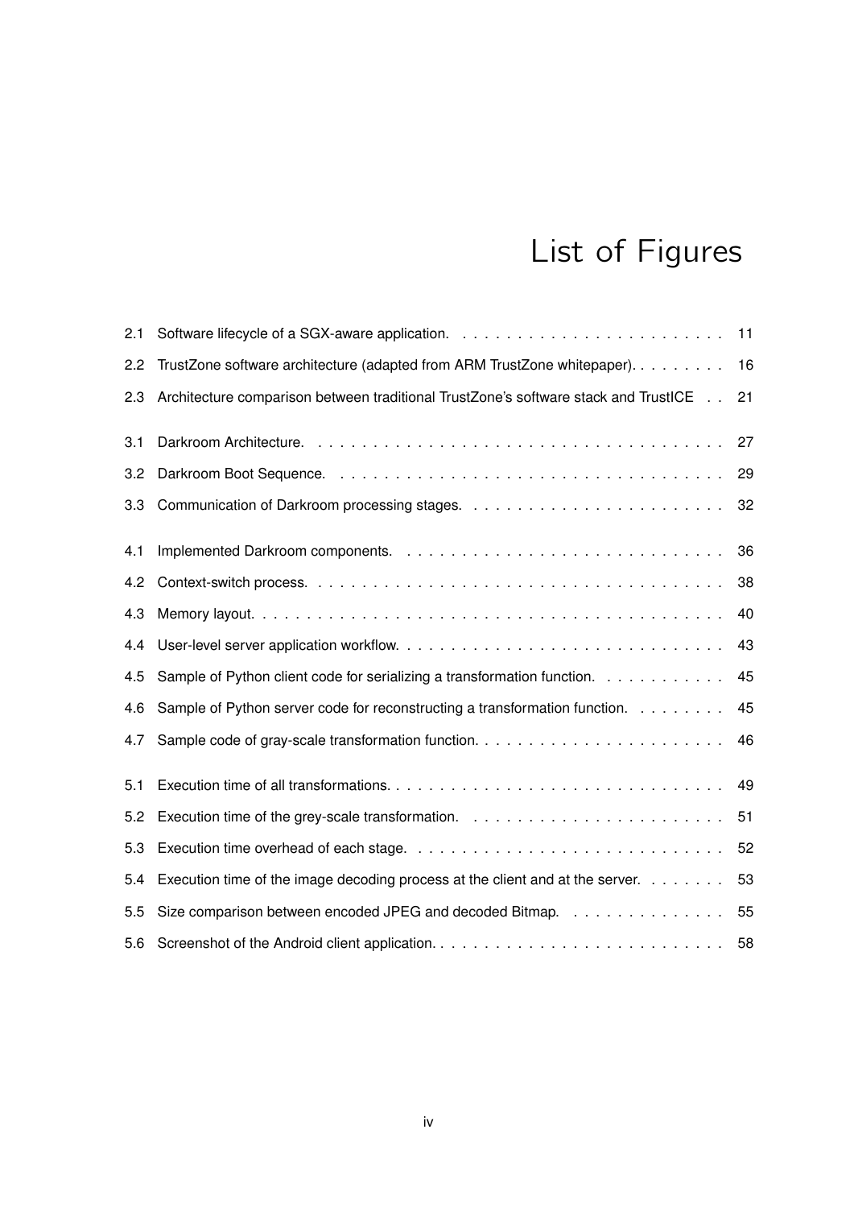# List of Figures

| | | |
|---|---|---|
| 2.1 | Software lifecycle of a SGX-aware application. | 11 |
| 2.2 | TrustZone software architecture (adapted from ARM TrustZone whitepaper). | 16 |
| 2.3 | Architecture comparison between traditional TrustZone's software stack and TrustICE | 21 |
| 3.1 | Darkroom Architecture. | 27 |
| 3.2 | Darkroom Boot Sequence. | 29 |
| 3.3 | Communication of Darkroom processing stages. | 32 |
| 4.1 | Implemented Darkroom components. | 36 |
| 4.2 | Context-switch process. | 38 |
| 4.3 | Memory layout. | 40 |
| 4.4 | User-level server application workflow. | 43 |
| 4.5 | Sample of Python client code for serializing a transformation function. | 45 |
| 4.6 | Sample of Python server code for reconstructing a transformation function. | 45 |
| 4.7 | Sample code of gray-scale transformation function. | 46 |
| 5.1 | Execution time of all transformations. | 49 |
| 5.2 | Execution time of the grey-scale transformation. | 51 |
| 5.3 | Execution time overhead of each stage. | 52 |
| 5.4 | Execution time of the image decoding process at the client and at the server. | 53 |
| 5.5 | Size comparison between encoded JPEG and decoded Bitmap. | 55 |
| 5.6 | Screenshot of the Android client application. | 58 |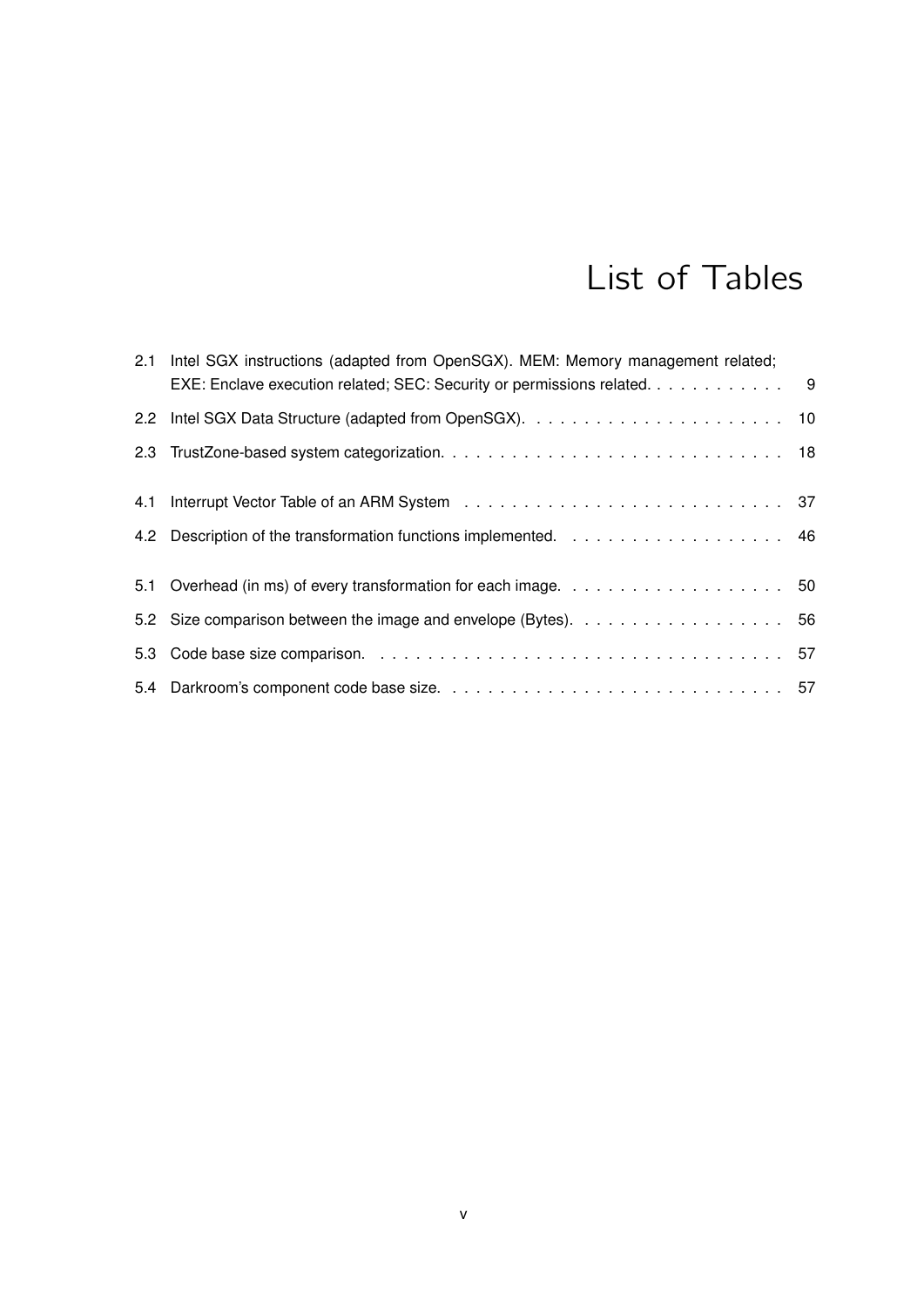# List of Tables

2.1 Intel SGX instructions (adapted from OpenSGX). MEM: Memory management related; EXE: Enclave execution related; SEC: Security or permissions related. . . . . . . . . . . . 9

2.2 Intel SGX Data Structure (adapted from OpenSGX). . . . . . . . . . . . . . . . . . . . . . 10

2.3 TrustZone-based system categorization. . . . . . . . . . . . . . . . . . . . . . . . . . . . . 18

4.1 Interrupt Vector Table of an ARM System . . . . . . . . . . . . . . . . . . . . . . . . . . . 37

4.2 Description of the transformation functions implemented. . . . . . . . . . . . . . . . . . . 46

5.1 Overhead (in ms) of every transformation for each image. . . . . . . . . . . . . . . . . . . 50

5.2 Size comparison between the image and envelope (Bytes). . . . . . . . . . . . . . . . . . 56

5.3 Code base size comparison. . . . . . . . . . . . . . . . . . . . . . . . . . . . . . . . . . . 57

5.4 Darkroom's component code base size. . . . . . . . . . . . . . . . . . . . . . . . . . . . 57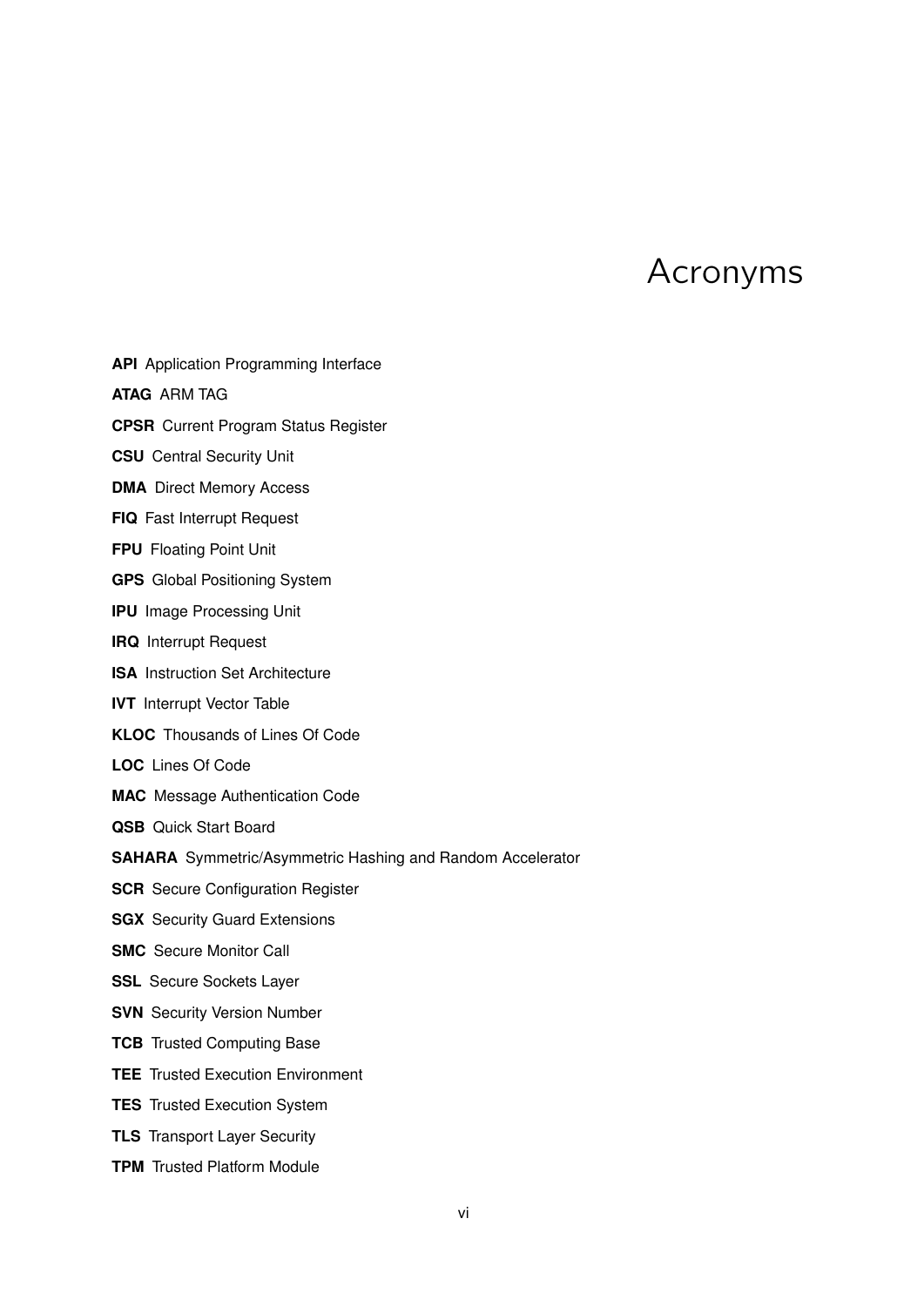# Acronyms

**API** Application Programming Interface

**ATAG** ARM TAG

**CPSR** Current Program Status Register

**CSU** Central Security Unit

**DMA** Direct Memory Access

**FIQ** Fast Interrupt Request

**FPU** Floating Point Unit

**GPS** Global Positioning System

**IPU** Image Processing Unit

**IRQ** Interrupt Request

**ISA** Instruction Set Architecture

**IVT** Interrupt Vector Table

**KLOC** Thousands of Lines Of Code

**LOC** Lines Of Code

**MAC** Message Authentication Code

**QSB** Quick Start Board

**SAHARA** Symmetric/Asymmetric Hashing and Random Accelerator

**SCR** Secure Configuration Register

**SGX** Security Guard Extensions

**SMC** Secure Monitor Call

**SSL** Secure Sockets Layer

**SVN** Security Version Number

**TCB** Trusted Computing Base

**TEE** Trusted Execution Environment

**TES** Trusted Execution System

**TLS** Transport Layer Security

**TPM** Trusted Platform Module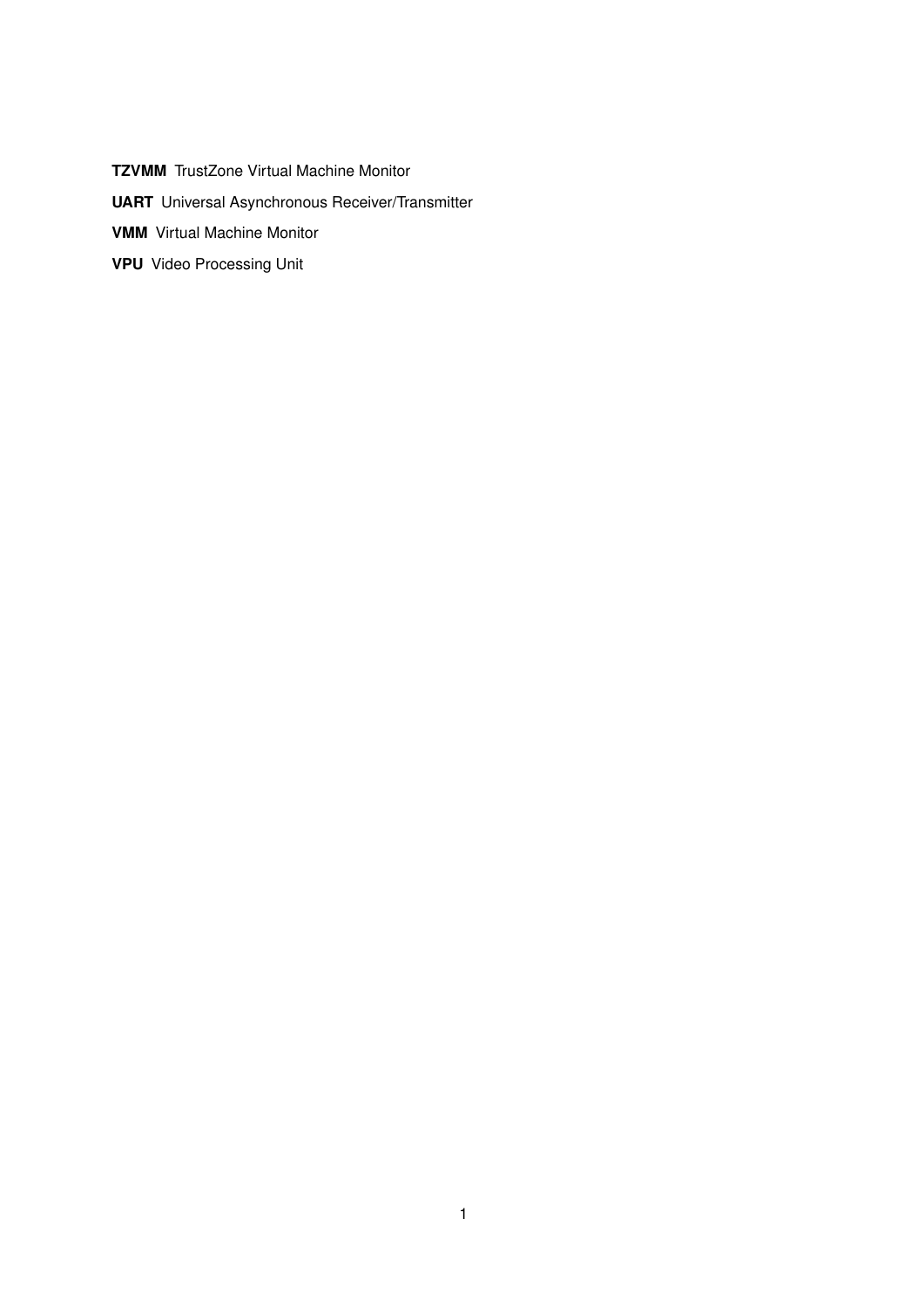**TZVMM** TrustZone Virtual Machine Monitor

**UART** Universal Asynchronous Receiver/Transmitter

**VMM** Virtual Machine Monitor

**VPU** Video Processing Unit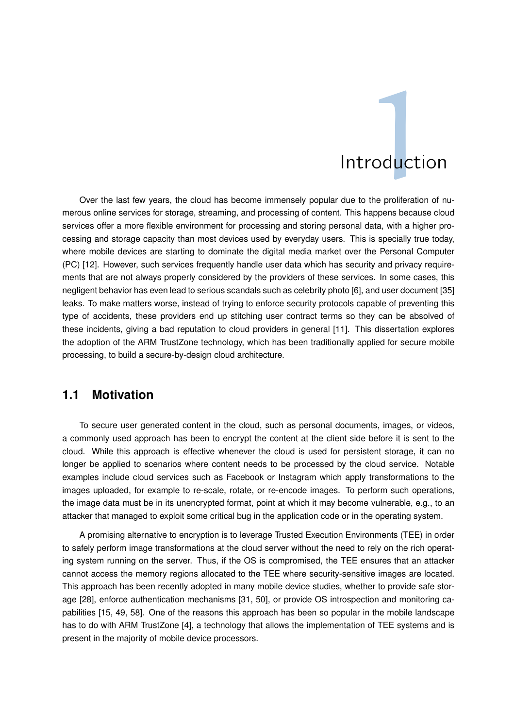# 1 Introduction

Over the last few years, the cloud has become immensely popular due to the proliferation of numerous online services for storage, streaming, and processing of content. This happens because cloud services offer a more flexible environment for processing and storing personal data, with a higher processing and storage capacity than most devices used by everyday users. This is specially true today, where mobile devices are starting to dominate the digital media market over the Personal Computer (PC) [12]. However, such services frequently handle user data which has security and privacy requirements that are not always properly considered by the providers of these services. In some cases, this negligent behavior has even lead to serious scandals such as celebrity photo [6], and user document [35] leaks. To make matters worse, instead of trying to enforce security protocols capable of preventing this type of accidents, these providers end up stitching user contract terms so they can be absolved of these incidents, giving a bad reputation to cloud providers in general [11]. This dissertation explores the adoption of the ARM TrustZone technology, which has been traditionally applied for secure mobile processing, to build a secure-by-design cloud architecture.

## 1.1 Motivation

To secure user generated content in the cloud, such as personal documents, images, or videos, a commonly used approach has been to encrypt the content at the client side before it is sent to the cloud. While this approach is effective whenever the cloud is used for persistent storage, it can no longer be applied to scenarios where content needs to be processed by the cloud service. Notable examples include cloud services such as Facebook or Instagram which apply transformations to the images uploaded, for example to re-scale, rotate, or re-encode images. To perform such operations, the image data must be in its unencrypted format, point at which it may become vulnerable, e.g., to an attacker that managed to exploit some critical bug in the application code or in the operating system.

A promising alternative to encryption is to leverage Trusted Execution Environments (TEE) in order to safely perform image transformations at the cloud server without the need to rely on the rich operating system running on the server. Thus, if the OS is compromised, the TEE ensures that an attacker cannot access the memory regions allocated to the TEE where security-sensitive images are located. This approach has been recently adopted in many mobile device studies, whether to provide safe storage [28], enforce authentication mechanisms [31, 50], or provide OS introspection and monitoring capabilities [15, 49, 58]. One of the reasons this approach has been so popular in the mobile landscape has to do with ARM TrustZone [4], a technology that allows the implementation of TEE systems and is present in the majority of mobile device processors.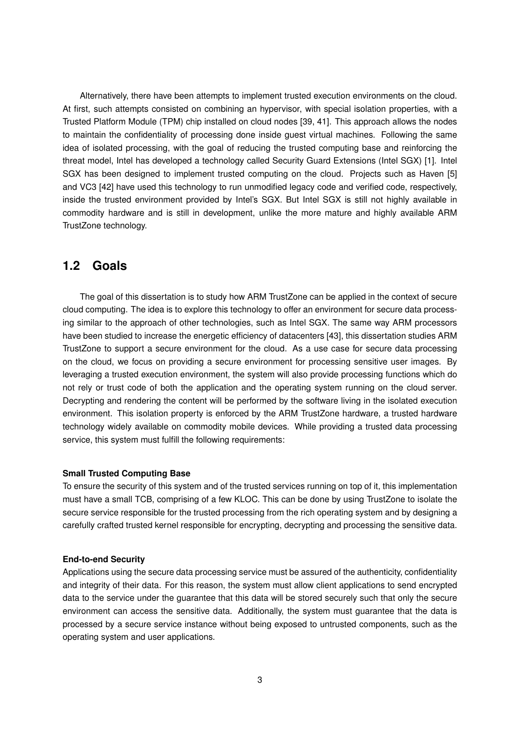Alternatively, there have been attempts to implement trusted execution environments on the cloud. At first, such attempts consisted on combining an hypervisor, with special isolation properties, with a Trusted Platform Module (TPM) chip installed on cloud nodes [39, 41]. This approach allows the nodes to maintain the confidentiality of processing done inside guest virtual machines. Following the same idea of isolated processing, with the goal of reducing the trusted computing base and reinforcing the threat model, Intel has developed a technology called Security Guard Extensions (Intel SGX) [1]. Intel SGX has been designed to implement trusted computing on the cloud. Projects such as Haven [5] and VC3 [42] have used this technology to run unmodified legacy code and verified code, respectively, inside the trusted environment provided by Intel's SGX. But Intel SGX is still not highly available in commodity hardware and is still in development, unlike the more mature and highly available ARM TrustZone technology.

## 1.2 Goals

The goal of this dissertation is to study how ARM TrustZone can be applied in the context of secure cloud computing. The idea is to explore this technology to offer an environment for secure data processing similar to the approach of other technologies, such as Intel SGX. The same way ARM processors have been studied to increase the energetic efficiency of datacenters [43], this dissertation studies ARM TrustZone to support a secure environment for the cloud. As a use case for secure data processing on the cloud, we focus on providing a secure environment for processing sensitive user images. By leveraging a trusted execution environment, the system will also provide processing functions which do not rely or trust code of both the application and the operating system running on the cloud server. Decrypting and rendering the content will be performed by the software living in the isolated execution environment. This isolation property is enforced by the ARM TrustZone hardware, a trusted hardware technology widely available on commodity mobile devices. While providing a trusted data processing service, this system must fulfill the following requirements:

**Small Trusted Computing Base**

To ensure the security of this system and of the trusted services running on top of it, this implementation must have a small TCB, comprising of a few KLOC. This can be done by using TrustZone to isolate the secure service responsible for the trusted processing from the rich operating system and by designing a carefully crafted trusted kernel responsible for encrypting, decrypting and processing the sensitive data.

**End-to-end Security**

Applications using the secure data processing service must be assured of the authenticity, confidentiality and integrity of their data. For this reason, the system must allow client applications to send encrypted data to the service under the guarantee that this data will be stored securely such that only the secure environment can access the sensitive data. Additionally, the system must guarantee that the data is processed by a secure service instance without being exposed to untrusted components, such as the operating system and user applications.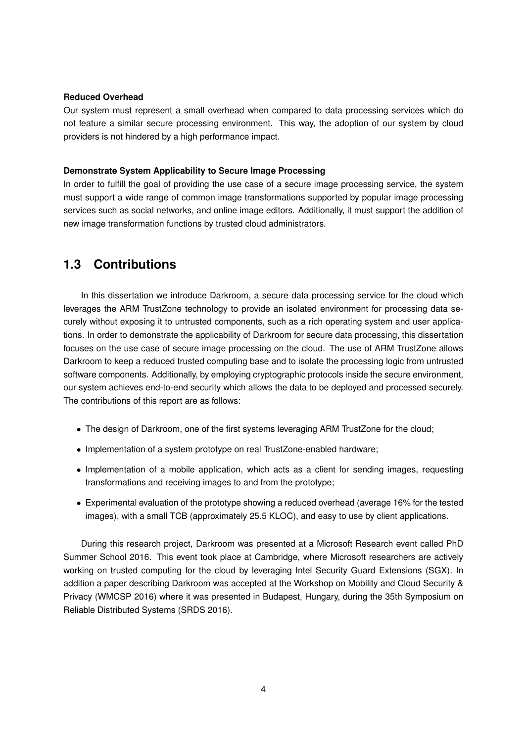**Reduced Overhead**

Our system must represent a small overhead when compared to data processing services which do not feature a similar secure processing environment. This way, the adoption of our system by cloud providers is not hindered by a high performance impact.

**Demonstrate System Applicability to Secure Image Processing**

In order to fulfill the goal of providing the use case of a secure image processing service, the system must support a wide range of common image transformations supported by popular image processing services such as social networks, and online image editors. Additionally, it must support the addition of new image transformation functions by trusted cloud administrators.

## 1.3 Contributions

In this dissertation we introduce Darkroom, a secure data processing service for the cloud which leverages the ARM TrustZone technology to provide an isolated environment for processing data securely without exposing it to untrusted components, such as a rich operating system and user applications. In order to demonstrate the applicability of Darkroom for secure data processing, this dissertation focuses on the use case of secure image processing on the cloud. The use of ARM TrustZone allows Darkroom to keep a reduced trusted computing base and to isolate the processing logic from untrusted software components. Additionally, by employing cryptographic protocols inside the secure environment, our system achieves end-to-end security which allows the data to be deployed and processed securely. The contributions of this report are as follows:

- The design of Darkroom, one of the first systems leveraging ARM TrustZone for the cloud;
- Implementation of a system prototype on real TrustZone-enabled hardware;
- Implementation of a mobile application, which acts as a client for sending images, requesting transformations and receiving images to and from the prototype;
- Experimental evaluation of the prototype showing a reduced overhead (average 16% for the tested images), with a small TCB (approximately 25.5 KLOC), and easy to use by client applications.

During this research project, Darkroom was presented at a Microsoft Research event called PhD Summer School 2016. This event took place at Cambridge, where Microsoft researchers are actively working on trusted computing for the cloud by leveraging Intel Security Guard Extensions (SGX). In addition a paper describing Darkroom was accepted at the Workshop on Mobility and Cloud Security & Privacy (WMCSP 2016) where it was presented in Budapest, Hungary, during the 35th Symposium on Reliable Distributed Systems (SRDS 2016).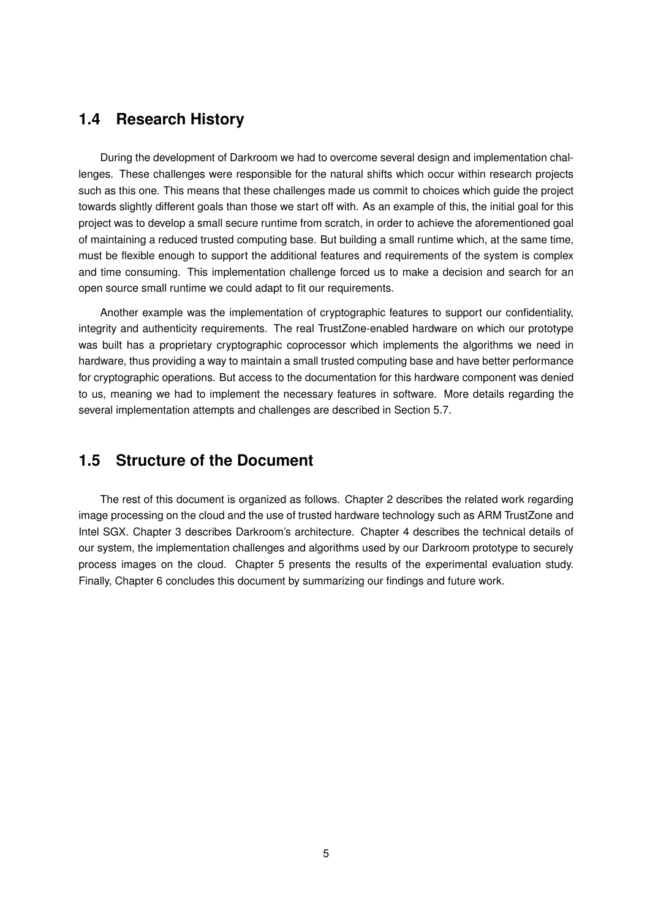## 1.4 Research History

During the development of Darkroom we had to overcome several design and implementation challenges. These challenges were responsible for the natural shifts which occur within research projects such as this one. This means that these challenges made us commit to choices which guide the project towards slightly different goals than those we start off with. As an example of this, the initial goal for this project was to develop a small secure runtime from scratch, in order to achieve the aforementioned goal of maintaining a reduced trusted computing base. But building a small runtime which, at the same time, must be flexible enough to support the additional features and requirements of the system is complex and time consuming. This implementation challenge forced us to make a decision and search for an open source small runtime we could adapt to fit our requirements.

Another example was the implementation of cryptographic features to support our confidentiality, integrity and authenticity requirements. The real TrustZone-enabled hardware on which our prototype was built has a proprietary cryptographic coprocessor which implements the algorithms we need in hardware, thus providing a way to maintain a small trusted computing base and have better performance for cryptographic operations. But access to the documentation for this hardware component was denied to us, meaning we had to implement the necessary features in software. More details regarding the several implementation attempts and challenges are described in Section 5.7.

## 1.5 Structure of the Document

The rest of this document is organized as follows. Chapter 2 describes the related work regarding image processing on the cloud and the use of trusted hardware technology such as ARM TrustZone and Intel SGX. Chapter 3 describes Darkroom's architecture. Chapter 4 describes the technical details of our system, the implementation challenges and algorithms used by our Darkroom prototype to securely process images on the cloud. Chapter 5 presents the results of the experimental evaluation study. Finally, Chapter 6 concludes this document by summarizing our findings and future work.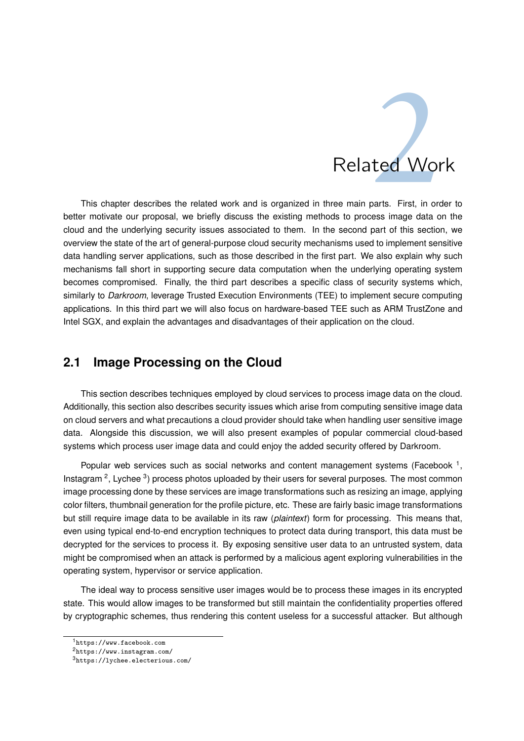# 2 Related Work

This chapter describes the related work and is organized in three main parts. First, in order to better motivate our proposal, we briefly discuss the existing methods to process image data on the cloud and the underlying security issues associated to them. In the second part of this section, we overview the state of the art of general-purpose cloud security mechanisms used to implement sensitive data handling server applications, such as those described in the first part. We also explain why such mechanisms fall short in supporting secure data computation when the underlying operating system becomes compromised. Finally, the third part describes a specific class of security systems which, similarly to *Darkroom*, leverage Trusted Execution Environments (TEE) to implement secure computing applications. In this third part we will also focus on hardware-based TEE such as ARM TrustZone and Intel SGX, and explain the advantages and disadvantages of their application on the cloud.

## 2.1 Image Processing on the Cloud

This section describes techniques employed by cloud services to process image data on the cloud. Additionally, this section also describes security issues which arise from computing sensitive image data on cloud servers and what precautions a cloud provider should take when handling user sensitive image data. Alongside this discussion, we will also present examples of popular commercial cloud-based systems which process user image data and could enjoy the added security offered by Darkroom.

Popular web services such as social networks and content management systems (Facebook [1], Instagram [2], Lychee [3]) process photos uploaded by their users for several purposes. The most common image processing done by these services are image transformations such as resizing an image, applying color filters, thumbnail generation for the profile picture, etc. These are fairly basic image transformations but still require image data to be available in its raw (*plaintext*) form for processing. This means that, even using typical end-to-end encryption techniques to protect data during transport, this data must be decrypted for the services to process it. By exposing sensitive user data to an untrusted system, data might be compromised when an attack is performed by a malicious agent exploring vulnerabilities in the operating system, hypervisor or service application.

The ideal way to process sensitive user images would be to process these images in its encrypted state. This would allow images to be transformed but still maintain the confidentiality properties offered by cryptographic schemes, thus rendering this content useless for a successful attacker. But although

[1] https://www.facebook.com

[2] https://www.instagram.com/

[3] https://lychee.electerious.com/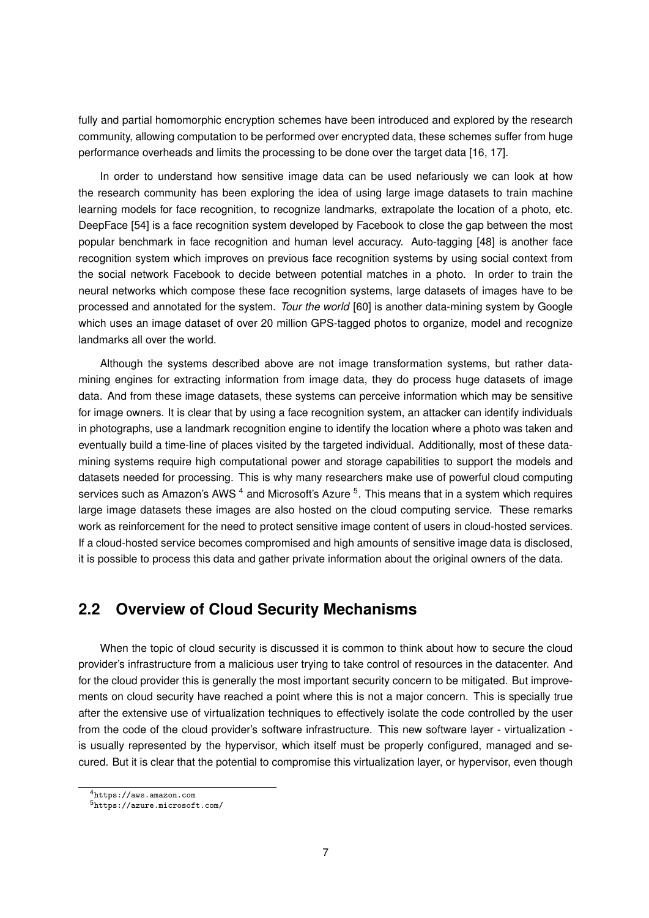fully and partial homomorphic encryption schemes have been introduced and explored by the research community, allowing computation to be performed over encrypted data, these schemes suffer from huge performance overheads and limits the processing to be done over the target data [16, 17].

In order to understand how sensitive image data can be used nefariously we can look at how the research community has been exploring the idea of using large image datasets to train machine learning models for face recognition, to recognize landmarks, extrapolate the location of a photo, etc. DeepFace [54] is a face recognition system developed by Facebook to close the gap between the most popular benchmark in face recognition and human level accuracy. Auto-tagging [48] is another face recognition system which improves on previous face recognition systems by using social context from the social network Facebook to decide between potential matches in a photo. In order to train the neural networks which compose these face recognition systems, large datasets of images have to be processed and annotated for the system. *Tour the world* [60] is another data-mining system by Google which uses an image dataset of over 20 million GPS-tagged photos to organize, model and recognize landmarks all over the world.

Although the systems described above are not image transformation systems, but rather data-mining engines for extracting information from image data, they do process huge datasets of image data. And from these image datasets, these systems can perceive information which may be sensitive for image owners. It is clear that by using a face recognition system, an attacker can identify individuals in photographs, use a landmark recognition engine to identify the location where a photo was taken and eventually build a time-line of places visited by the targeted individual. Additionally, most of these data-mining systems require high computational power and storage capabilities to support the models and datasets needed for processing. This is why many researchers make use of powerful cloud computing services such as Amazon's AWS [4] and Microsoft's Azure [5]. This means that in a system which requires large image datasets these images are also hosted on the cloud computing service. These remarks work as reinforcement for the need to protect sensitive image content of users in cloud-hosted services. If a cloud-hosted service becomes compromised and high amounts of sensitive image data is disclosed, it is possible to process this data and gather private information about the original owners of the data.

## 2.2 Overview of Cloud Security Mechanisms

When the topic of cloud security is discussed it is common to think about how to secure the cloud provider's infrastructure from a malicious user trying to take control of resources in the datacenter. And for the cloud provider this is generally the most important security concern to be mitigated. But improvements on cloud security have reached a point where this is not a major concern. This is specially true after the extensive use of virtualization techniques to effectively isolate the code controlled by the user from the code of the cloud provider's software infrastructure. This new software layer - virtualization - is usually represented by the hypervisor, which itself must be properly configured, managed and secured. But it is clear that the potential to compromise this virtualization layer, or hypervisor, even though

[4] https://aws.amazon.com

[5] https://azure.microsoft.com/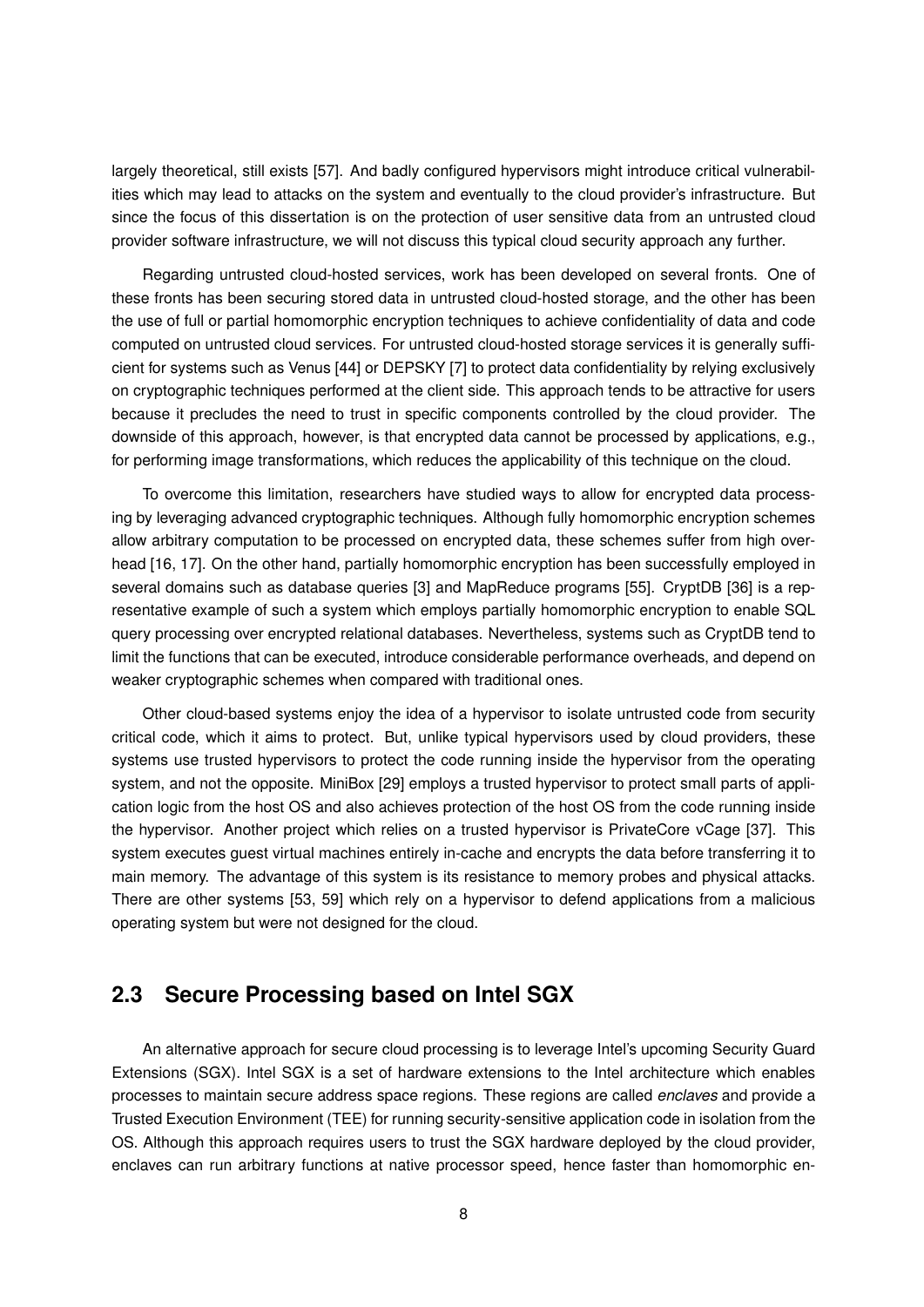largely theoretical, still exists [57]. And badly configured hypervisors might introduce critical vulnerabilities which may lead to attacks on the system and eventually to the cloud provider's infrastructure. But since the focus of this dissertation is on the protection of user sensitive data from an untrusted cloud provider software infrastructure, we will not discuss this typical cloud security approach any further.

Regarding untrusted cloud-hosted services, work has been developed on several fronts. One of these fronts has been securing stored data in untrusted cloud-hosted storage, and the other has been the use of full or partial homomorphic encryption techniques to achieve confidentiality of data and code computed on untrusted cloud services. For untrusted cloud-hosted storage services it is generally sufficient for systems such as Venus [44] or DEPSKY [7] to protect data confidentiality by relying exclusively on cryptographic techniques performed at the client side. This approach tends to be attractive for users because it precludes the need to trust in specific components controlled by the cloud provider. The downside of this approach, however, is that encrypted data cannot be processed by applications, e.g., for performing image transformations, which reduces the applicability of this technique on the cloud.

To overcome this limitation, researchers have studied ways to allow for encrypted data processing by leveraging advanced cryptographic techniques. Although fully homomorphic encryption schemes allow arbitrary computation to be processed on encrypted data, these schemes suffer from high overhead [16, 17]. On the other hand, partially homomorphic encryption has been successfully employed in several domains such as database queries [3] and MapReduce programs [55]. CryptDB [36] is a representative example of such a system which employs partially homomorphic encryption to enable SQL query processing over encrypted relational databases. Nevertheless, systems such as CryptDB tend to limit the functions that can be executed, introduce considerable performance overheads, and depend on weaker cryptographic schemes when compared with traditional ones.

Other cloud-based systems enjoy the idea of a hypervisor to isolate untrusted code from security critical code, which it aims to protect. But, unlike typical hypervisors used by cloud providers, these systems use trusted hypervisors to protect the code running inside the hypervisor from the operating system, and not the opposite. MiniBox [29] employs a trusted hypervisor to protect small parts of application logic from the host OS and also achieves protection of the host OS from the code running inside the hypervisor. Another project which relies on a trusted hypervisor is PrivateCore vCage [37]. This system executes guest virtual machines entirely in-cache and encrypts the data before transferring it to main memory. The advantage of this system is its resistance to memory probes and physical attacks. There are other systems [53, 59] which rely on a hypervisor to defend applications from a malicious operating system but were not designed for the cloud.

## 2.3 Secure Processing based on Intel SGX

An alternative approach for secure cloud processing is to leverage Intel's upcoming Security Guard Extensions (SGX). Intel SGX is a set of hardware extensions to the Intel architecture which enables processes to maintain secure address space regions. These regions are called *enclaves* and provide a Trusted Execution Environment (TEE) for running security-sensitive application code in isolation from the OS. Although this approach requires users to trust the SGX hardware deployed by the cloud provider, enclaves can run arbitrary functions at native processor speed, hence faster than homomorphic en-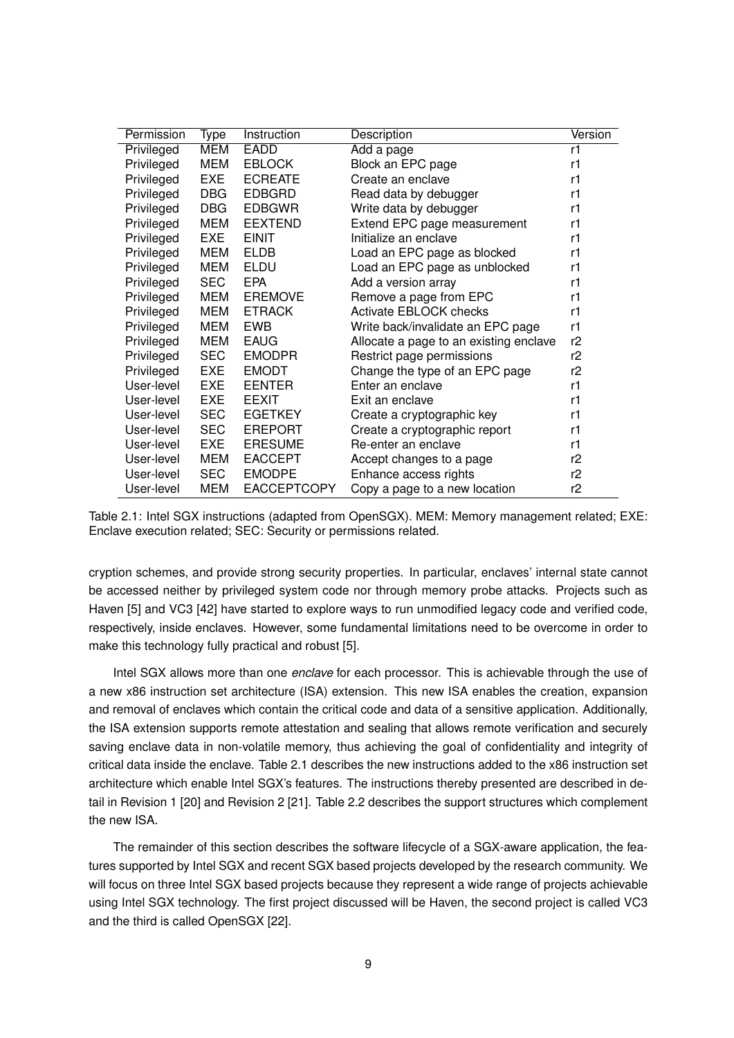| Permission | Type | Instruction | Description | Version |
|---|---|---|---|---|
| Privileged | MEM | EADD | Add a page | r1 |
| Privileged | MEM | EBLOCK | Block an EPC page | r1 |
| Privileged | EXE | ECREATE | Create an enclave | r1 |
| Privileged | DBG | EDBGRD | Read data by debugger | r1 |
| Privileged | DBG | EDBGWR | Write data by debugger | r1 |
| Privileged | MEM | EEXTEND | Extend EPC page measurement | r1 |
| Privileged | EXE | EINIT | Initialize an enclave | r1 |
| Privileged | MEM | ELDB | Load an EPC page as blocked | r1 |
| Privileged | MEM | ELDU | Load an EPC page as unblocked | r1 |
| Privileged | SEC | EPA | Add a version array | r1 |
| Privileged | MEM | EREMOVE | Remove a page from EPC | r1 |
| Privileged | MEM | ETRACK | Activate EBLOCK checks | r1 |
| Privileged | MEM | EWB | Write back/invalidate an EPC page | r1 |
| Privileged | MEM | EAUG | Allocate a page to an existing enclave | r2 |
| Privileged | SEC | EMODPR | Restrict page permissions | r2 |
| Privileged | EXE | EMODT | Change the type of an EPC page | r2 |
| User-level | EXE | EENTER | Enter an enclave | r1 |
| User-level | EXE | EEXIT | Exit an enclave | r1 |
| User-level | SEC | EGETKEY | Create a cryptographic key | r1 |
| User-level | SEC | EREPORT | Create a cryptographic report | r1 |
| User-level | EXE | ERESUME | Re-enter an enclave | r1 |
| User-level | MEM | EACCEPT | Accept changes to a page | r2 |
| User-level | SEC | EMODPE | Enhance access rights | r2 |
| User-level | MEM | EACCEPTCOPY | Copy a page to a new location | r2 |

Table 2.1: Intel SGX instructions (adapted from OpenSGX). MEM: Memory management related; EXE: Enclave execution related; SEC: Security or permissions related.

cryption schemes, and provide strong security properties. In particular, enclaves' internal state cannot be accessed neither by privileged system code nor through memory probe attacks. Projects such as Haven [5] and VC3 [42] have started to explore ways to run unmodified legacy code and verified code, respectively, inside enclaves. However, some fundamental limitations need to be overcome in order to make this technology fully practical and robust [5].

Intel SGX allows more than one *enclave* for each processor. This is achievable through the use of a new x86 instruction set architecture (ISA) extension. This new ISA enables the creation, expansion and removal of enclaves which contain the critical code and data of a sensitive application. Additionally, the ISA extension supports remote attestation and sealing that allows remote verification and securely saving enclave data in non-volatile memory, thus achieving the goal of confidentiality and integrity of critical data inside the enclave. Table 2.1 describes the new instructions added to the x86 instruction set architecture which enable Intel SGX's features. The instructions thereby presented are described in detail in Revision 1 [20] and Revision 2 [21]. Table 2.2 describes the support structures which complement the new ISA.

The remainder of this section describes the software lifecycle of a SGX-aware application, the features supported by Intel SGX and recent SGX based projects developed by the research community. We will focus on three Intel SGX based projects because they represent a wide range of projects achievable using Intel SGX technology. The first project discussed will be Haven, the second project is called VC3 and the third is called OpenSGX [22].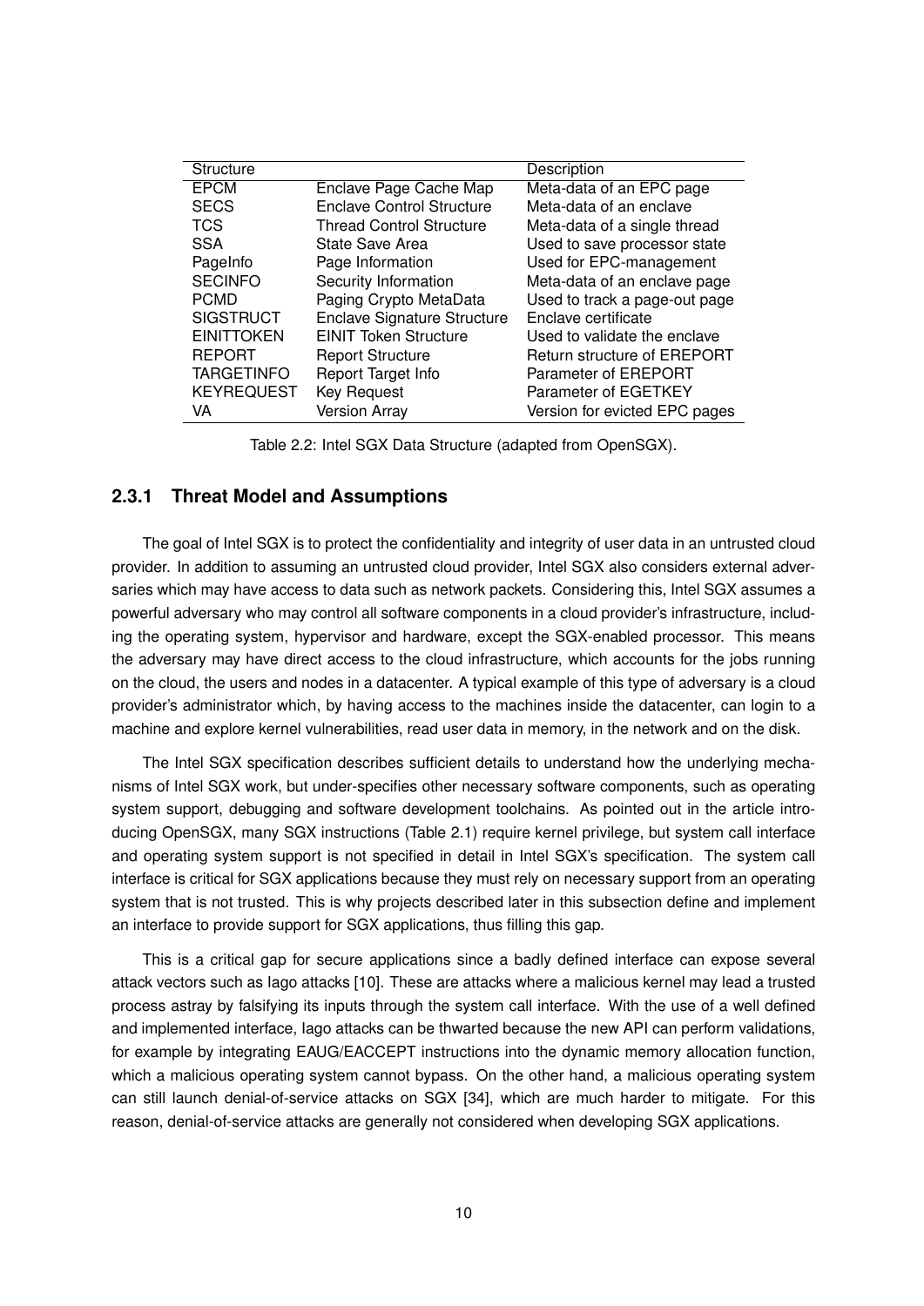| Structure | | Description |
|---|---|---|
| EPCM | Enclave Page Cache Map | Meta-data of an EPC page |
| SECS | Enclave Control Structure | Meta-data of an enclave |
| TCS | Thread Control Structure | Meta-data of a single thread |
| SSA | State Save Area | Used to save processor state |
| PageInfo | Page Information | Used for EPC-management |
| SECINFO | Security Information | Meta-data of an enclave page |
| PCMD | Paging Crypto MetaData | Used to track a page-out page |
| SIGSTRUCT | Enclave Signature Structure | Enclave certificate |
| EINITTOKEN | EINIT Token Structure | Used to validate the enclave |
| REPORT | Report Structure | Return structure of EREPORT |
| TARGETINFO | Report Target Info | Parameter of EREPORT |
| KEYREQUEST | Key Request | Parameter of EGETKEY |
| VA | Version Array | Version for evicted EPC pages |

Table 2.2: Intel SGX Data Structure (adapted from OpenSGX).

### 2.3.1 Threat Model and Assumptions

The goal of Intel SGX is to protect the confidentiality and integrity of user data in an untrusted cloud provider. In addition to assuming an untrusted cloud provider, Intel SGX also considers external adversaries which may have access to data such as network packets. Considering this, Intel SGX assumes a powerful adversary who may control all software components in a cloud provider's infrastructure, including the operating system, hypervisor and hardware, except the SGX-enabled processor. This means the adversary may have direct access to the cloud infrastructure, which accounts for the jobs running on the cloud, the users and nodes in a datacenter. A typical example of this type of adversary is a cloud provider's administrator which, by having access to the machines inside the datacenter, can login to a machine and explore kernel vulnerabilities, read user data in memory, in the network and on the disk.

The Intel SGX specification describes sufficient details to understand how the underlying mechanisms of Intel SGX work, but under-specifies other necessary software components, such as operating system support, debugging and software development toolchains. As pointed out in the article introducing OpenSGX, many SGX instructions (Table 2.1) require kernel privilege, but system call interface and operating system support is not specified in detail in Intel SGX's specification. The system call interface is critical for SGX applications because they must rely on necessary support from an operating system that is not trusted. This is why projects described later in this subsection define and implement an interface to provide support for SGX applications, thus filling this gap.

This is a critical gap for secure applications since a badly defined interface can expose several attack vectors such as Iago attacks [10]. These are attacks where a malicious kernel may lead a trusted process astray by falsifying its inputs through the system call interface. With the use of a well defined and implemented interface, Iago attacks can be thwarted because the new API can perform validations, for example by integrating EAUG/EACCEPT instructions into the dynamic memory allocation function, which a malicious operating system cannot bypass. On the other hand, a malicious operating system can still launch denial-of-service attacks on SGX [34], which are much harder to mitigate. For this reason, denial-of-service attacks are generally not considered when developing SGX applications.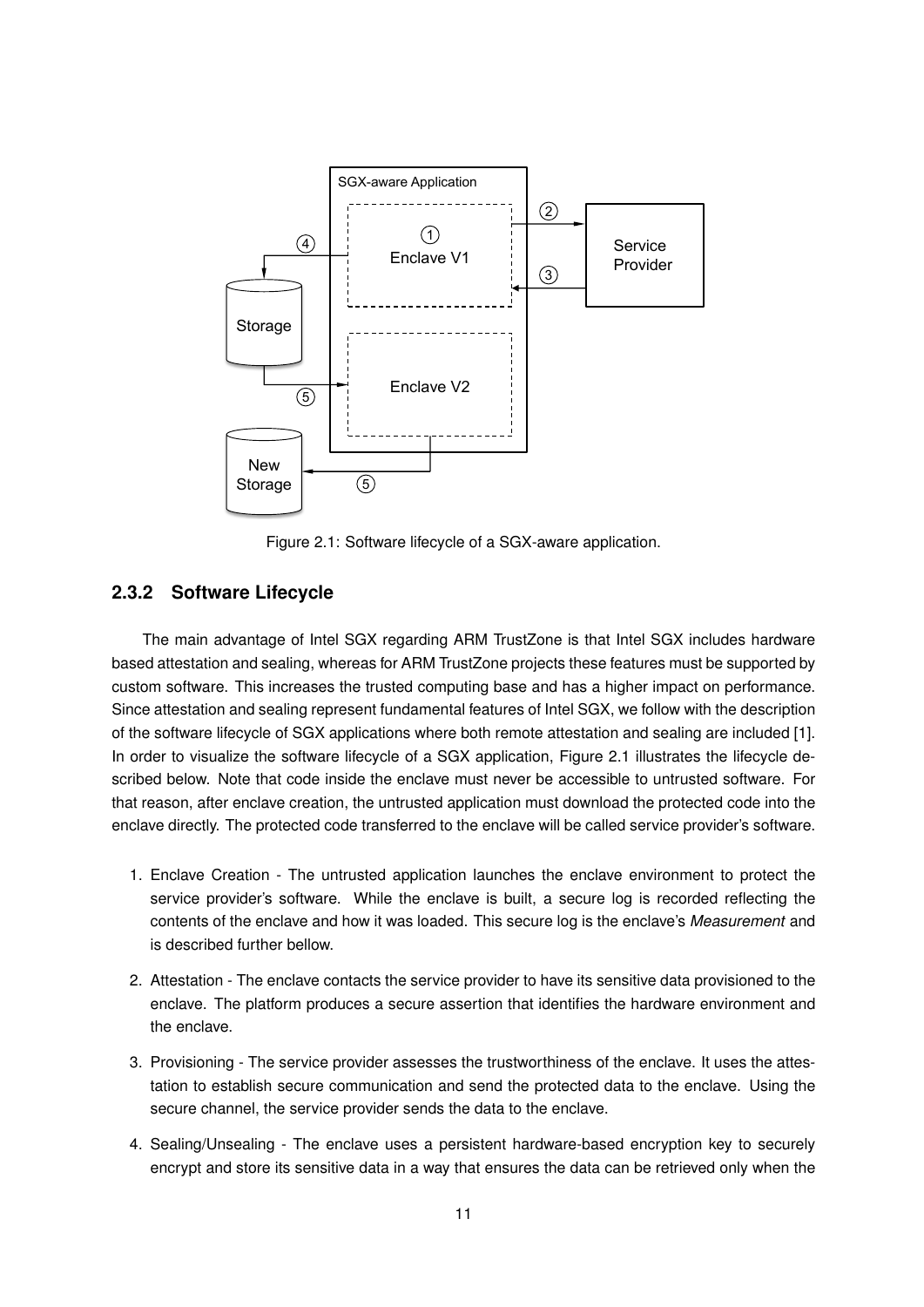Figure 2.1: Software lifecycle of a SGX-aware application.

### 2.3.2 Software Lifecycle

The main advantage of Intel SGX regarding ARM TrustZone is that Intel SGX includes hardware based attestation and sealing, whereas for ARM TrustZone projects these features must be supported by custom software. This increases the trusted computing base and has a higher impact on performance. Since attestation and sealing represent fundamental features of Intel SGX, we follow with the description of the software lifecycle of SGX applications where both remote attestation and sealing are included [1]. In order to visualize the software lifecycle of a SGX application, Figure 2.1 illustrates the lifecycle described below. Note that code inside the enclave must never be accessible to untrusted software. For that reason, after enclave creation, the untrusted application must download the protected code into the enclave directly. The protected code transferred to the enclave will be called service provider's software.

1. Enclave Creation - The untrusted application launches the enclave environment to protect the service provider's software. While the enclave is built, a secure log is recorded reflecting the contents of the enclave and how it was loaded. This secure log is the enclave's *Measurement* and is described further bellow.

2. Attestation - The enclave contacts the service provider to have its sensitive data provisioned to the enclave. The platform produces a secure assertion that identifies the hardware environment and the enclave.

3. Provisioning - The service provider assesses the trustworthiness of the enclave. It uses the attestation to establish secure communication and send the protected data to the enclave. Using the secure channel, the service provider sends the data to the enclave.

4. Sealing/Unsealing - The enclave uses a persistent hardware-based encryption key to securely encrypt and store its sensitive data in a way that ensures the data can be retrieved only when the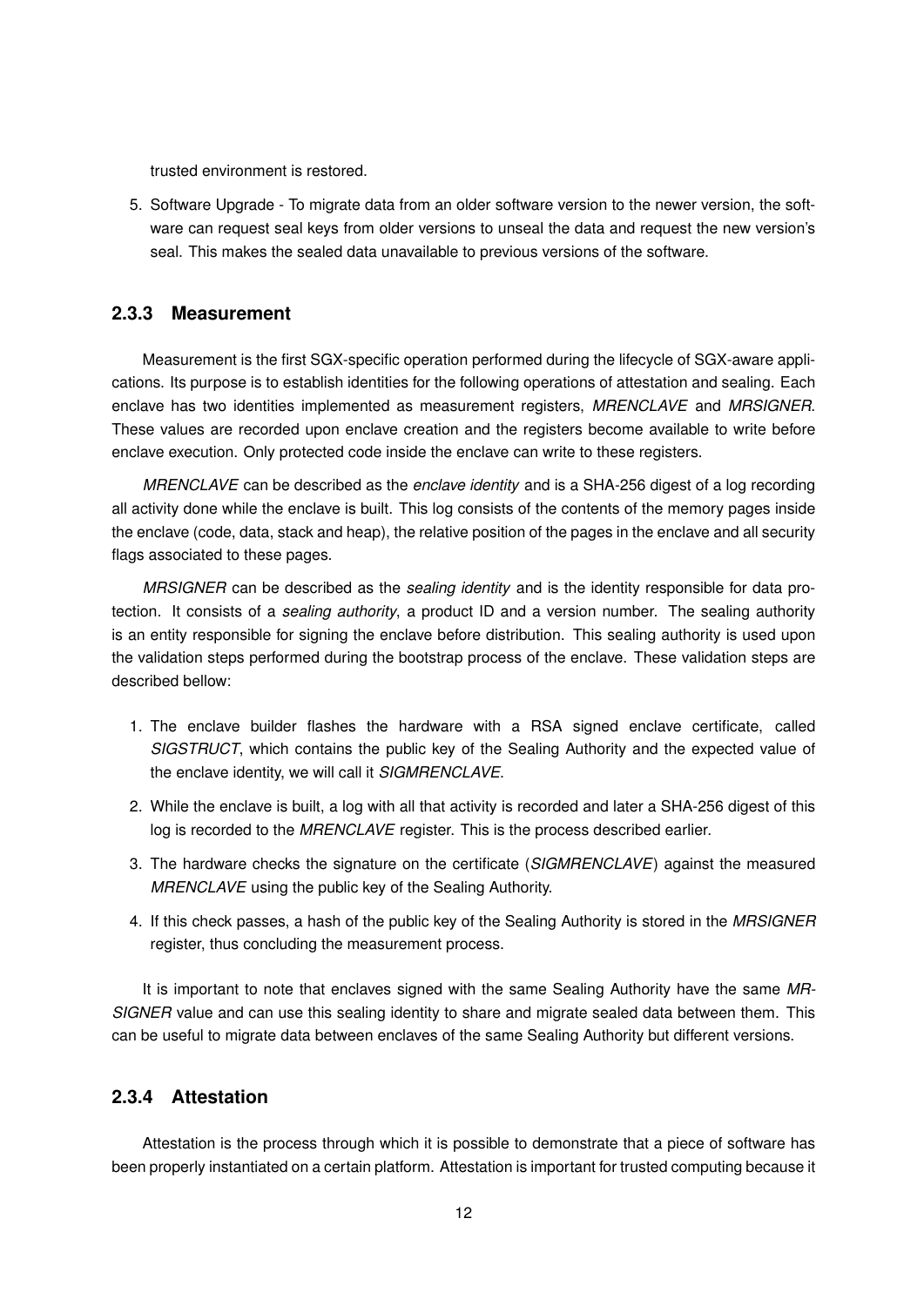trusted environment is restored.

5. Software Upgrade - To migrate data from an older software version to the newer version, the software can request seal keys from older versions to unseal the data and request the new version's seal. This makes the sealed data unavailable to previous versions of the software.

### 2.3.3 Measurement

Measurement is the first SGX-specific operation performed during the lifecycle of SGX-aware applications. Its purpose is to establish identities for the following operations of attestation and sealing. Each enclave has two identities implemented as measurement registers, *MRENCLAVE* and *MRSIGNER*. These values are recorded upon enclave creation and the registers become available to write before enclave execution. Only protected code inside the enclave can write to these registers.

*MRENCLAVE* can be described as the *enclave identity* and is a SHA-256 digest of a log recording all activity done while the enclave is built. This log consists of the contents of the memory pages inside the enclave (code, data, stack and heap), the relative position of the pages in the enclave and all security flags associated to these pages.

*MRSIGNER* can be described as the *sealing identity* and is the identity responsible for data protection. It consists of a *sealing authority*, a product ID and a version number. The sealing authority is an entity responsible for signing the enclave before distribution. This sealing authority is used upon the validation steps performed during the bootstrap process of the enclave. These validation steps are described bellow:

1. The enclave builder flashes the hardware with a RSA signed enclave certificate, called *SIGSTRUCT*, which contains the public key of the Sealing Authority and the expected value of the enclave identity, we will call it *SIGMRENCLAVE*.
2. While the enclave is built, a log with all that activity is recorded and later a SHA-256 digest of this log is recorded to the *MRENCLAVE* register. This is the process described earlier.
3. The hardware checks the signature on the certificate (*SIGMRENCLAVE*) against the measured *MRENCLAVE* using the public key of the Sealing Authority.
4. If this check passes, a hash of the public key of the Sealing Authority is stored in the *MRSIGNER* register, thus concluding the measurement process.

It is important to note that enclaves signed with the same Sealing Authority have the same *MRSIGNER* value and can use this sealing identity to share and migrate sealed data between them. This can be useful to migrate data between enclaves of the same Sealing Authority but different versions.

### 2.3.4 Attestation

Attestation is the process through which it is possible to demonstrate that a piece of software has been properly instantiated on a certain platform. Attestation is important for trusted computing because it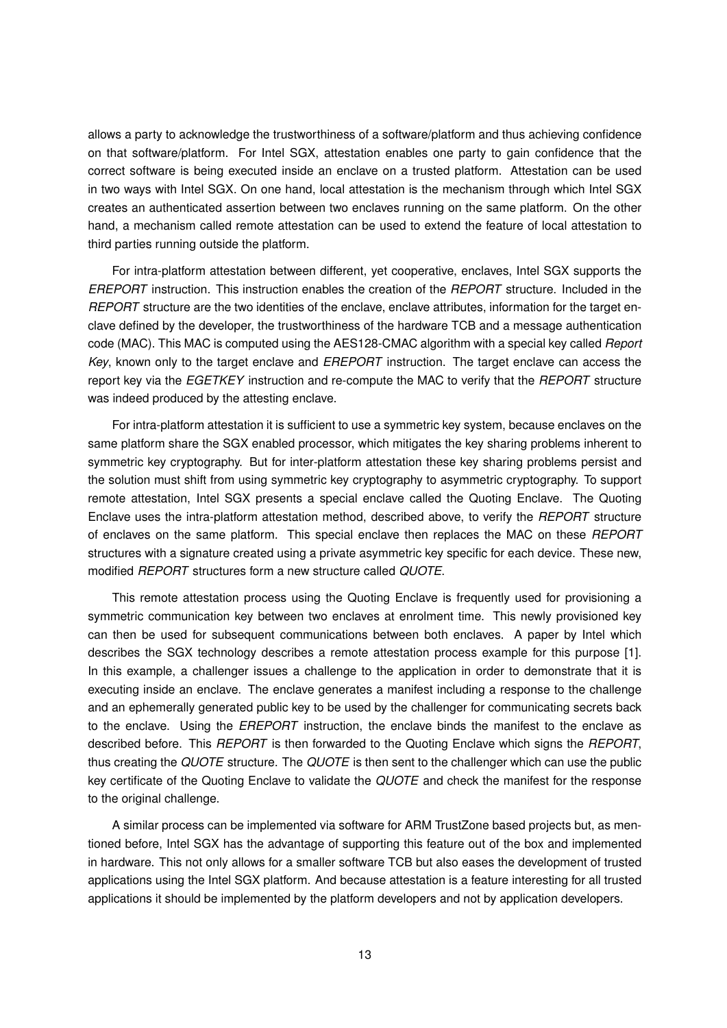allows a party to acknowledge the trustworthiness of a software/platform and thus achieving confidence on that software/platform. For Intel SGX, attestation enables one party to gain confidence that the correct software is being executed inside an enclave on a trusted platform. Attestation can be used in two ways with Intel SGX. On one hand, local attestation is the mechanism through which Intel SGX creates an authenticated assertion between two enclaves running on the same platform. On the other hand, a mechanism called remote attestation can be used to extend the feature of local attestation to third parties running outside the platform.

For intra-platform attestation between different, yet cooperative, enclaves, Intel SGX supports the *EREPORT* instruction. This instruction enables the creation of the *REPORT* structure. Included in the *REPORT* structure are the two identities of the enclave, enclave attributes, information for the target enclave defined by the developer, the trustworthiness of the hardware TCB and a message authentication code (MAC). This MAC is computed using the AES128-CMAC algorithm with a special key called *Report Key*, known only to the target enclave and *EREPORT* instruction. The target enclave can access the report key via the *EGETKEY* instruction and re-compute the MAC to verify that the *REPORT* structure was indeed produced by the attesting enclave.

For intra-platform attestation it is sufficient to use a symmetric key system, because enclaves on the same platform share the SGX enabled processor, which mitigates the key sharing problems inherent to symmetric key cryptography. But for inter-platform attestation these key sharing problems persist and the solution must shift from using symmetric key cryptography to asymmetric cryptography. To support remote attestation, Intel SGX presents a special enclave called the Quoting Enclave. The Quoting Enclave uses the intra-platform attestation method, described above, to verify the *REPORT* structure of enclaves on the same platform. This special enclave then replaces the MAC on these *REPORT* structures with a signature created using a private asymmetric key specific for each device. These new, modified *REPORT* structures form a new structure called *QUOTE*.

This remote attestation process using the Quoting Enclave is frequently used for provisioning a symmetric communication key between two enclaves at enrolment time. This newly provisioned key can then be used for subsequent communications between both enclaves. A paper by Intel which describes the SGX technology describes a remote attestation process example for this purpose [1]. In this example, a challenger issues a challenge to the application in order to demonstrate that it is executing inside an enclave. The enclave generates a manifest including a response to the challenge and an ephemerally generated public key to be used by the challenger for communicating secrets back to the enclave. Using the *EREPORT* instruction, the enclave binds the manifest to the enclave as described before. This *REPORT* is then forwarded to the Quoting Enclave which signs the *REPORT*, thus creating the *QUOTE* structure. The *QUOTE* is then sent to the challenger which can use the public key certificate of the Quoting Enclave to validate the *QUOTE* and check the manifest for the response to the original challenge.

A similar process can be implemented via software for ARM TrustZone based projects but, as mentioned before, Intel SGX has the advantage of supporting this feature out of the box and implemented in hardware. This not only allows for a smaller software TCB but also eases the development of trusted applications using the Intel SGX platform. And because attestation is a feature interesting for all trusted applications it should be implemented by the platform developers and not by application developers.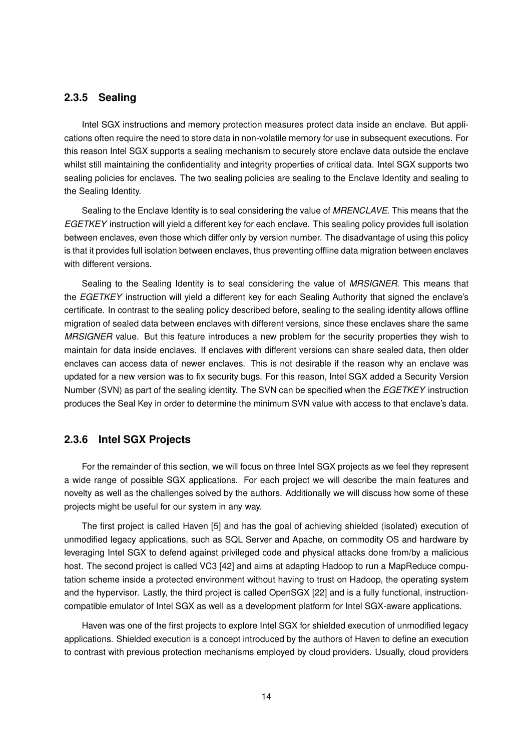### 2.3.5 Sealing

Intel SGX instructions and memory protection measures protect data inside an enclave. But applications often require the need to store data in non-volatile memory for use in subsequent executions. For this reason Intel SGX supports a sealing mechanism to securely store enclave data outside the enclave whilst still maintaining the confidentiality and integrity properties of critical data. Intel SGX supports two sealing policies for enclaves. The two sealing policies are sealing to the Enclave Identity and sealing to the Sealing Identity.

Sealing to the Enclave Identity is to seal considering the value of *MRENCLAVE*. This means that the *EGETKEY* instruction will yield a different key for each enclave. This sealing policy provides full isolation between enclaves, even those which differ only by version number. The disadvantage of using this policy is that it provides full isolation between enclaves, thus preventing offline data migration between enclaves with different versions.

Sealing to the Sealing Identity is to seal considering the value of *MRSIGNER*. This means that the *EGETKEY* instruction will yield a different key for each Sealing Authority that signed the enclave's certificate. In contrast to the sealing policy described before, sealing to the sealing identity allows offline migration of sealed data between enclaves with different versions, since these enclaves share the same *MRSIGNER* value. But this feature introduces a new problem for the security properties they wish to maintain for data inside enclaves. If enclaves with different versions can share sealed data, then older enclaves can access data of newer enclaves. This is not desirable if the reason why an enclave was updated for a new version was to fix security bugs. For this reason, Intel SGX added a Security Version Number (SVN) as part of the sealing identity. The SVN can be specified when the *EGETKEY* instruction produces the Seal Key in order to determine the minimum SVN value with access to that enclave's data.

### 2.3.6 Intel SGX Projects

For the remainder of this section, we will focus on three Intel SGX projects as we feel they represent a wide range of possible SGX applications. For each project we will describe the main features and novelty as well as the challenges solved by the authors. Additionally we will discuss how some of these projects might be useful for our system in any way.

The first project is called Haven [5] and has the goal of achieving shielded (isolated) execution of unmodified legacy applications, such as SQL Server and Apache, on commodity OS and hardware by leveraging Intel SGX to defend against privileged code and physical attacks done from/by a malicious host. The second project is called VC3 [42] and aims at adapting Hadoop to run a MapReduce computation scheme inside a protected environment without having to trust on Hadoop, the operating system and the hypervisor. Lastly, the third project is called OpenSGX [22] and is a fully functional, instruction-compatible emulator of Intel SGX as well as a development platform for Intel SGX-aware applications.

Haven was one of the first projects to explore Intel SGX for shielded execution of unmodified legacy applications. Shielded execution is a concept introduced by the authors of Haven to define an execution to contrast with previous protection mechanisms employed by cloud providers. Usually, cloud providers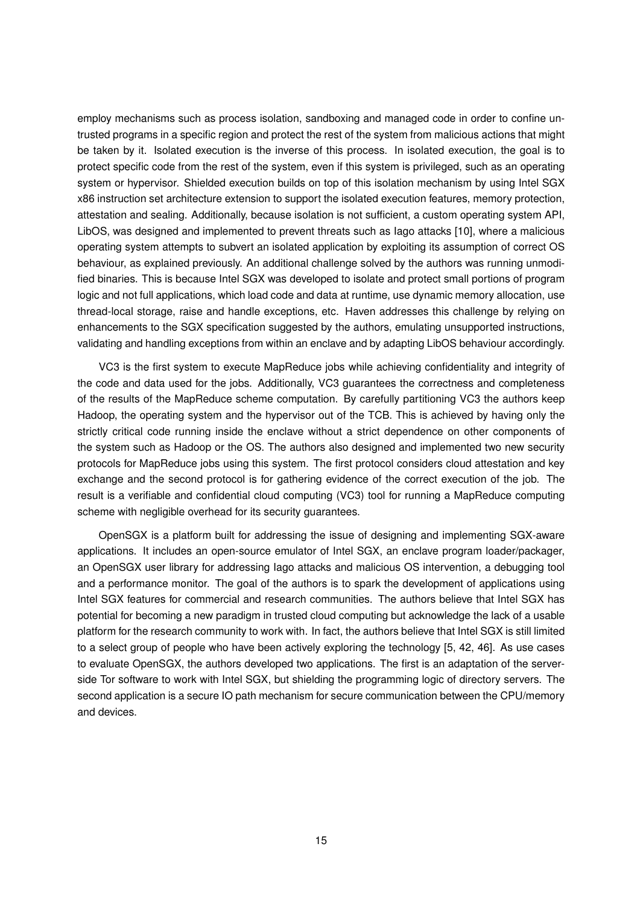employ mechanisms such as process isolation, sandboxing and managed code in order to confine untrusted programs in a specific region and protect the rest of the system from malicious actions that might be taken by it. Isolated execution is the inverse of this process. In isolated execution, the goal is to protect specific code from the rest of the system, even if this system is privileged, such as an operating system or hypervisor. Shielded execution builds on top of this isolation mechanism by using Intel SGX x86 instruction set architecture extension to support the isolated execution features, memory protection, attestation and sealing. Additionally, because isolation is not sufficient, a custom operating system API, LibOS, was designed and implemented to prevent threats such as Iago attacks [10], where a malicious operating system attempts to subvert an isolated application by exploiting its assumption of correct OS behaviour, as explained previously. An additional challenge solved by the authors was running unmodified binaries. This is because Intel SGX was developed to isolate and protect small portions of program logic and not full applications, which load code and data at runtime, use dynamic memory allocation, use thread-local storage, raise and handle exceptions, etc. Haven addresses this challenge by relying on enhancements to the SGX specification suggested by the authors, emulating unsupported instructions, validating and handling exceptions from within an enclave and by adapting LibOS behaviour accordingly.

VC3 is the first system to execute MapReduce jobs while achieving confidentiality and integrity of the code and data used for the jobs. Additionally, VC3 guarantees the correctness and completeness of the results of the MapReduce scheme computation. By carefully partitioning VC3 the authors keep Hadoop, the operating system and the hypervisor out of the TCB. This is achieved by having only the strictly critical code running inside the enclave without a strict dependence on other components of the system such as Hadoop or the OS. The authors also designed and implemented two new security protocols for MapReduce jobs using this system. The first protocol considers cloud attestation and key exchange and the second protocol is for gathering evidence of the correct execution of the job. The result is a verifiable and confidential cloud computing (VC3) tool for running a MapReduce computing scheme with negligible overhead for its security guarantees.

OpenSGX is a platform built for addressing the issue of designing and implementing SGX-aware applications. It includes an open-source emulator of Intel SGX, an enclave program loader/packager, an OpenSGX user library for addressing Iago attacks and malicious OS intervention, a debugging tool and a performance monitor. The goal of the authors is to spark the development of applications using Intel SGX features for commercial and research communities. The authors believe that Intel SGX has potential for becoming a new paradigm in trusted cloud computing but acknowledge the lack of a usable platform for the research community to work with. In fact, the authors believe that Intel SGX is still limited to a select group of people who have been actively exploring the technology [5, 42, 46]. As use cases to evaluate OpenSGX, the authors developed two applications. The first is an adaptation of the server-side Tor software to work with Intel SGX, but shielding the programming logic of directory servers. The second application is a secure IO path mechanism for secure communication between the CPU/memory and devices.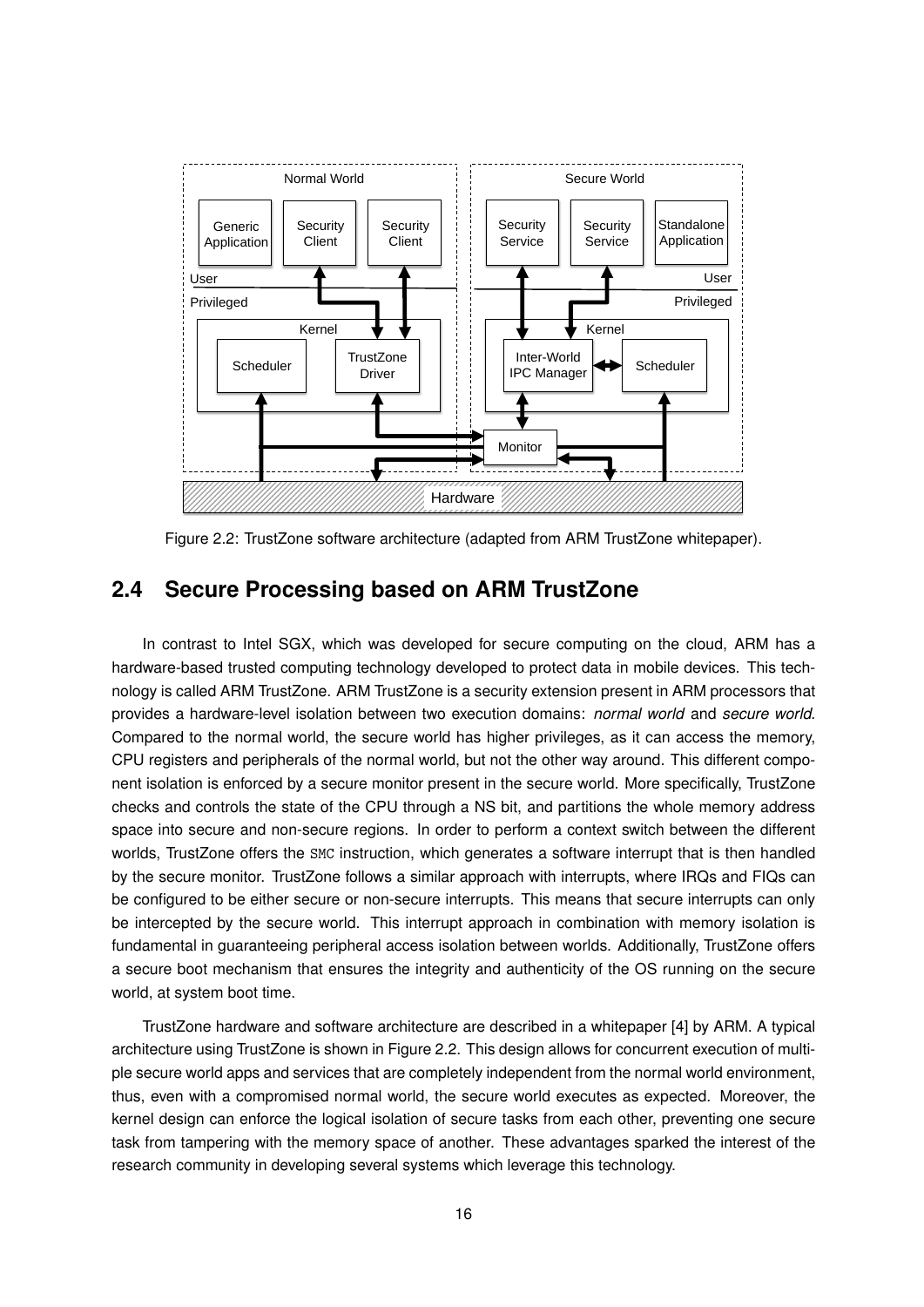Figure 2.2: TrustZone software architecture (adapted from ARM TrustZone whitepaper).

## 2.4 Secure Processing based on ARM TrustZone

In contrast to Intel SGX, which was developed for secure computing on the cloud, ARM has a hardware-based trusted computing technology developed to protect data in mobile devices. This technology is called ARM TrustZone. ARM TrustZone is a security extension present in ARM processors that provides a hardware-level isolation between two execution domains: *normal world* and *secure world*. Compared to the normal world, the secure world has higher privileges, as it can access the memory, CPU registers and peripherals of the normal world, but not the other way around. This different component isolation is enforced by a secure monitor present in the secure world. More specifically, TrustZone checks and controls the state of the CPU through a NS bit, and partitions the whole memory address space into secure and non-secure regions. In order to perform a context switch between the different worlds, TrustZone offers the `SMC` instruction, which generates a software interrupt that is then handled by the secure monitor. TrustZone follows a similar approach with interrupts, where IRQs and FIQs can be configured to be either secure or non-secure interrupts. This means that secure interrupts can only be intercepted by the secure world. This interrupt approach in combination with memory isolation is fundamental in guaranteeing peripheral access isolation between worlds. Additionally, TrustZone offers a secure boot mechanism that ensures the integrity and authenticity of the OS running on the secure world, at system boot time.

TrustZone hardware and software architecture are described in a whitepaper [4] by ARM. A typical architecture using TrustZone is shown in Figure 2.2. This design allows for concurrent execution of multiple secure world apps and services that are completely independent from the normal world environment, thus, even with a compromised normal world, the secure world executes as expected. Moreover, the kernel design can enforce the logical isolation of secure tasks from each other, preventing one secure task from tampering with the memory space of another. These advantages sparked the interest of the research community in developing several systems which leverage this technology.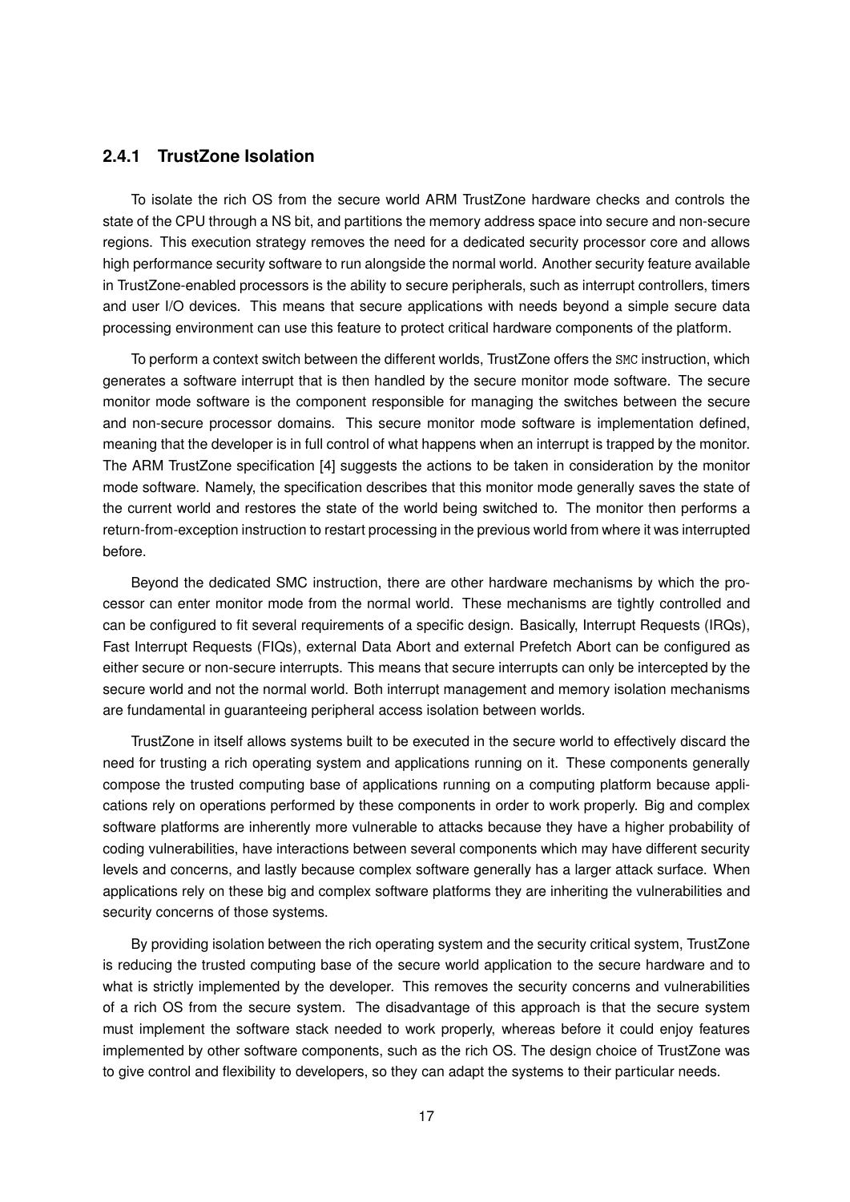### 2.4.1 TrustZone Isolation

To isolate the rich OS from the secure world ARM TrustZone hardware checks and controls the state of the CPU through a NS bit, and partitions the memory address space into secure and non-secure regions. This execution strategy removes the need for a dedicated security processor core and allows high performance security software to run alongside the normal world. Another security feature available in TrustZone-enabled processors is the ability to secure peripherals, such as interrupt controllers, timers and user I/O devices. This means that secure applications with needs beyond a simple secure data processing environment can use this feature to protect critical hardware components of the platform.

To perform a context switch between the different worlds, TrustZone offers the `SMC` instruction, which generates a software interrupt that is then handled by the secure monitor mode software. The secure monitor mode software is the component responsible for managing the switches between the secure and non-secure processor domains. This secure monitor mode software is implementation defined, meaning that the developer is in full control of what happens when an interrupt is trapped by the monitor. The ARM TrustZone specification [4] suggests the actions to be taken in consideration by the monitor mode software. Namely, the specification describes that this monitor mode generally saves the state of the current world and restores the state of the world being switched to. The monitor then performs a return-from-exception instruction to restart processing in the previous world from where it was interrupted before.

Beyond the dedicated SMC instruction, there are other hardware mechanisms by which the processor can enter monitor mode from the normal world. These mechanisms are tightly controlled and can be configured to fit several requirements of a specific design. Basically, Interrupt Requests (IRQs), Fast Interrupt Requests (FIQs), external Data Abort and external Prefetch Abort can be configured as either secure or non-secure interrupts. This means that secure interrupts can only be intercepted by the secure world and not the normal world. Both interrupt management and memory isolation mechanisms are fundamental in guaranteeing peripheral access isolation between worlds.

TrustZone in itself allows systems built to be executed in the secure world to effectively discard the need for trusting a rich operating system and applications running on it. These components generally compose the trusted computing base of applications running on a computing platform because applications rely on operations performed by these components in order to work properly. Big and complex software platforms are inherently more vulnerable to attacks because they have a higher probability of coding vulnerabilities, have interactions between several components which may have different security levels and concerns, and lastly because complex software generally has a larger attack surface. When applications rely on these big and complex software platforms they are inheriting the vulnerabilities and security concerns of those systems.

By providing isolation between the rich operating system and the security critical system, TrustZone is reducing the trusted computing base of the secure world application to the secure hardware and to what is strictly implemented by the developer. This removes the security concerns and vulnerabilities of a rich OS from the secure system. The disadvantage of this approach is that the secure system must implement the software stack needed to work properly, whereas before it could enjoy features implemented by other software components, such as the rich OS. The design choice of TrustZone was to give control and flexibility to developers, so they can adapt the systems to their particular needs.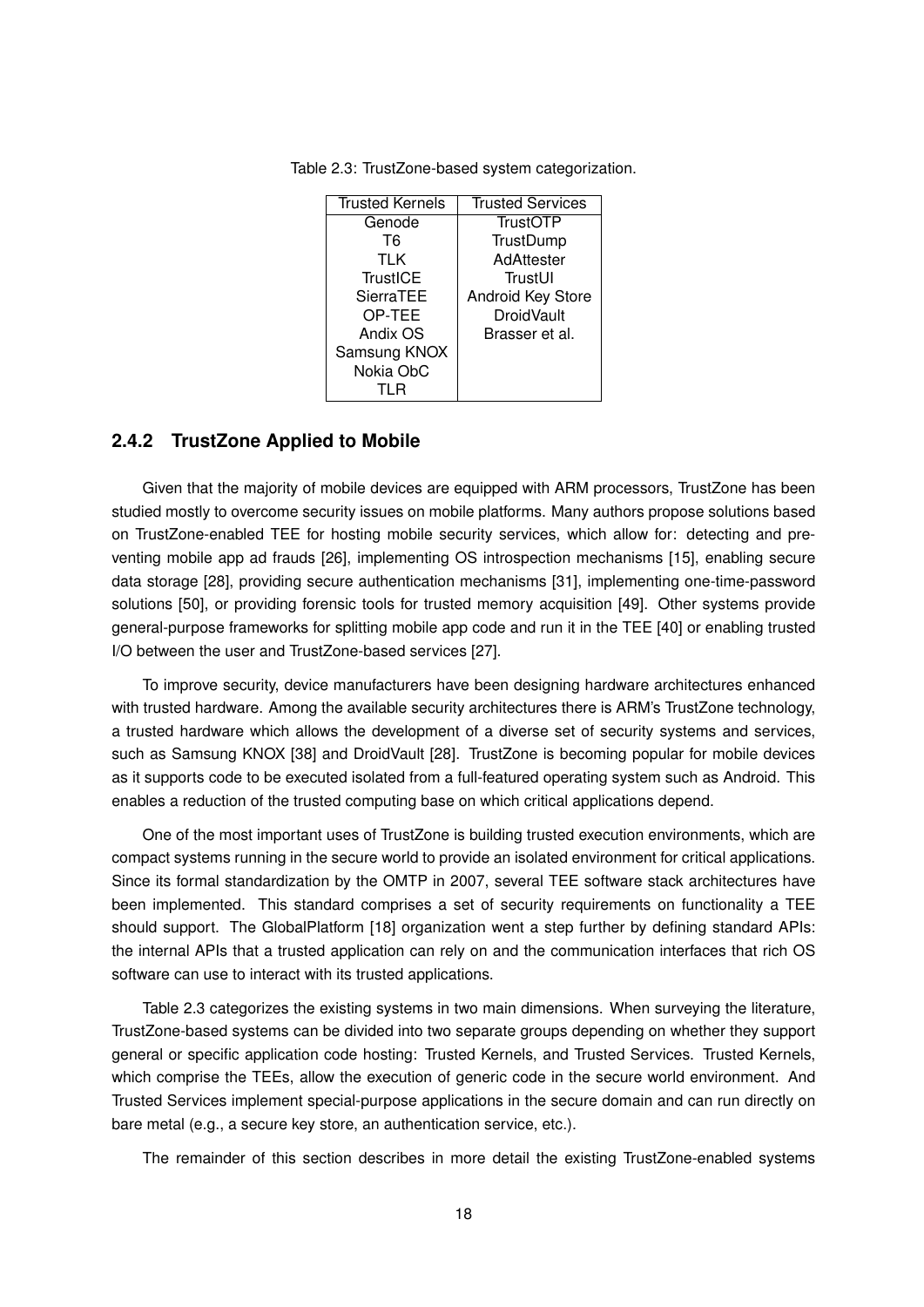Table 2.3: TrustZone-based system categorization.

| Trusted Kernels | Trusted Services |
|---|---|
| Genode | TrustOTP |
| T6 | TrustDump |
| TLK | AdAttester |
| TrustICE | TrustUI |
| SierraTEE | Android Key Store |
| OP-TEE | DroidVault |
| Andix OS | Brasser et al. |
| Samsung KNOX | |
| Nokia ObC | |
| TLR | |

### 2.4.2 TrustZone Applied to Mobile

Given that the majority of mobile devices are equipped with ARM processors, TrustZone has been studied mostly to overcome security issues on mobile platforms. Many authors propose solutions based on TrustZone-enabled TEE for hosting mobile security services, which allow for: detecting and preventing mobile app ad frauds [26], implementing OS introspection mechanisms [15], enabling secure data storage [28], providing secure authentication mechanisms [31], implementing one-time-password solutions [50], or providing forensic tools for trusted memory acquisition [49]. Other systems provide general-purpose frameworks for splitting mobile app code and run it in the TEE [40] or enabling trusted I/O between the user and TrustZone-based services [27].

To improve security, device manufacturers have been designing hardware architectures enhanced with trusted hardware. Among the available security architectures there is ARM's TrustZone technology, a trusted hardware which allows the development of a diverse set of security systems and services, such as Samsung KNOX [38] and DroidVault [28]. TrustZone is becoming popular for mobile devices as it supports code to be executed isolated from a full-featured operating system such as Android. This enables a reduction of the trusted computing base on which critical applications depend.

One of the most important uses of TrustZone is building trusted execution environments, which are compact systems running in the secure world to provide an isolated environment for critical applications. Since its formal standardization by the OMTP in 2007, several TEE software stack architectures have been implemented. This standard comprises a set of security requirements on functionality a TEE should support. The GlobalPlatform [18] organization went a step further by defining standard APIs: the internal APIs that a trusted application can rely on and the communication interfaces that rich OS software can use to interact with its trusted applications.

Table 2.3 categorizes the existing systems in two main dimensions. When surveying the literature, TrustZone-based systems can be divided into two separate groups depending on whether they support general or specific application code hosting: Trusted Kernels, and Trusted Services. Trusted Kernels, which comprise the TEEs, allow the execution of generic code in the secure world environment. And Trusted Services implement special-purpose applications in the secure domain and can run directly on bare metal (e.g., a secure key store, an authentication service, etc.).

The remainder of this section describes in more detail the existing TrustZone-enabled systems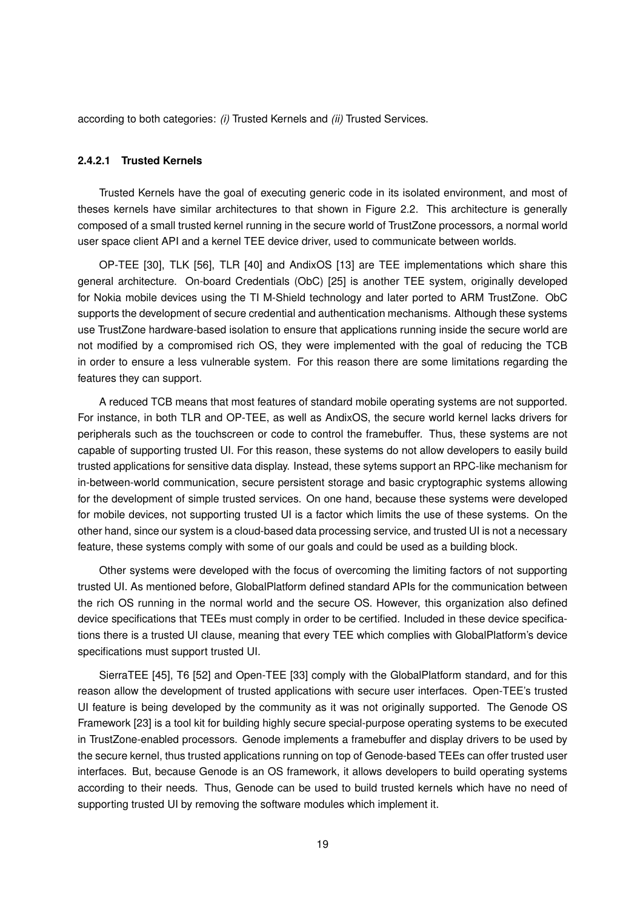according to both categories: *(i)* Trusted Kernels and *(ii)* Trusted Services.

#### 2.4.2.1 Trusted Kernels

Trusted Kernels have the goal of executing generic code in its isolated environment, and most of theses kernels have similar architectures to that shown in Figure 2.2. This architecture is generally composed of a small trusted kernel running in the secure world of TrustZone processors, a normal world user space client API and a kernel TEE device driver, used to communicate between worlds.

OP-TEE [30], TLK [56], TLR [40] and AndixOS [13] are TEE implementations which share this general architecture. On-board Credentials (ObC) [25] is another TEE system, originally developed for Nokia mobile devices using the TI M-Shield technology and later ported to ARM TrustZone. ObC supports the development of secure credential and authentication mechanisms. Although these systems use TrustZone hardware-based isolation to ensure that applications running inside the secure world are not modified by a compromised rich OS, they were implemented with the goal of reducing the TCB in order to ensure a less vulnerable system. For this reason there are some limitations regarding the features they can support.

A reduced TCB means that most features of standard mobile operating systems are not supported. For instance, in both TLR and OP-TEE, as well as AndixOS, the secure world kernel lacks drivers for peripherals such as the touchscreen or code to control the framebuffer. Thus, these systems are not capable of supporting trusted UI. For this reason, these systems do not allow developers to easily build trusted applications for sensitive data display. Instead, these sytems support an RPC-like mechanism for in-between-world communication, secure persistent storage and basic cryptographic systems allowing for the development of simple trusted services. On one hand, because these systems were developed for mobile devices, not supporting trusted UI is a factor which limits the use of these systems. On the other hand, since our system is a cloud-based data processing service, and trusted UI is not a necessary feature, these systems comply with some of our goals and could be used as a building block.

Other systems were developed with the focus of overcoming the limiting factors of not supporting trusted UI. As mentioned before, GlobalPlatform defined standard APIs for the communication between the rich OS running in the normal world and the secure OS. However, this organization also defined device specifications that TEEs must comply in order to be certified. Included in these device specifications there is a trusted UI clause, meaning that every TEE which complies with GlobalPlatform's device specifications must support trusted UI.

SierraTEE [45], T6 [52] and Open-TEE [33] comply with the GlobalPlatform standard, and for this reason allow the development of trusted applications with secure user interfaces. Open-TEE's trusted UI feature is being developed by the community as it was not originally supported. The Genode OS Framework [23] is a tool kit for building highly secure special-purpose operating systems to be executed in TrustZone-enabled processors. Genode implements a framebuffer and display drivers to be used by the secure kernel, thus trusted applications running on top of Genode-based TEEs can offer trusted user interfaces. But, because Genode is an OS framework, it allows developers to build operating systems according to their needs. Thus, Genode can be used to build trusted kernels which have no need of supporting trusted UI by removing the software modules which implement it.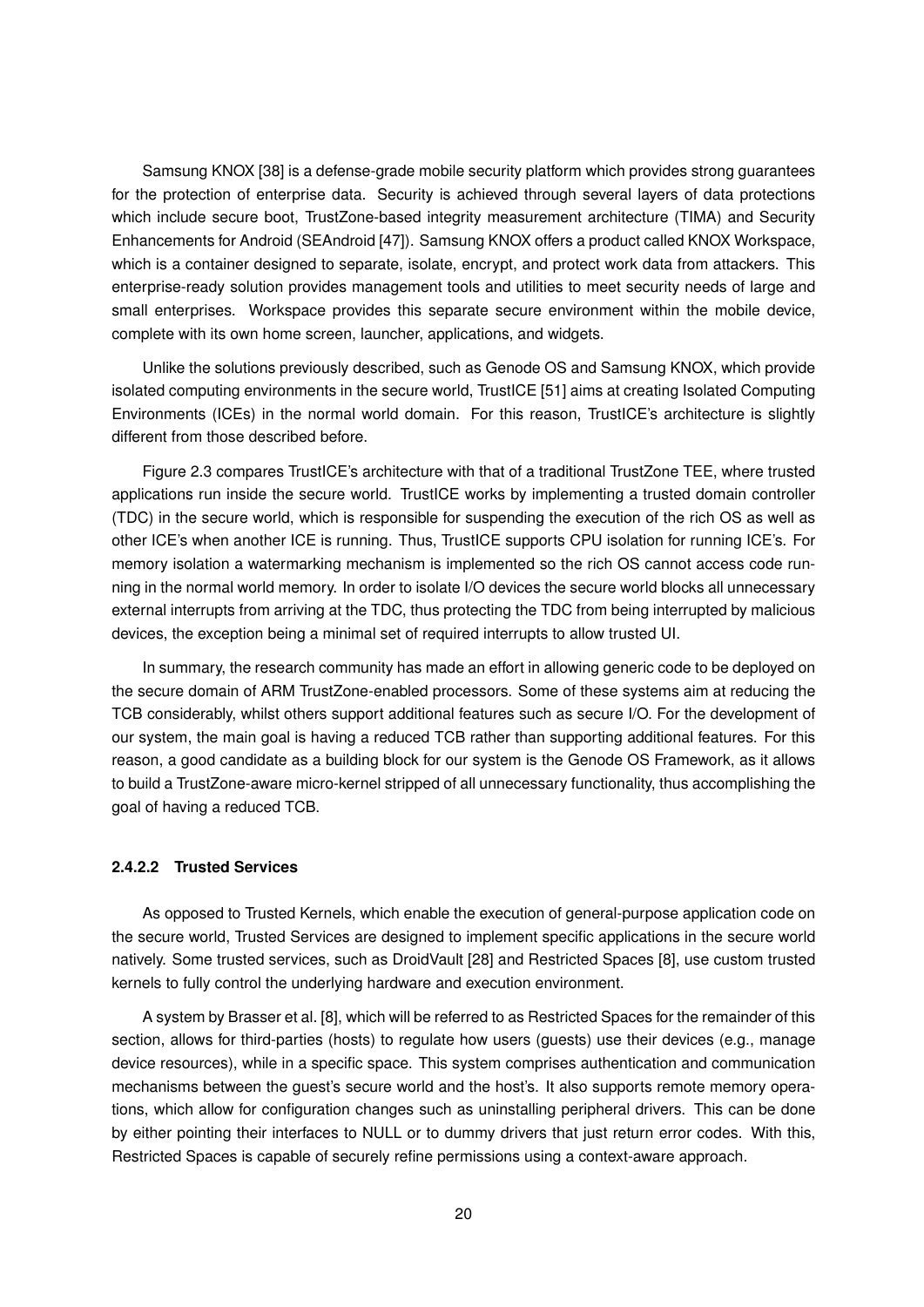Samsung KNOX [38] is a defense-grade mobile security platform which provides strong guarantees for the protection of enterprise data. Security is achieved through several layers of data protections which include secure boot, TrustZone-based integrity measurement architecture (TIMA) and Security Enhancements for Android (SEAndroid [47]). Samsung KNOX offers a product called KNOX Workspace, which is a container designed to separate, isolate, encrypt, and protect work data from attackers. This enterprise-ready solution provides management tools and utilities to meet security needs of large and small enterprises. Workspace provides this separate secure environment within the mobile device, complete with its own home screen, launcher, applications, and widgets.

Unlike the solutions previously described, such as Genode OS and Samsung KNOX, which provide isolated computing environments in the secure world, TrustICE [51] aims at creating Isolated Computing Environments (ICEs) in the normal world domain. For this reason, TrustICE's architecture is slightly different from those described before.

Figure 2.3 compares TrustICE's architecture with that of a traditional TrustZone TEE, where trusted applications run inside the secure world. TrustICE works by implementing a trusted domain controller (TDC) in the secure world, which is responsible for suspending the execution of the rich OS as well as other ICE's when another ICE is running. Thus, TrustICE supports CPU isolation for running ICE's. For memory isolation a watermarking mechanism is implemented so the rich OS cannot access code running in the normal world memory. In order to isolate I/O devices the secure world blocks all unnecessary external interrupts from arriving at the TDC, thus protecting the TDC from being interrupted by malicious devices, the exception being a minimal set of required interrupts to allow trusted UI.

In summary, the research community has made an effort in allowing generic code to be deployed on the secure domain of ARM TrustZone-enabled processors. Some of these systems aim at reducing the TCB considerably, whilst others support additional features such as secure I/O. For the development of our system, the main goal is having a reduced TCB rather than supporting additional features. For this reason, a good candidate as a building block for our system is the Genode OS Framework, as it allows to build a TrustZone-aware micro-kernel stripped of all unnecessary functionality, thus accomplishing the goal of having a reduced TCB.

#### 2.4.2.2 Trusted Services

As opposed to Trusted Kernels, which enable the execution of general-purpose application code on the secure world, Trusted Services are designed to implement specific applications in the secure world natively. Some trusted services, such as DroidVault [28] and Restricted Spaces [8], use custom trusted kernels to fully control the underlying hardware and execution environment.

A system by Brasser et al. [8], which will be referred to as Restricted Spaces for the remainder of this section, allows for third-parties (hosts) to regulate how users (guests) use their devices (e.g., manage device resources), while in a specific space. This system comprises authentication and communication mechanisms between the guest's secure world and the host's. It also supports remote memory operations, which allow for configuration changes such as uninstalling peripheral drivers. This can be done by either pointing their interfaces to NULL or to dummy drivers that just return error codes. With this, Restricted Spaces is capable of securely refine permissions using a context-aware approach.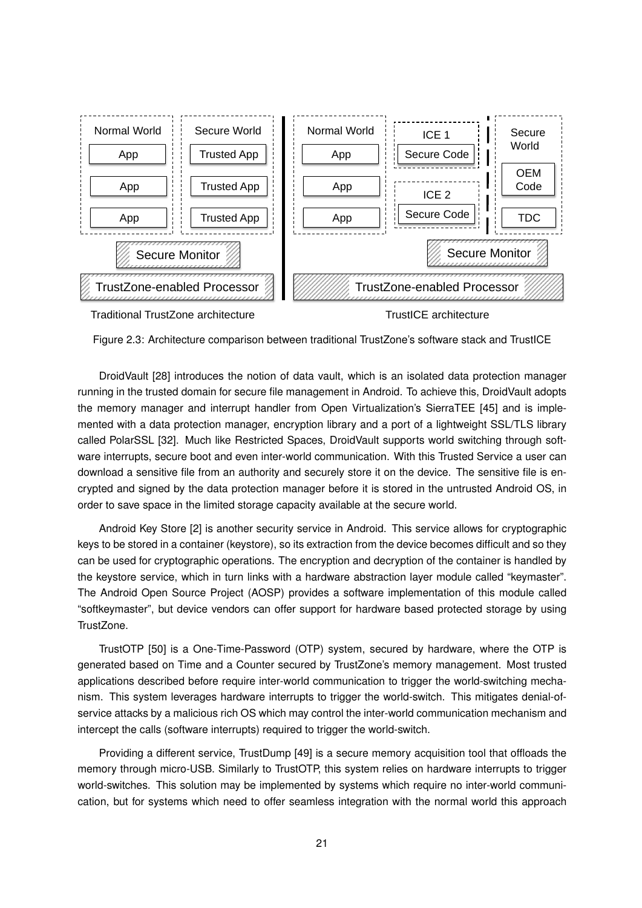Figure 2.3: Architecture comparison between traditional TrustZone's software stack and TrustICE

DroidVault [28] introduces the notion of data vault, which is an isolated data protection manager running in the trusted domain for secure file management in Android. To achieve this, DroidVault adopts the memory manager and interrupt handler from Open Virtualization's SierraTEE [45] and is implemented with a data protection manager, encryption library and a port of a lightweight SSL/TLS library called PolarSSL [32]. Much like Restricted Spaces, DroidVault supports world switching through software interrupts, secure boot and even inter-world communication. With this Trusted Service a user can download a sensitive file from an authority and securely store it on the device. The sensitive file is encrypted and signed by the data protection manager before it is stored in the untrusted Android OS, in order to save space in the limited storage capacity available at the secure world.

Android Key Store [2] is another security service in Android. This service allows for cryptographic keys to be stored in a container (keystore), so its extraction from the device becomes difficult and so they can be used for cryptographic operations. The encryption and decryption of the container is handled by the keystore service, which in turn links with a hardware abstraction layer module called "keymaster". The Android Open Source Project (AOSP) provides a software implementation of this module called "softkeymaster", but device vendors can offer support for hardware based protected storage by using TrustZone.

TrustOTP [50] is a One-Time-Password (OTP) system, secured by hardware, where the OTP is generated based on Time and a Counter secured by TrustZone's memory management. Most trusted applications described before require inter-world communication to trigger the world-switching mechanism. This system leverages hardware interrupts to trigger the world-switch. This mitigates denial-of-service attacks by a malicious rich OS which may control the inter-world communication mechanism and intercept the calls (software interrupts) required to trigger the world-switch.

Providing a different service, TrustDump [49] is a secure memory acquisition tool that offloads the memory through micro-USB. Similarly to TrustOTP, this system relies on hardware interrupts to trigger world-switches. This solution may be implemented by systems which require no inter-world communication, but for systems which need to offer seamless integration with the normal world this approach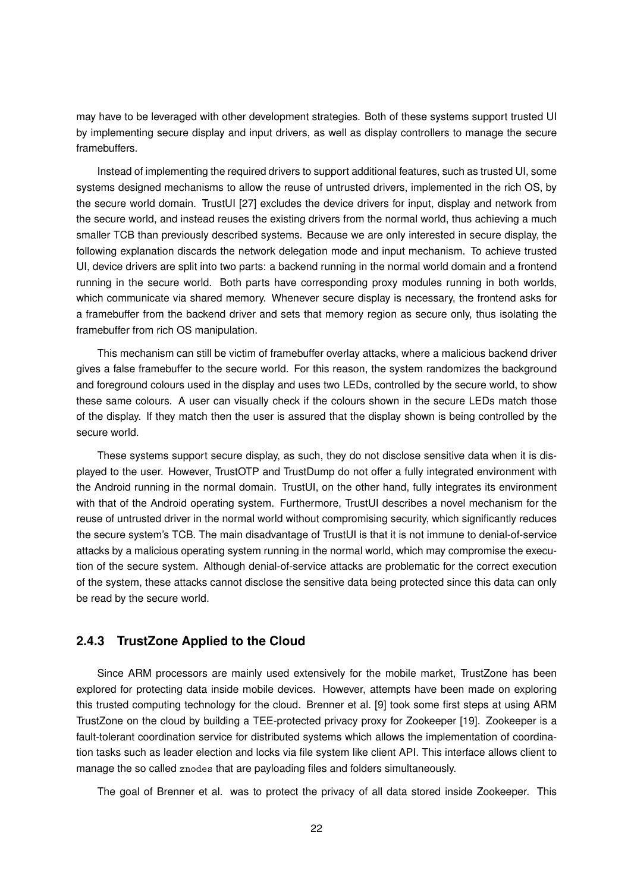may have to be leveraged with other development strategies. Both of these systems support trusted UI by implementing secure display and input drivers, as well as display controllers to manage the secure framebuffers.

Instead of implementing the required drivers to support additional features, such as trusted UI, some systems designed mechanisms to allow the reuse of untrusted drivers, implemented in the rich OS, by the secure world domain. TrustUI [27] excludes the device drivers for input, display and network from the secure world, and instead reuses the existing drivers from the normal world, thus achieving a much smaller TCB than previously described systems. Because we are only interested in secure display, the following explanation discards the network delegation mode and input mechanism. To achieve trusted UI, device drivers are split into two parts: a backend running in the normal world domain and a frontend running in the secure world. Both parts have corresponding proxy modules running in both worlds, which communicate via shared memory. Whenever secure display is necessary, the frontend asks for a framebuffer from the backend driver and sets that memory region as secure only, thus isolating the framebuffer from rich OS manipulation.

This mechanism can still be victim of framebuffer overlay attacks, where a malicious backend driver gives a false framebuffer to the secure world. For this reason, the system randomizes the background and foreground colours used in the display and uses two LEDs, controlled by the secure world, to show these same colours. A user can visually check if the colours shown in the secure LEDs match those of the display. If they match then the user is assured that the display shown is being controlled by the secure world.

These systems support secure display, as such, they do not disclose sensitive data when it is displayed to the user. However, TrustOTP and TrustDump do not offer a fully integrated environment with the Android running in the normal domain. TrustUI, on the other hand, fully integrates its environment with that of the Android operating system. Furthermore, TrustUI describes a novel mechanism for the reuse of untrusted driver in the normal world without compromising security, which significantly reduces the secure system's TCB. The main disadvantage of TrustUI is that it is not immune to denial-of-service attacks by a malicious operating system running in the normal world, which may compromise the execution of the secure system. Although denial-of-service attacks are problematic for the correct execution of the system, these attacks cannot disclose the sensitive data being protected since this data can only be read by the secure world.

### 2.4.3 TrustZone Applied to the Cloud

Since ARM processors are mainly used extensively for the mobile market, TrustZone has been explored for protecting data inside mobile devices. However, attempts have been made on exploring this trusted computing technology for the cloud. Brenner et al. [9] took some first steps at using ARM TrustZone on the cloud by building a TEE-protected privacy proxy for Zookeeper [19]. Zookeeper is a fault-tolerant coordination service for distributed systems which allows the implementation of coordination tasks such as leader election and locks via file system like client API. This interface allows client to manage the so called `znodes` that are payloading files and folders simultaneously.

The goal of Brenner et al. was to protect the privacy of all data stored inside Zookeeper. This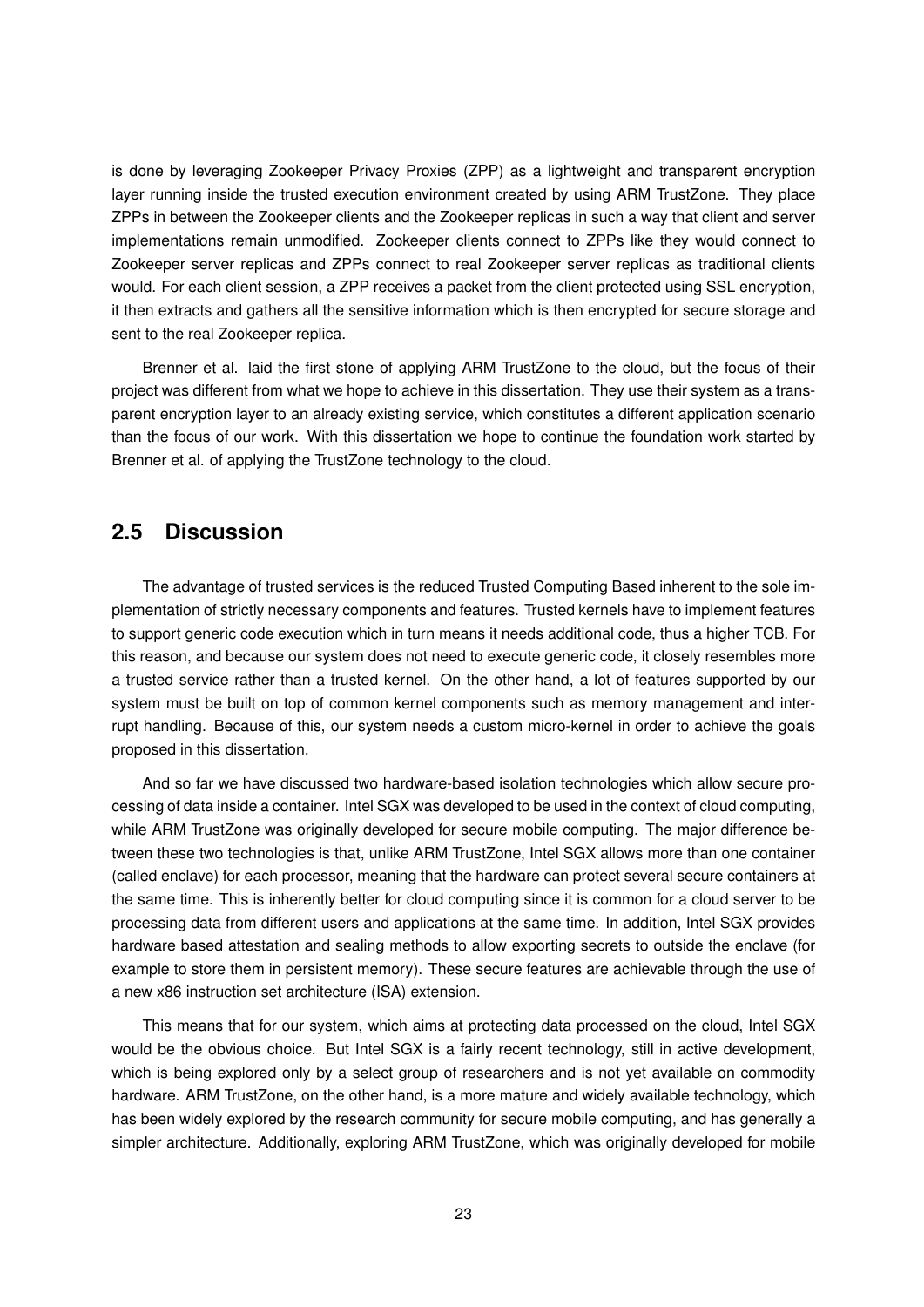is done by leveraging Zookeeper Privacy Proxies (ZPP) as a lightweight and transparent encryption layer running inside the trusted execution environment created by using ARM TrustZone. They place ZPPs in between the Zookeeper clients and the Zookeeper replicas in such a way that client and server implementations remain unmodified. Zookeeper clients connect to ZPPs like they would connect to Zookeeper server replicas and ZPPs connect to real Zookeeper server replicas as traditional clients would. For each client session, a ZPP receives a packet from the client protected using SSL encryption, it then extracts and gathers all the sensitive information which is then encrypted for secure storage and sent to the real Zookeeper replica.

Brenner et al. laid the first stone of applying ARM TrustZone to the cloud, but the focus of their project was different from what we hope to achieve in this dissertation. They use their system as a transparent encryption layer to an already existing service, which constitutes a different application scenario than the focus of our work. With this dissertation we hope to continue the foundation work started by Brenner et al. of applying the TrustZone technology to the cloud.

## 2.5 Discussion

The advantage of trusted services is the reduced Trusted Computing Based inherent to the sole implementation of strictly necessary components and features. Trusted kernels have to implement features to support generic code execution which in turn means it needs additional code, thus a higher TCB. For this reason, and because our system does not need to execute generic code, it closely resembles more a trusted service rather than a trusted kernel. On the other hand, a lot of features supported by our system must be built on top of common kernel components such as memory management and interrupt handling. Because of this, our system needs a custom micro-kernel in order to achieve the goals proposed in this dissertation.

And so far we have discussed two hardware-based isolation technologies which allow secure processing of data inside a container. Intel SGX was developed to be used in the context of cloud computing, while ARM TrustZone was originally developed for secure mobile computing. The major difference between these two technologies is that, unlike ARM TrustZone, Intel SGX allows more than one container (called enclave) for each processor, meaning that the hardware can protect several secure containers at the same time. This is inherently better for cloud computing since it is common for a cloud server to be processing data from different users and applications at the same time. In addition, Intel SGX provides hardware based attestation and sealing methods to allow exporting secrets to outside the enclave (for example to store them in persistent memory). These secure features are achievable through the use of a new x86 instruction set architecture (ISA) extension.

This means that for our system, which aims at protecting data processed on the cloud, Intel SGX would be the obvious choice. But Intel SGX is a fairly recent technology, still in active development, which is being explored only by a select group of researchers and is not yet available on commodity hardware. ARM TrustZone, on the other hand, is a more mature and widely available technology, which has been widely explored by the research community for secure mobile computing, and has generally a simpler architecture. Additionally, exploring ARM TrustZone, which was originally developed for mobile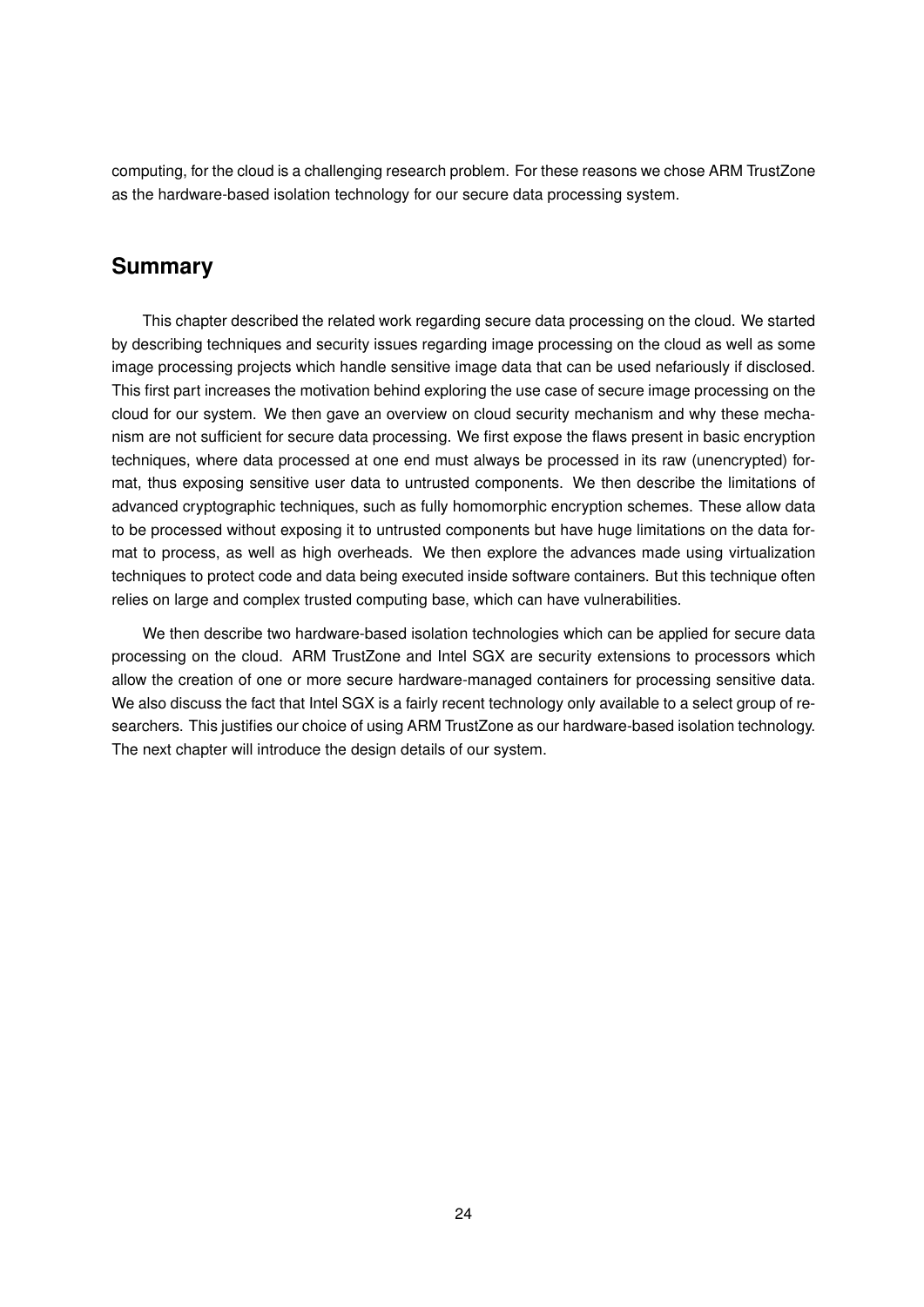computing, for the cloud is a challenging research problem. For these reasons we chose ARM TrustZone as the hardware-based isolation technology for our secure data processing system.

## Summary

This chapter described the related work regarding secure data processing on the cloud. We started by describing techniques and security issues regarding image processing on the cloud as well as some image processing projects which handle sensitive image data that can be used nefariously if disclosed. This first part increases the motivation behind exploring the use case of secure image processing on the cloud for our system. We then gave an overview on cloud security mechanism and why these mechanism are not sufficient for secure data processing. We first expose the flaws present in basic encryption techniques, where data processed at one end must always be processed in its raw (unencrypted) format, thus exposing sensitive user data to untrusted components. We then describe the limitations of advanced cryptographic techniques, such as fully homomorphic encryption schemes. These allow data to be processed without exposing it to untrusted components but have huge limitations on the data format to process, as well as high overheads. We then explore the advances made using virtualization techniques to protect code and data being executed inside software containers. But this technique often relies on large and complex trusted computing base, which can have vulnerabilities.

We then describe two hardware-based isolation technologies which can be applied for secure data processing on the cloud. ARM TrustZone and Intel SGX are security extensions to processors which allow the creation of one or more secure hardware-managed containers for processing sensitive data. We also discuss the fact that Intel SGX is a fairly recent technology only available to a select group of researchers. This justifies our choice of using ARM TrustZone as our hardware-based isolation technology. The next chapter will introduce the design details of our system.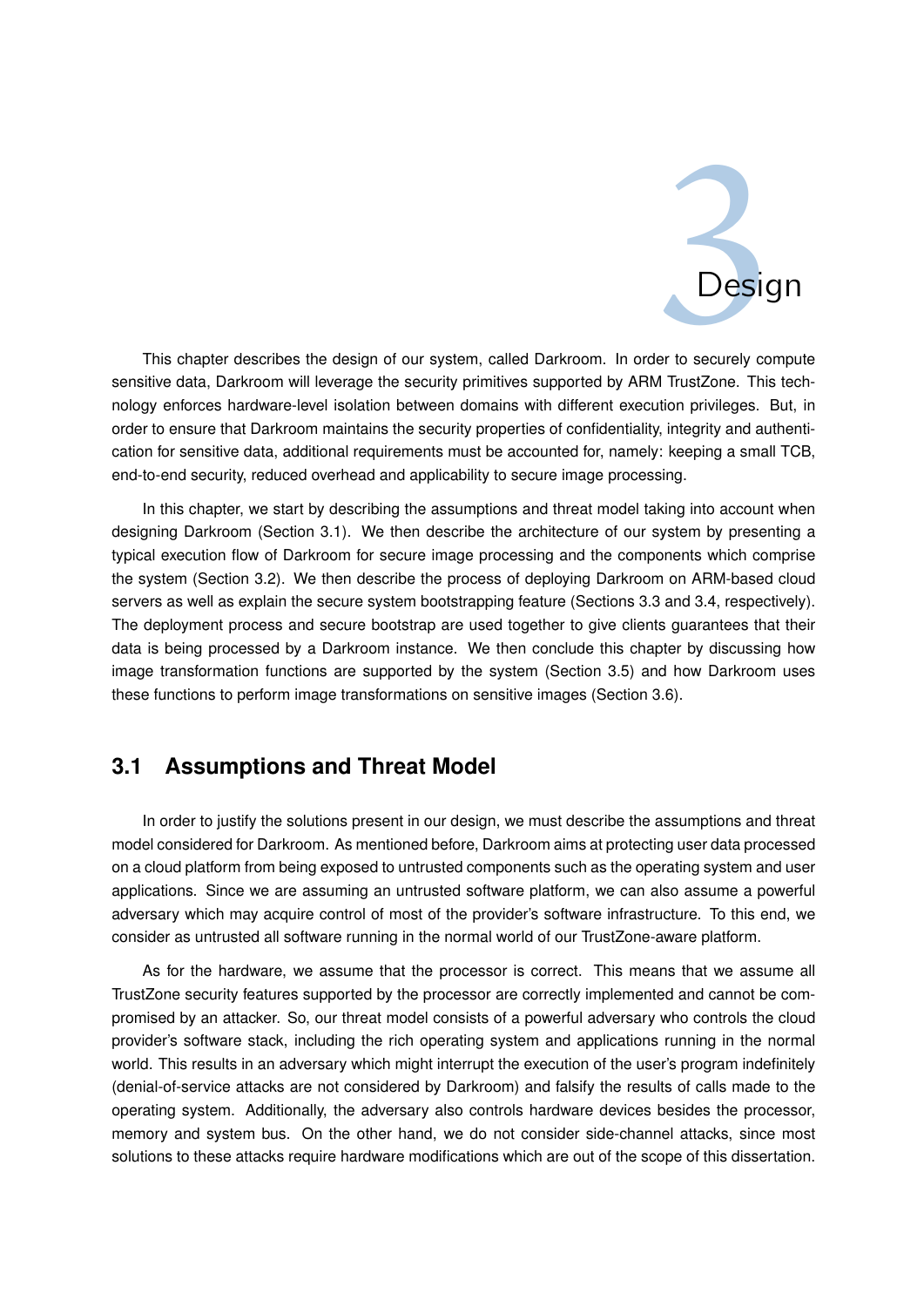# 3 Design

This chapter describes the design of our system, called Darkroom. In order to securely compute sensitive data, Darkroom will leverage the security primitives supported by ARM TrustZone. This technology enforces hardware-level isolation between domains with different execution privileges. But, in order to ensure that Darkroom maintains the security properties of confidentiality, integrity and authentication for sensitive data, additional requirements must be accounted for, namely: keeping a small TCB, end-to-end security, reduced overhead and applicability to secure image processing.

In this chapter, we start by describing the assumptions and threat model taking into account when designing Darkroom (Section 3.1). We then describe the architecture of our system by presenting a typical execution flow of Darkroom for secure image processing and the components which comprise the system (Section 3.2). We then describe the process of deploying Darkroom on ARM-based cloud servers as well as explain the secure system bootstrapping feature (Sections 3.3 and 3.4, respectively). The deployment process and secure bootstrap are used together to give clients guarantees that their data is being processed by a Darkroom instance. We then conclude this chapter by discussing how image transformation functions are supported by the system (Section 3.5) and how Darkroom uses these functions to perform image transformations on sensitive images (Section 3.6).

## 3.1 Assumptions and Threat Model

In order to justify the solutions present in our design, we must describe the assumptions and threat model considered for Darkroom. As mentioned before, Darkroom aims at protecting user data processed on a cloud platform from being exposed to untrusted components such as the operating system and user applications. Since we are assuming an untrusted software platform, we can also assume a powerful adversary which may acquire control of most of the provider's software infrastructure. To this end, we consider as untrusted all software running in the normal world of our TrustZone-aware platform.

As for the hardware, we assume that the processor is correct. This means that we assume all TrustZone security features supported by the processor are correctly implemented and cannot be compromised by an attacker. So, our threat model consists of a powerful adversary who controls the cloud provider's software stack, including the rich operating system and applications running in the normal world. This results in an adversary which might interrupt the execution of the user's program indefinitely (denial-of-service attacks are not considered by Darkroom) and falsify the results of calls made to the operating system. Additionally, the adversary also controls hardware devices besides the processor, memory and system bus. On the other hand, we do not consider side-channel attacks, since most solutions to these attacks require hardware modifications which are out of the scope of this dissertation.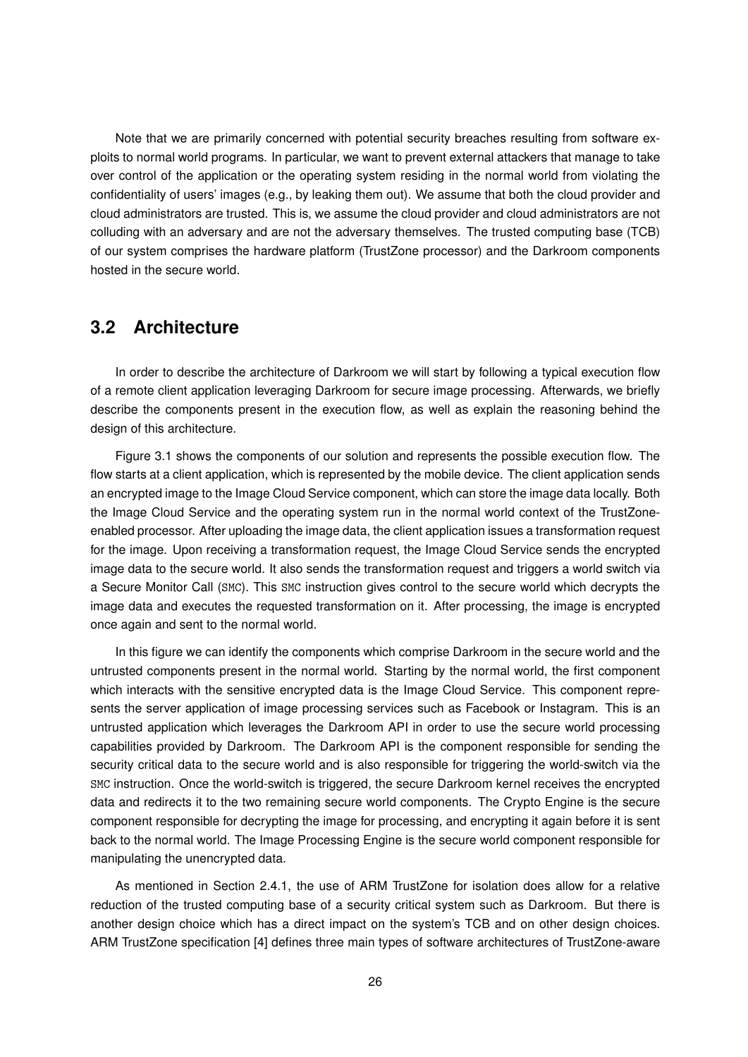Note that we are primarily concerned with potential security breaches resulting from software exploits to normal world programs. In particular, we want to prevent external attackers that manage to take over control of the application or the operating system residing in the normal world from violating the confidentiality of users' images (e.g., by leaking them out). We assume that both the cloud provider and cloud administrators are trusted. This is, we assume the cloud provider and cloud administrators are not colluding with an adversary and are not the adversary themselves. The trusted computing base (TCB) of our system comprises the hardware platform (TrustZone processor) and the Darkroom components hosted in the secure world.

## 3.2 Architecture

In order to describe the architecture of Darkroom we will start by following a typical execution flow of a remote client application leveraging Darkroom for secure image processing. Afterwards, we briefly describe the components present in the execution flow, as well as explain the reasoning behind the design of this architecture.

Figure 3.1 shows the components of our solution and represents the possible execution flow. The flow starts at a client application, which is represented by the mobile device. The client application sends an encrypted image to the Image Cloud Service component, which can store the image data locally. Both the Image Cloud Service and the operating system run in the normal world context of the TrustZone-enabled processor. After uploading the image data, the client application issues a transformation request for the image. Upon receiving a transformation request, the Image Cloud Service sends the encrypted image data to the secure world. It also sends the transformation request and triggers a world switch via a Secure Monitor Call (`SMC`). This `SMC` instruction gives control to the secure world which decrypts the image data and executes the requested transformation on it. After processing, the image is encrypted once again and sent to the normal world.

In this figure we can identify the components which comprise Darkroom in the secure world and the untrusted components present in the normal world. Starting by the normal world, the first component which interacts with the sensitive encrypted data is the Image Cloud Service. This component represents the server application of image processing services such as Facebook or Instagram. This is an untrusted application which leverages the Darkroom API in order to use the secure world processing capabilities provided by Darkroom. The Darkroom API is the component responsible for sending the security critical data to the secure world and is also responsible for triggering the world-switch via the `SMC` instruction. Once the world-switch is triggered, the secure Darkroom kernel receives the encrypted data and redirects it to the two remaining secure world components. The Crypto Engine is the secure component responsible for decrypting the image for processing, and encrypting it again before it is sent back to the normal world. The Image Processing Engine is the secure world component responsible for manipulating the unencrypted data.

As mentioned in Section 2.4.1, the use of ARM TrustZone for isolation does allow for a relative reduction of the trusted computing base of a security critical system such as Darkroom. But there is another design choice which has a direct impact on the system's TCB and on other design choices. ARM TrustZone specification [4] defines three main types of software architectures of TrustZone-aware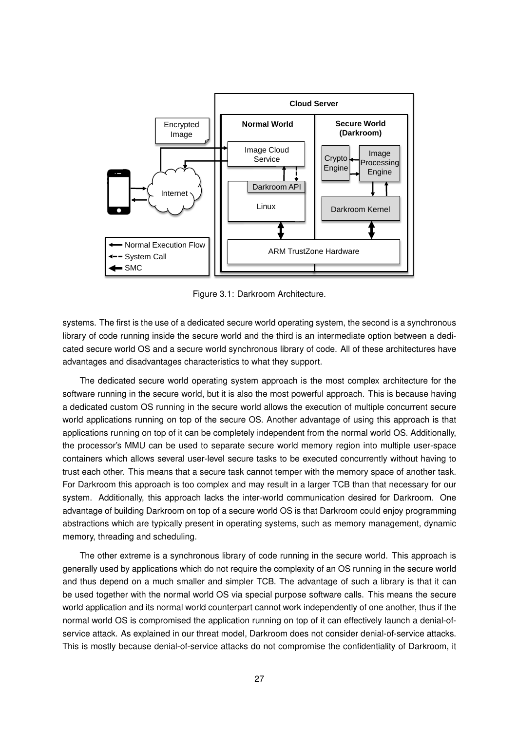Figure 3.1: Darkroom Architecture.

systems. The first is the use of a dedicated secure world operating system, the second is a synchronous library of code running inside the secure world and the third is an intermediate option between a dedicated secure world OS and a secure world synchronous library of code. All of these architectures have advantages and disadvantages characteristics to what they support.

The dedicated secure world operating system approach is the most complex architecture for the software running in the secure world, but it is also the most powerful approach. This is because having a dedicated custom OS running in the secure world allows the execution of multiple concurrent secure world applications running on top of the secure OS. Another advantage of using this approach is that applications running on top of it can be completely independent from the normal world OS. Additionally, the processor's MMU can be used to separate secure world memory region into multiple user-space containers which allows several user-level secure tasks to be executed concurrently without having to trust each other. This means that a secure task cannot temper with the memory space of another task. For Darkroom this approach is too complex and may result in a larger TCB than that necessary for our system. Additionally, this approach lacks the inter-world communication desired for Darkroom. One advantage of building Darkroom on top of a secure world OS is that Darkroom could enjoy programming abstractions which are typically present in operating systems, such as memory management, dynamic memory, threading and scheduling.

The other extreme is a synchronous library of code running in the secure world. This approach is generally used by applications which do not require the complexity of an OS running in the secure world and thus depend on a much smaller and simpler TCB. The advantage of such a library is that it can be used together with the normal world OS via special purpose software calls. This means the secure world application and its normal world counterpart cannot work independently of one another, thus if the normal world OS is compromised the application running on top of it can effectively launch a denial-of-service attack. As explained in our threat model, Darkroom does not consider denial-of-service attacks. This is mostly because denial-of-service attacks do not compromise the confidentiality of Darkroom, it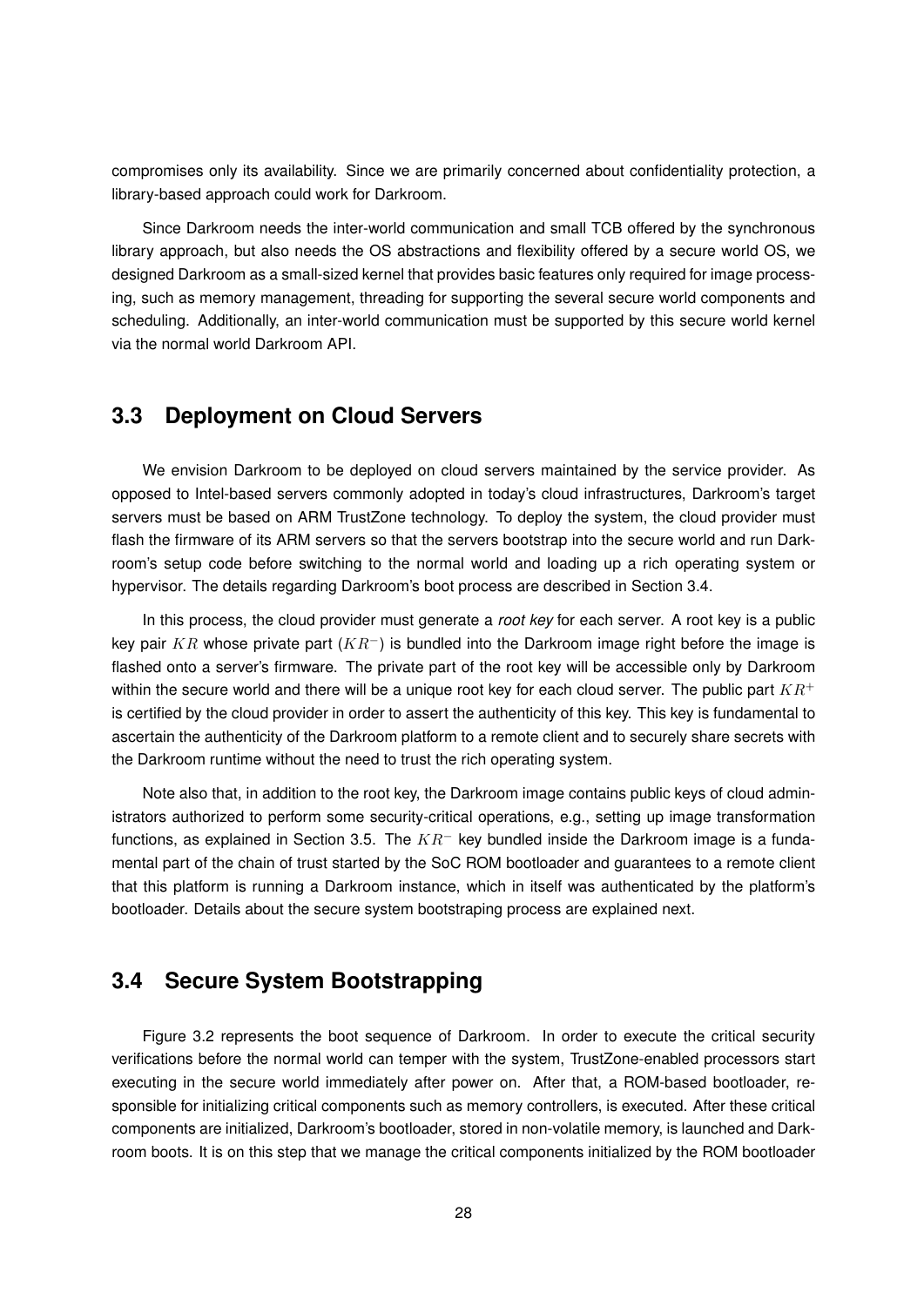compromises only its availability. Since we are primarily concerned about confidentiality protection, a library-based approach could work for Darkroom.

Since Darkroom needs the inter-world communication and small TCB offered by the synchronous library approach, but also needs the OS abstractions and flexibility offered by a secure world OS, we designed Darkroom as a small-sized kernel that provides basic features only required for image processing, such as memory management, threading for supporting the several secure world components and scheduling. Additionally, an inter-world communication must be supported by this secure world kernel via the normal world Darkroom API.

## 3.3 Deployment on Cloud Servers

We envision Darkroom to be deployed on cloud servers maintained by the service provider. As opposed to Intel-based servers commonly adopted in today's cloud infrastructures, Darkroom's target servers must be based on ARM TrustZone technology. To deploy the system, the cloud provider must flash the firmware of its ARM servers so that the servers bootstrap into the secure world and run Darkroom's setup code before switching to the normal world and loading up a rich operating system or hypervisor. The details regarding Darkroom's boot process are described in Section 3.4.

In this process, the cloud provider must generate a *root key* for each server. A root key is a public key pair $KR$ whose private part ($KR^{-}$) is bundled into the Darkroom image right before the image is flashed onto a server's firmware. The private part of the root key will be accessible only by Darkroom within the secure world and there will be a unique root key for each cloud server. The public part $KR^{+}$ is certified by the cloud provider in order to assert the authenticity of this key. This key is fundamental to ascertain the authenticity of the Darkroom platform to a remote client and to securely share secrets with the Darkroom runtime without the need to trust the rich operating system.

Note also that, in addition to the root key, the Darkroom image contains public keys of cloud administrators authorized to perform some security-critical operations, e.g., setting up image transformation functions, as explained in Section 3.5. The $KR^{-}$ key bundled inside the Darkroom image is a fundamental part of the chain of trust started by the SoC ROM bootloader and guarantees to a remote client that this platform is running a Darkroom instance, which in itself was authenticated by the platform's bootloader. Details about the secure system bootstraping process are explained next.

## 3.4 Secure System Bootstrapping

Figure 3.2 represents the boot sequence of Darkroom. In order to execute the critical security verifications before the normal world can temper with the system, TrustZone-enabled processors start executing in the secure world immediately after power on. After that, a ROM-based bootloader, responsible for initializing critical components such as memory controllers, is executed. After these critical components are initialized, Darkroom's bootloader, stored in non-volatile memory, is launched and Darkroom boots. It is on this step that we manage the critical components initialized by the ROM bootloader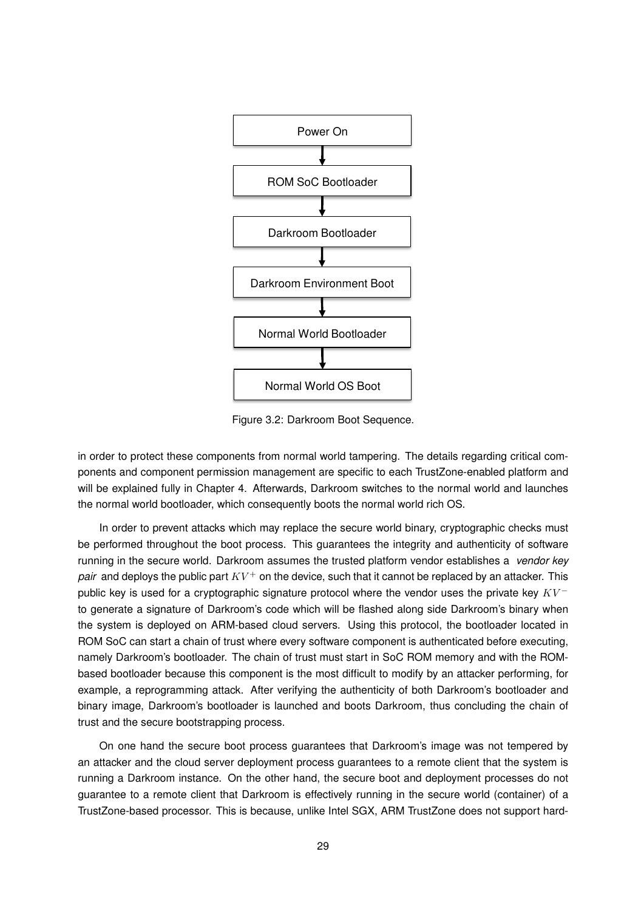Power On

ROM SoC Bootloader

Darkroom Bootloader

Darkroom Environment Boot

Normal World Bootloader

Normal World OS Boot

Figure 3.2: Darkroom Boot Sequence.

in order to protect these components from normal world tampering. The details regarding critical components and component permission management are specific to each TrustZone-enabled platform and will be explained fully in Chapter 4. Afterwards, Darkroom switches to the normal world and launches the normal world bootloader, which consequently boots the normal world rich OS.

In order to prevent attacks which may replace the secure world binary, cryptographic checks must be performed throughout the boot process. This guarantees the integrity and authenticity of software running in the secure world. Darkroom assumes the trusted platform vendor establishes a *vendor key pair* and deploys the public part $KV^+$ on the device, such that it cannot be replaced by an attacker. This public key is used for a cryptographic signature protocol where the vendor uses the private key $KV^-$ to generate a signature of Darkroom's code which will be flashed along side Darkroom's binary when the system is deployed on ARM-based cloud servers. Using this protocol, the bootloader located in ROM SoC can start a chain of trust where every software component is authenticated before executing, namely Darkroom's bootloader. The chain of trust must start in SoC ROM memory and with the ROM-based bootloader because this component is the most difficult to modify by an attacker performing, for example, a reprogramming attack. After verifying the authenticity of both Darkroom's bootloader and binary image, Darkroom's bootloader is launched and boots Darkroom, thus concluding the chain of trust and the secure bootstrapping process.

On one hand the secure boot process guarantees that Darkroom's image was not tempered by an attacker and the cloud server deployment process guarantees to a remote client that the system is running a Darkroom instance. On the other hand, the secure boot and deployment processes do not guarantee to a remote client that Darkroom is effectively running in the secure world (container) of a TrustZone-based processor. This is because, unlike Intel SGX, ARM TrustZone does not support hard-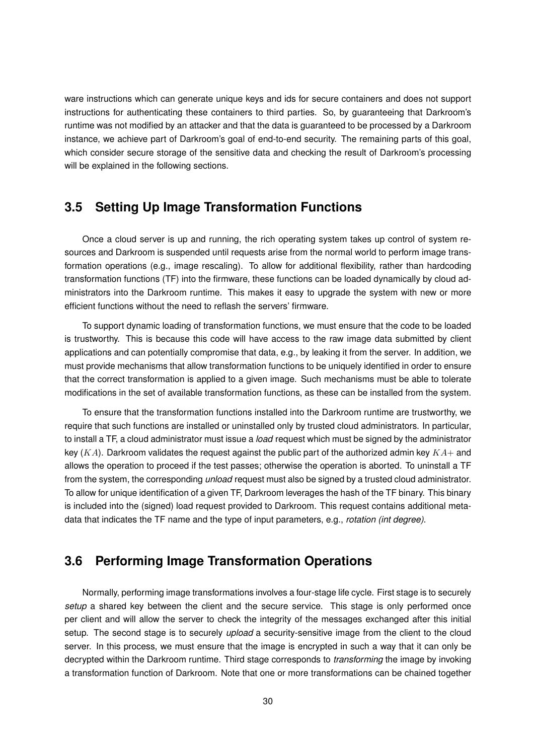ware instructions which can generate unique keys and ids for secure containers and does not support instructions for authenticating these containers to third parties. So, by guaranteeing that Darkroom's runtime was not modified by an attacker and that the data is guaranteed to be processed by a Darkroom instance, we achieve part of Darkroom's goal of end-to-end security. The remaining parts of this goal, which consider secure storage of the sensitive data and checking the result of Darkroom's processing will be explained in the following sections.

## 3.5 Setting Up Image Transformation Functions

Once a cloud server is up and running, the rich operating system takes up control of system resources and Darkroom is suspended until requests arise from the normal world to perform image transformation operations (e.g., image rescaling). To allow for additional flexibility, rather than hardcoding transformation functions (TF) into the firmware, these functions can be loaded dynamically by cloud administrators into the Darkroom runtime. This makes it easy to upgrade the system with new or more efficient functions without the need to reflash the servers' firmware.

To support dynamic loading of transformation functions, we must ensure that the code to be loaded is trustworthy. This is because this code will have access to the raw image data submitted by client applications and can potentially compromise that data, e.g., by leaking it from the server. In addition, we must provide mechanisms that allow transformation functions to be uniquely identified in order to ensure that the correct transformation is applied to a given image. Such mechanisms must be able to tolerate modifications in the set of available transformation functions, as these can be installed from the system.

To ensure that the transformation functions installed into the Darkroom runtime are trustworthy, we require that such functions are installed or uninstalled only by trusted cloud administrators. In particular, to install a TF, a cloud administrator must issue a *load* request which must be signed by the administrator key ($KA$). Darkroom validates the request against the public part of the authorized admin key $KA+$ and allows the operation to proceed if the test passes; otherwise the operation is aborted. To uninstall a TF from the system, the corresponding *unload* request must also be signed by a trusted cloud administrator. To allow for unique identification of a given TF, Darkroom leverages the hash of the TF binary. This binary is included into the (signed) load request provided to Darkroom. This request contains additional metadata that indicates the TF name and the type of input parameters, e.g., *rotation (int degree)*.

## 3.6 Performing Image Transformation Operations

Normally, performing image transformations involves a four-stage life cycle. First stage is to securely *setup* a shared key between the client and the secure service. This stage is only performed once per client and will allow the server to check the integrity of the messages exchanged after this initial setup. The second stage is to securely *upload* a security-sensitive image from the client to the cloud server. In this process, we must ensure that the image is encrypted in such a way that it can only be decrypted within the Darkroom runtime. Third stage corresponds to *transforming* the image by invoking a transformation function of Darkroom. Note that one or more transformations can be chained together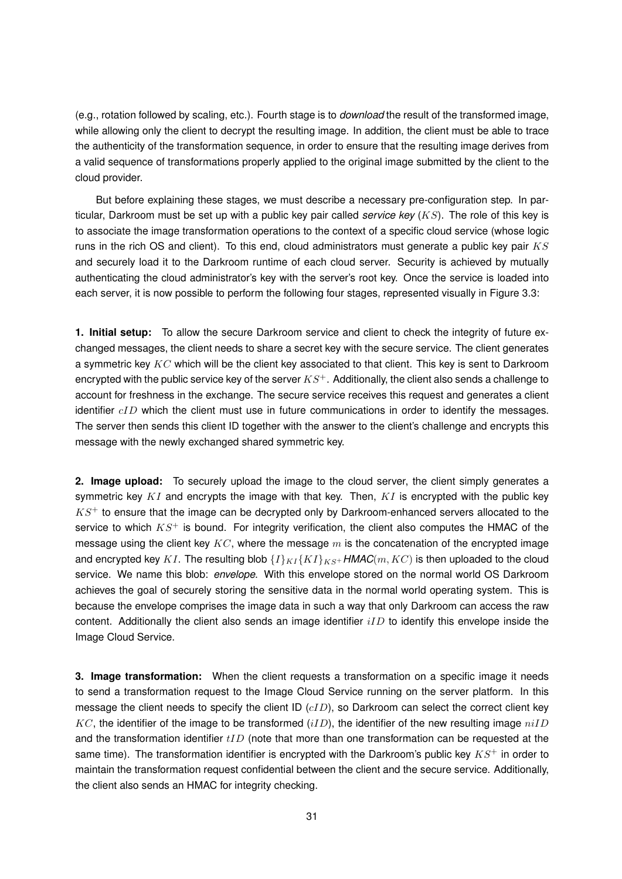(e.g., rotation followed by scaling, etc.). Fourth stage is to *download* the result of the transformed image, while allowing only the client to decrypt the resulting image. In addition, the client must be able to trace the authenticity of the transformation sequence, in order to ensure that the resulting image derives from a valid sequence of transformations properly applied to the original image submitted by the client to the cloud provider.

But before explaining these stages, we must describe a necessary pre-configuration step. In particular, Darkroom must be set up with a public key pair called *service key* ($KS$). The role of this key is to associate the image transformation operations to the context of a specific cloud service (whose logic runs in the rich OS and client). To this end, cloud administrators must generate a public key pair $KS$ and securely load it to the Darkroom runtime of each cloud server. Security is achieved by mutually authenticating the cloud administrator's key with the server's root key. Once the service is loaded into each server, it is now possible to perform the following four stages, represented visually in Figure 3.3:

**1. Initial setup:** To allow the secure Darkroom service and client to check the integrity of future exchanged messages, the client needs to share a secret key with the secure service. The client generates a symmetric key $KC$ which will be the client key associated to that client. This key is sent to Darkroom encrypted with the public service key of the server $KS^+$. Additionally, the client also sends a challenge to account for freshness in the exchange. The secure service receives this request and generates a client identifier $cID$ which the client must use in future communications in order to identify the messages. The server then sends this client ID together with the answer to the client's challenge and encrypts this message with the newly exchanged shared symmetric key.

**2. Image upload:** To securely upload the image to the cloud server, the client simply generates a symmetric key $KI$ and encrypts the image with that key. Then, $KI$ is encrypted with the public key $KS^+$ to ensure that the image can be decrypted only by Darkroom-enhanced servers allocated to the service to which $KS^+$ is bound. For integrity verification, the client also computes the HMAC of the message using the client key $KC$, where the message $m$ is the concatenation of the encrypted image and encrypted key $KI$. The resulting blob $\{I\}_{KI}\{KI\}_{KS^+}$***HMAC***$(m, KC)$ is then uploaded to the cloud service. We name this blob: ***envelope***. With this envelope stored on the normal world OS Darkroom achieves the goal of securely storing the sensitive data in the normal world operating system. This is because the envelope comprises the image data in such a way that only Darkroom can access the raw content. Additionally the client also sends an image identifier $iID$ to identify this envelope inside the Image Cloud Service.

**3. Image transformation:** When the client requests a transformation on a specific image it needs to send a transformation request to the Image Cloud Service running on the server platform. In this message the client needs to specify the client ID ($cID$), so Darkroom can select the correct client key $KC$, the identifier of the image to be transformed ($iID$), the identifier of the new resulting image $niID$ and the transformation identifier $tID$ (note that more than one transformation can be requested at the same time). The transformation identifier is encrypted with the Darkroom's public key $KS^+$ in order to maintain the transformation request confidential between the client and the secure service. Additionally, the client also sends an HMAC for integrity checking.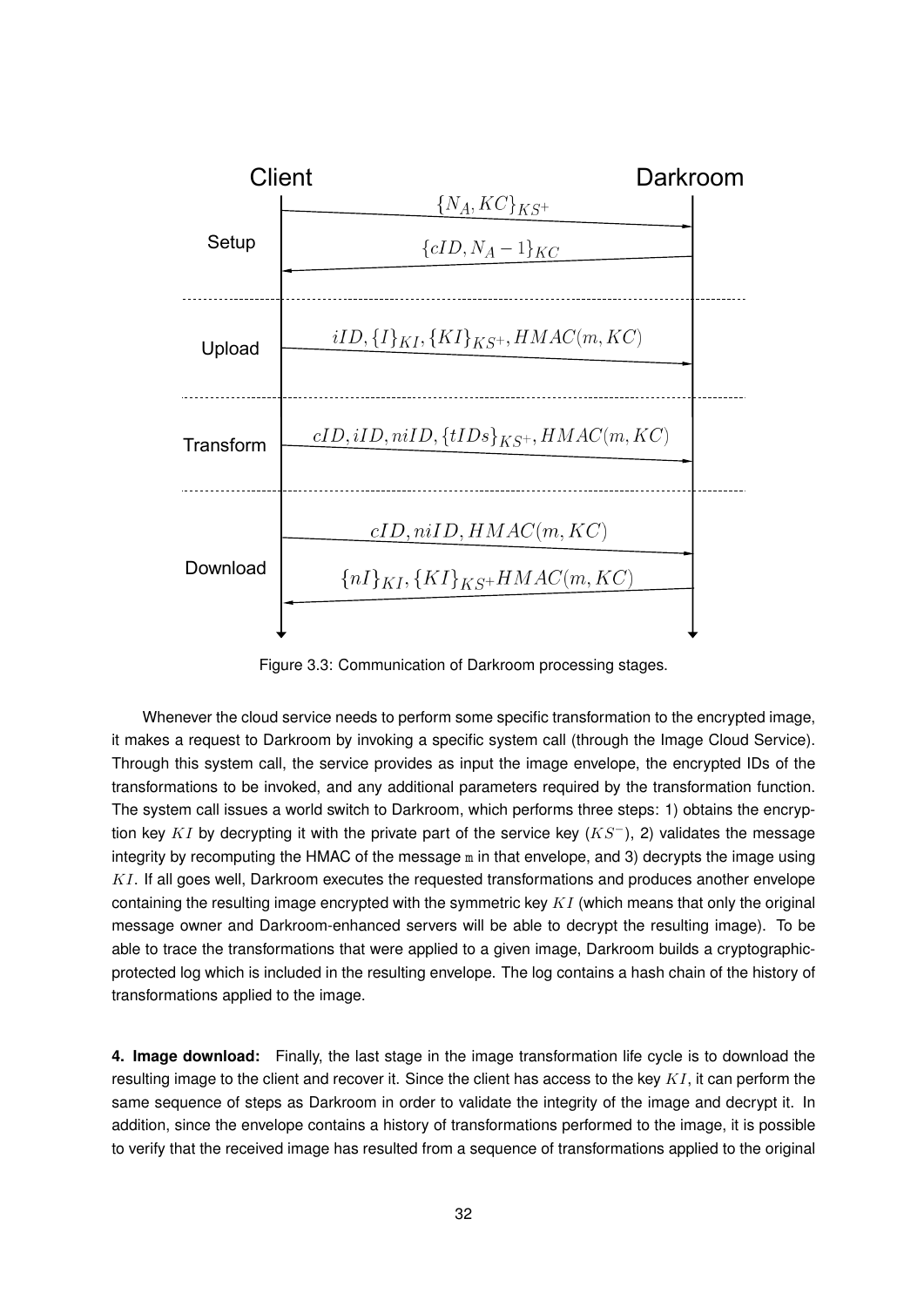Figure 3.3: Communication of Darkroom processing stages.

Whenever the cloud service needs to perform some specific transformation to the encrypted image, it makes a request to Darkroom by invoking a specific system call (through the Image Cloud Service). Through this system call, the service provides as input the image envelope, the encrypted IDs of the transformations to be invoked, and any additional parameters required by the transformation function. The system call issues a world switch to Darkroom, which performs three steps: 1) obtains the encryption key $KI$ by decrypting it with the private part of the service key ($KS^{-}$), 2) validates the message integrity by recomputing the HMAC of the message `m` in that envelope, and 3) decrypts the image using $KI$. If all goes well, Darkroom executes the requested transformations and produces another envelope containing the resulting image encrypted with the symmetric key $KI$ (which means that only the original message owner and Darkroom-enhanced servers will be able to decrypt the resulting image). To be able to trace the transformations that were applied to a given image, Darkroom builds a cryptographic-protected log which is included in the resulting envelope. The log contains a hash chain of the history of transformations applied to the image.

**4. Image download:** Finally, the last stage in the image transformation life cycle is to download the resulting image to the client and recover it. Since the client has access to the key $KI$, it can perform the same sequence of steps as Darkroom in order to validate the integrity of the image and decrypt it. In addition, since the envelope contains a history of transformations performed to the image, it is possible to verify that the received image has resulted from a sequence of transformations applied to the original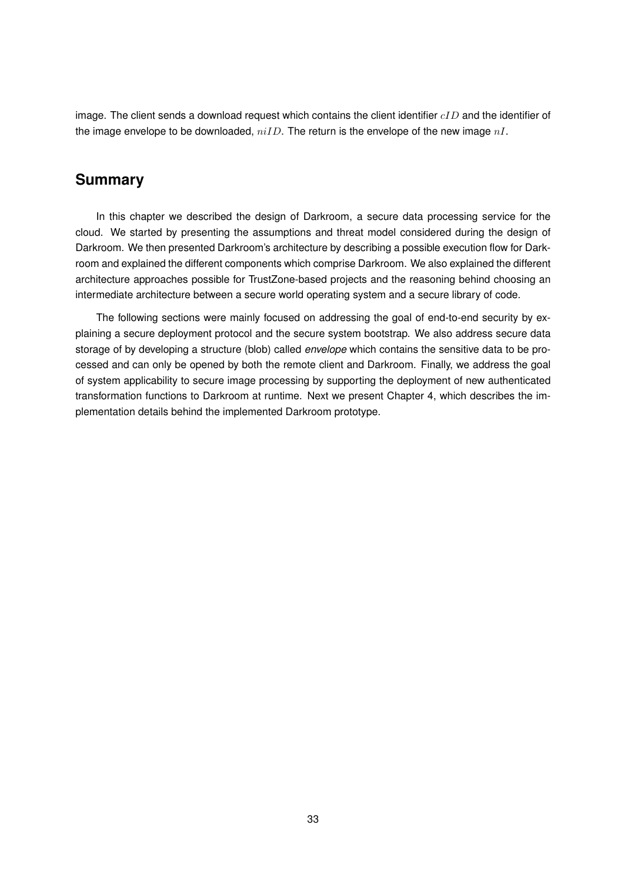image. The client sends a download request which contains the client identifier $cID$ and the identifier of the image envelope to be downloaded, $niID$. The return is the envelope of the new image $nI$.

## Summary

In this chapter we described the design of Darkroom, a secure data processing service for the cloud. We started by presenting the assumptions and threat model considered during the design of Darkroom. We then presented Darkroom's architecture by describing a possible execution flow for Darkroom and explained the different components which comprise Darkroom. We also explained the different architecture approaches possible for TrustZone-based projects and the reasoning behind choosing an intermediate architecture between a secure world operating system and a secure library of code.

The following sections were mainly focused on addressing the goal of end-to-end security by explaining a secure deployment protocol and the secure system bootstrap. We also address secure data storage of by developing a structure (blob) called *envelope* which contains the sensitive data to be processed and can only be opened by both the remote client and Darkroom. Finally, we address the goal of system applicability to secure image processing by supporting the deployment of new authenticated transformation functions to Darkroom at runtime. Next we present Chapter 4, which describes the implementation details behind the implemented Darkroom prototype.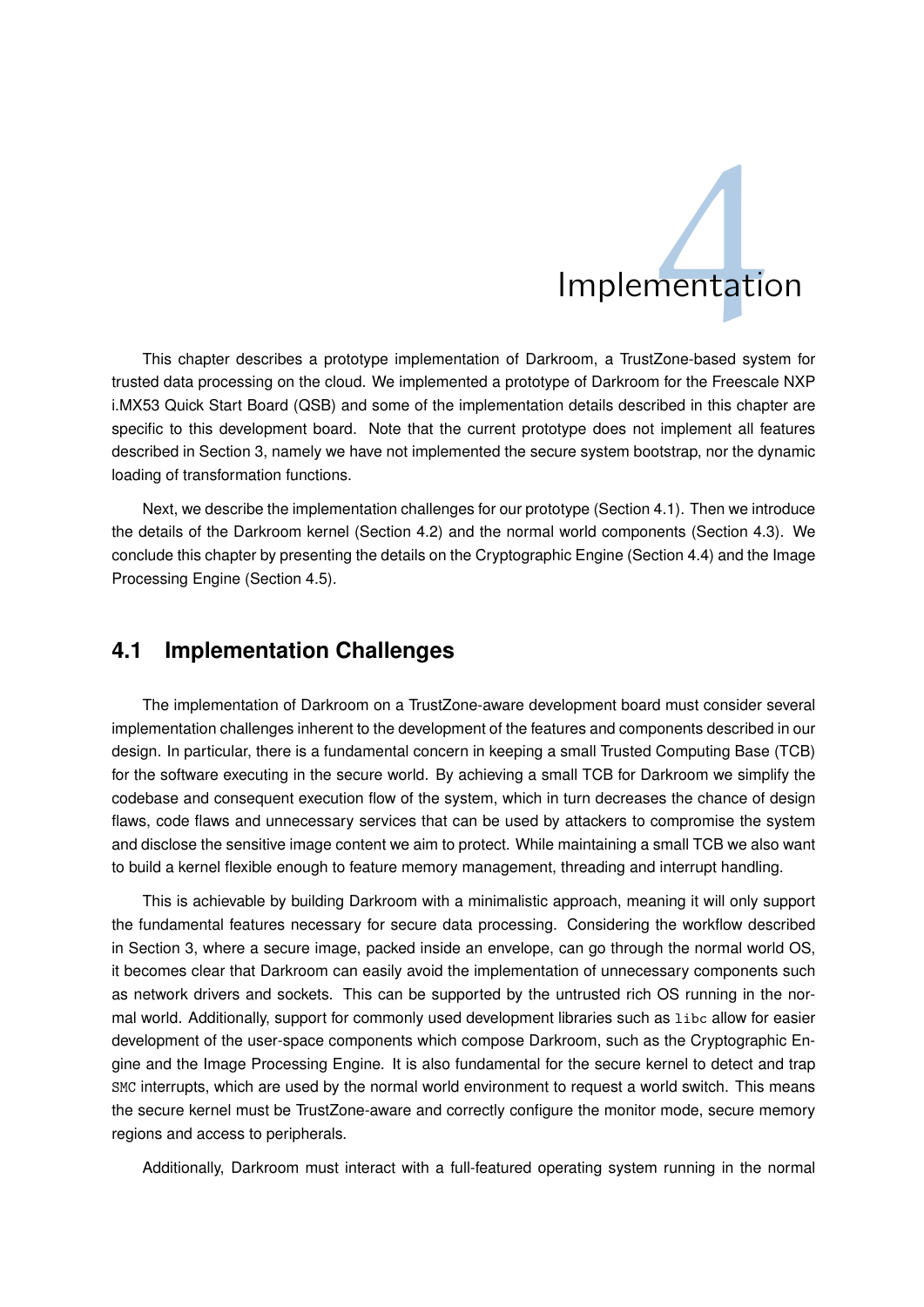# 4 Implementation

This chapter describes a prototype implementation of Darkroom, a TrustZone-based system for trusted data processing on the cloud. We implemented a prototype of Darkroom for the Freescale NXP i.MX53 Quick Start Board (QSB) and some of the implementation details described in this chapter are specific to this development board. Note that the current prototype does not implement all features described in Section 3, namely we have not implemented the secure system bootstrap, nor the dynamic loading of transformation functions.

Next, we describe the implementation challenges for our prototype (Section 4.1). Then we introduce the details of the Darkroom kernel (Section 4.2) and the normal world components (Section 4.3). We conclude this chapter by presenting the details on the Cryptographic Engine (Section 4.4) and the Image Processing Engine (Section 4.5).

## 4.1 Implementation Challenges

The implementation of Darkroom on a TrustZone-aware development board must consider several implementation challenges inherent to the development of the features and components described in our design. In particular, there is a fundamental concern in keeping a small Trusted Computing Base (TCB) for the software executing in the secure world. By achieving a small TCB for Darkroom we simplify the codebase and consequent execution flow of the system, which in turn decreases the chance of design flaws, code flaws and unnecessary services that can be used by attackers to compromise the system and disclose the sensitive image content we aim to protect. While maintaining a small TCB we also want to build a kernel flexible enough to feature memory management, threading and interrupt handling.

This is achievable by building Darkroom with a minimalistic approach, meaning it will only support the fundamental features necessary for secure data processing. Considering the workflow described in Section 3, where a secure image, packed inside an envelope, can go through the normal world OS, it becomes clear that Darkroom can easily avoid the implementation of unnecessary components such as network drivers and sockets. This can be supported by the untrusted rich OS running in the normal world. Additionally, support for commonly used development libraries such as `libc` allow for easier development of the user-space components which compose Darkroom, such as the Cryptographic Engine and the Image Processing Engine. It is also fundamental for the secure kernel to detect and trap `SMC` interrupts, which are used by the normal world environment to request a world switch. This means the secure kernel must be TrustZone-aware and correctly configure the monitor mode, secure memory regions and access to peripherals.

Additionally, Darkroom must interact with a full-featured operating system running in the normal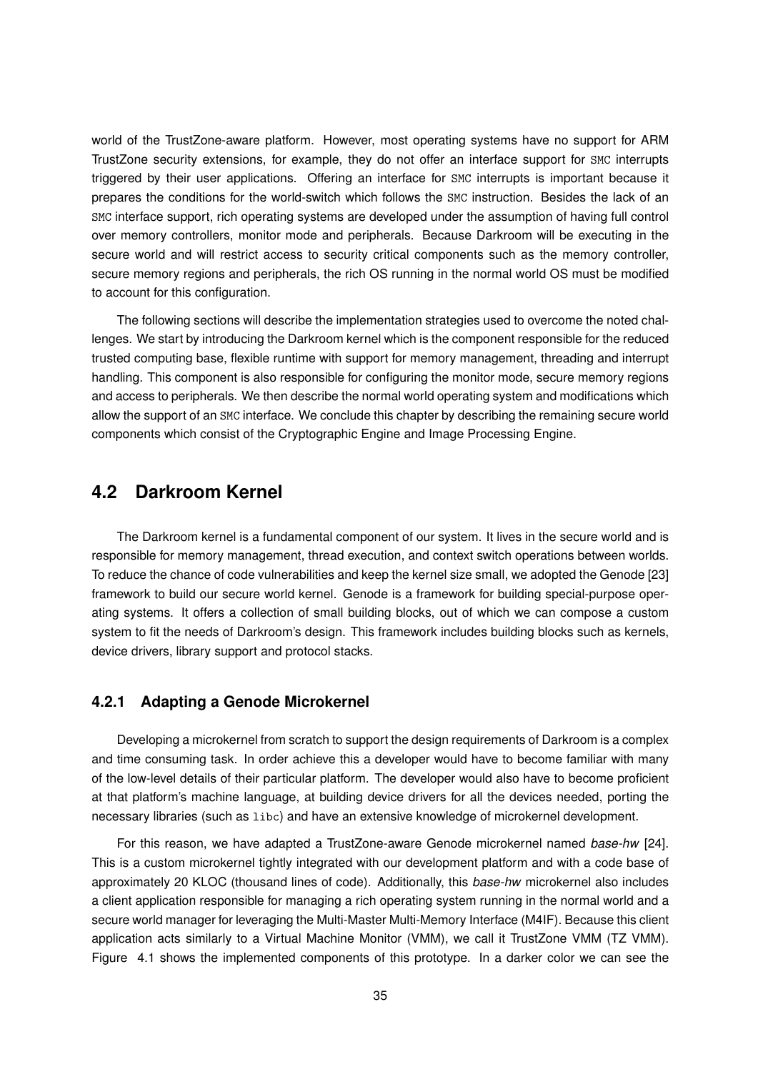world of the TrustZone-aware platform. However, most operating systems have no support for ARM TrustZone security extensions, for example, they do not offer an interface support for `SMC` interrupts triggered by their user applications. Offering an interface for `SMC` interrupts is important because it prepares the conditions for the world-switch which follows the `SMC` instruction. Besides the lack of an `SMC` interface support, rich operating systems are developed under the assumption of having full control over memory controllers, monitor mode and peripherals. Because Darkroom will be executing in the secure world and will restrict access to security critical components such as the memory controller, secure memory regions and peripherals, the rich OS running in the normal world OS must be modified to account for this configuration.

The following sections will describe the implementation strategies used to overcome the noted challenges. We start by introducing the Darkroom kernel which is the component responsible for the reduced trusted computing base, flexible runtime with support for memory management, threading and interrupt handling. This component is also responsible for configuring the monitor mode, secure memory regions and access to peripherals. We then describe the normal world operating system and modifications which allow the support of an `SMC` interface. We conclude this chapter by describing the remaining secure world components which consist of the Cryptographic Engine and Image Processing Engine.

## 4.2 Darkroom Kernel

The Darkroom kernel is a fundamental component of our system. It lives in the secure world and is responsible for memory management, thread execution, and context switch operations between worlds. To reduce the chance of code vulnerabilities and keep the kernel size small, we adopted the Genode [23] framework to build our secure world kernel. Genode is a framework for building special-purpose operating systems. It offers a collection of small building blocks, out of which we can compose a custom system to fit the needs of Darkroom's design. This framework includes building blocks such as kernels, device drivers, library support and protocol stacks.

### 4.2.1 Adapting a Genode Microkernel

Developing a microkernel from scratch to support the design requirements of Darkroom is a complex and time consuming task. In order achieve this a developer would have to become familiar with many of the low-level details of their particular platform. The developer would also have to become proficient at that platform's machine language, at building device drivers for all the devices needed, porting the necessary libraries (such as `libc`) and have an extensive knowledge of microkernel development.

For this reason, we have adapted a TrustZone-aware Genode microkernel named *base-hw* [24]. This is a custom microkernel tightly integrated with our development platform and with a code base of approximately 20 KLOC (thousand lines of code). Additionally, this *base-hw* microkernel also includes a client application responsible for managing a rich operating system running in the normal world and a secure world manager for leveraging the Multi-Master Multi-Memory Interface (M4IF). Because this client application acts similarly to a Virtual Machine Monitor (VMM), we call it TrustZone VMM (TZ VMM). Figure 4.1 shows the implemented components of this prototype. In a darker color we can see the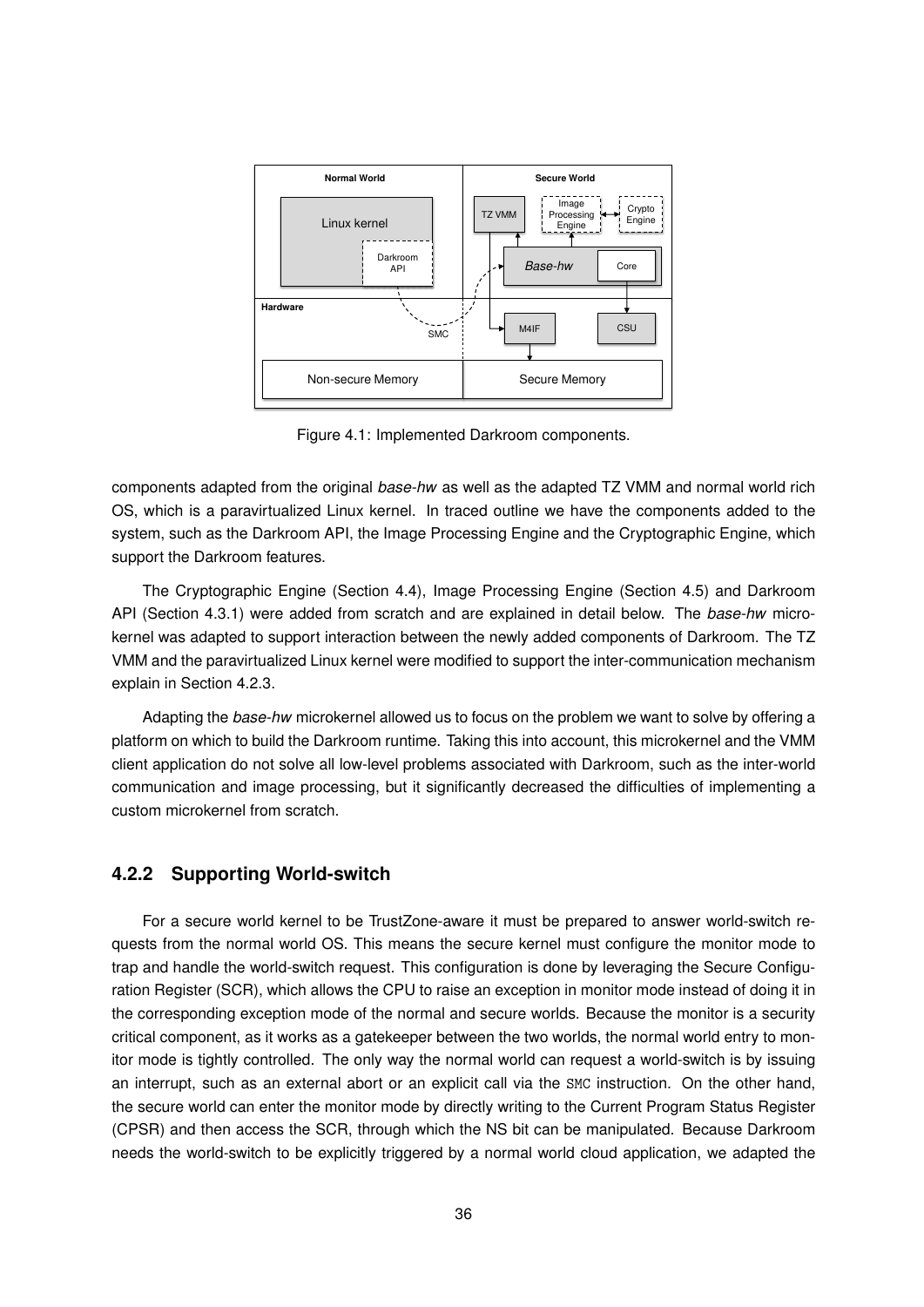Figure 4.1: Implemented Darkroom components.

components adapted from the original *base-hw* as well as the adapted TZ VMM and normal world rich OS, which is a paravirtualized Linux kernel. In traced outline we have the components added to the system, such as the Darkroom API, the Image Processing Engine and the Cryptographic Engine, which support the Darkroom features.

The Cryptographic Engine (Section 4.4), Image Processing Engine (Section 4.5) and Darkroom API (Section 4.3.1) were added from scratch and are explained in detail below. The *base-hw* microkernel was adapted to support interaction between the newly added components of Darkroom. The TZ VMM and the paravirtualized Linux kernel were modified to support the inter-communication mechanism explain in Section 4.2.3.

Adapting the *base-hw* microkernel allowed us to focus on the problem we want to solve by offering a platform on which to build the Darkroom runtime. Taking this into account, this microkernel and the VMM client application do not solve all low-level problems associated with Darkroom, such as the inter-world communication and image processing, but it significantly decreased the difficulties of implementing a custom microkernel from scratch.

### 4.2.2 Supporting World-switch

For a secure world kernel to be TrustZone-aware it must be prepared to answer world-switch requests from the normal world OS. This means the secure kernel must configure the monitor mode to trap and handle the world-switch request. This configuration is done by leveraging the Secure Configuration Register (SCR), which allows the CPU to raise an exception in monitor mode instead of doing it in the corresponding exception mode of the normal and secure worlds. Because the monitor is a security critical component, as it works as a gatekeeper between the two worlds, the normal world entry to monitor mode is tightly controlled. The only way the normal world can request a world-switch is by issuing an interrupt, such as an external abort or an explicit call via the `SMC` instruction. On the other hand, the secure world can enter the monitor mode by directly writing to the Current Program Status Register (CPSR) and then access the SCR, through which the NS bit can be manipulated. Because Darkroom needs the world-switch to be explicitly triggered by a normal world cloud application, we adapted the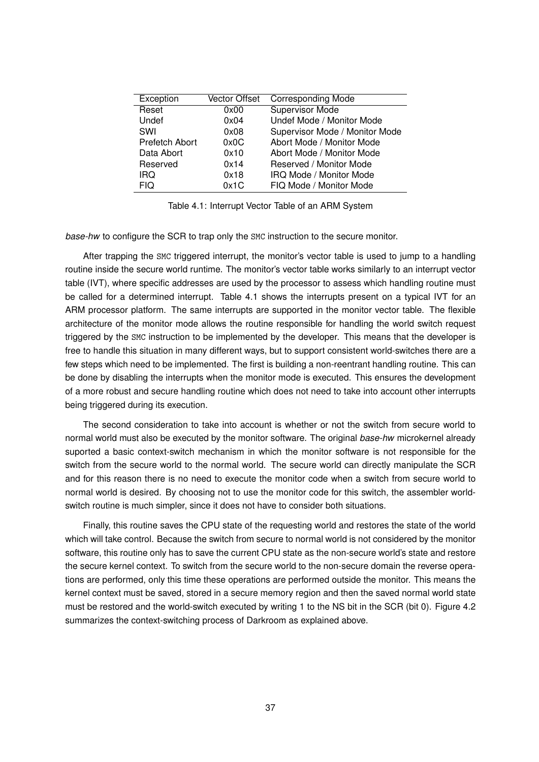| Exception | Vector Offset | Corresponding Mode |
|---|---|---|
| Reset | 0x00 | Supervisor Mode |
| Undef | 0x04 | Undef Mode / Monitor Mode |
| SWI | 0x08 | Supervisor Mode / Monitor Mode |
| Prefetch Abort | 0x0C | Abort Mode / Monitor Mode |
| Data Abort | 0x10 | Abort Mode / Monitor Mode |
| Reserved | 0x14 | Reserved / Monitor Mode |
| IRQ | 0x18 | IRQ Mode / Monitor Mode |
| FIQ | 0x1C | FIQ Mode / Monitor Mode |

Table 4.1: Interrupt Vector Table of an ARM System

*base-hw* to configure the SCR to trap only the `SMC` instruction to the secure monitor.

After trapping the `SMC` triggered interrupt, the monitor's vector table is used to jump to a handling routine inside the secure world runtime. The monitor's vector table works similarly to an interrupt vector table (IVT), where specific addresses are used by the processor to assess which handling routine must be called for a determined interrupt. Table 4.1 shows the interrupts present on a typical IVT for an ARM processor platform. The same interrupts are supported in the monitor vector table. The flexible architecture of the monitor mode allows the routine responsible for handling the world switch request triggered by the `SMC` instruction to be implemented by the developer. This means that the developer is free to handle this situation in many different ways, but to support consistent world-switches there are a few steps which need to be implemented. The first is building a non-reentrant handling routine. This can be done by disabling the interrupts when the monitor mode is executed. This ensures the development of a more robust and secure handling routine which does not need to take into account other interrupts being triggered during its execution.

The second consideration to take into account is whether or not the switch from secure world to normal world must also be executed by the monitor software. The original *base-hw* microkernel already suported a basic context-switch mechanism in which the monitor software is not responsible for the switch from the secure world to the normal world. The secure world can directly manipulate the SCR and for this reason there is no need to execute the monitor code when a switch from secure world to normal world is desired. By choosing not to use the monitor code for this switch, the assembler world-switch routine is much simpler, since it does not have to consider both situations.

Finally, this routine saves the CPU state of the requesting world and restores the state of the world which will take control. Because the switch from secure to normal world is not considered by the monitor software, this routine only has to save the current CPU state as the non-secure world's state and restore the secure kernel context. To switch from the secure world to the non-secure domain the reverse operations are performed, only this time these operations are performed outside the monitor. This means the kernel context must be saved, stored in a secure memory region and then the saved normal world state must be restored and the world-switch executed by writing 1 to the NS bit in the SCR (bit 0). Figure 4.2 summarizes the context-switching process of Darkroom as explained above.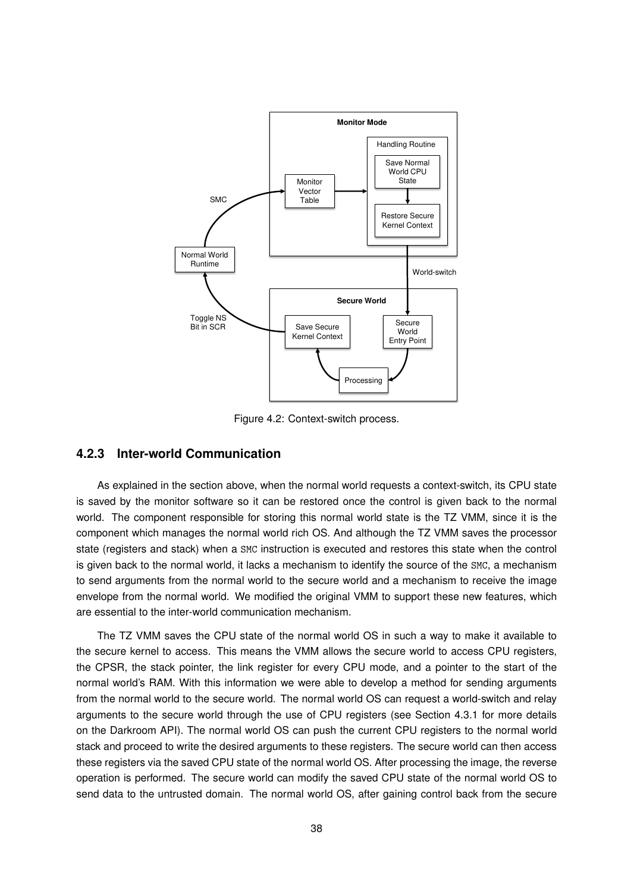Figure 4.2: Context-switch process.

### 4.2.3 Inter-world Communication

As explained in the section above, when the normal world requests a context-switch, its CPU state is saved by the monitor software so it can be restored once the control is given back to the normal world. The component responsible for storing this normal world state is the TZ VMM, since it is the component which manages the normal world rich OS. And although the TZ VMM saves the processor state (registers and stack) when a `SMC` instruction is executed and restores this state when the control is given back to the normal world, it lacks a mechanism to identify the source of the `SMC`, a mechanism to send arguments from the normal world to the secure world and a mechanism to receive the image envelope from the normal world. We modified the original VMM to support these new features, which are essential to the inter-world communication mechanism.

The TZ VMM saves the CPU state of the normal world OS in such a way to make it available to the secure kernel to access. This means the VMM allows the secure world to access CPU registers, the CPSR, the stack pointer, the link register for every CPU mode, and a pointer to the start of the normal world's RAM. With this information we were able to develop a method for sending arguments from the normal world to the secure world. The normal world OS can request a world-switch and relay arguments to the secure world through the use of CPU registers (see Section 4.3.1 for more details on the Darkroom API). The normal world OS can push the current CPU registers to the normal world stack and proceed to write the desired arguments to these registers. The secure world can then access these registers via the saved CPU state of the normal world OS. After processing the image, the reverse operation is performed. The secure world can modify the saved CPU state of the normal world OS to send data to the untrusted domain. The normal world OS, after gaining control back from the secure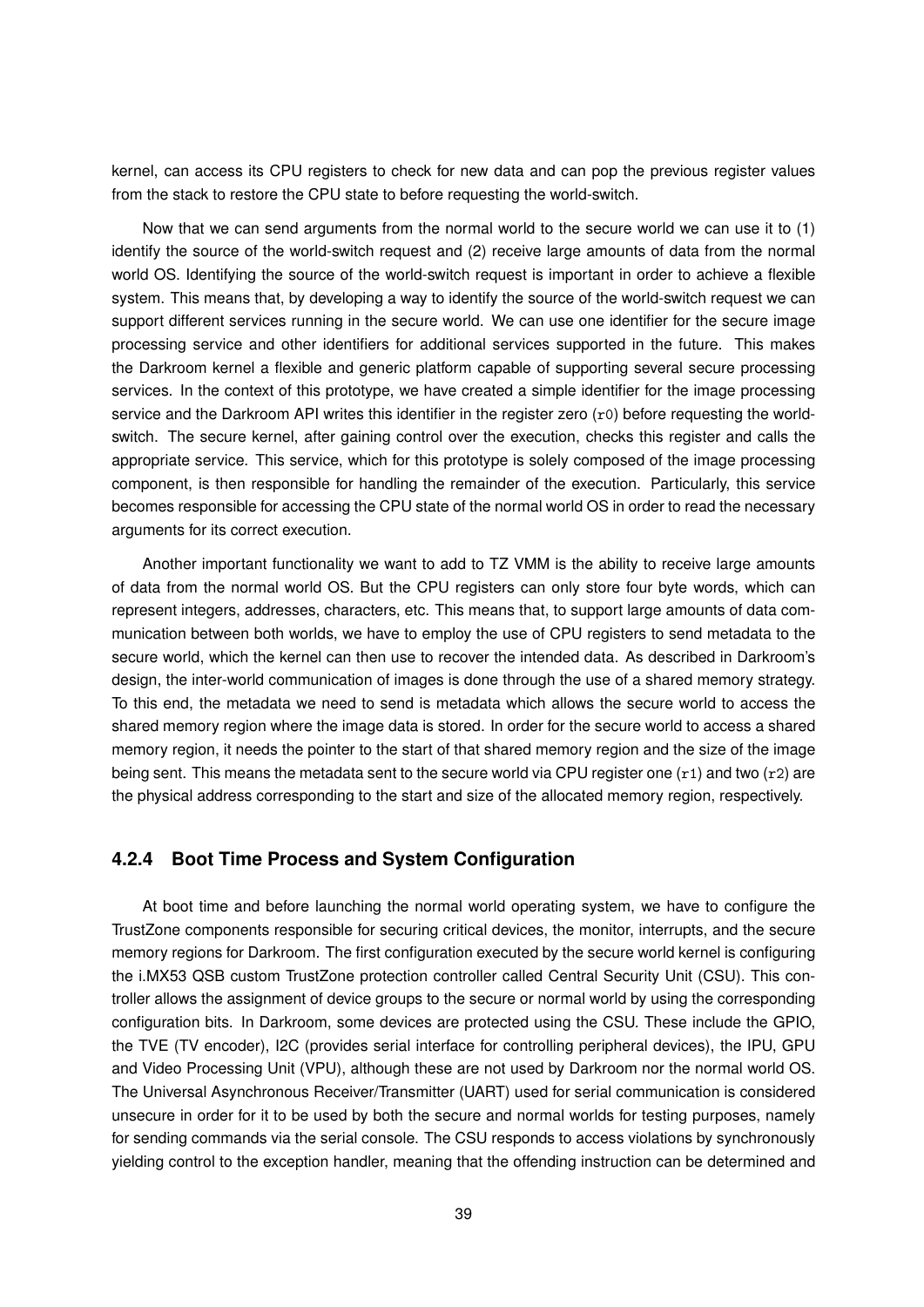kernel, can access its CPU registers to check for new data and can pop the previous register values from the stack to restore the CPU state to before requesting the world-switch.

Now that we can send arguments from the normal world to the secure world we can use it to (1) identify the source of the world-switch request and (2) receive large amounts of data from the normal world OS. Identifying the source of the world-switch request is important in order to achieve a flexible system. This means that, by developing a way to identify the source of the world-switch request we can support different services running in the secure world. We can use one identifier for the secure image processing service and other identifiers for additional services supported in the future. This makes the Darkroom kernel a flexible and generic platform capable of supporting several secure processing services. In the context of this prototype, we have created a simple identifier for the image processing service and the Darkroom API writes this identifier in the register zero (`r0`) before requesting the world-switch. The secure kernel, after gaining control over the execution, checks this register and calls the appropriate service. This service, which for this prototype is solely composed of the image processing component, is then responsible for handling the remainder of the execution. Particularly, this service becomes responsible for accessing the CPU state of the normal world OS in order to read the necessary arguments for its correct execution.

Another important functionality we want to add to TZ VMM is the ability to receive large amounts of data from the normal world OS. But the CPU registers can only store four byte words, which can represent integers, addresses, characters, etc. This means that, to support large amounts of data communication between both worlds, we have to employ the use of CPU registers to send metadata to the secure world, which the kernel can then use to recover the intended data. As described in Darkroom's design, the inter-world communication of images is done through the use of a shared memory strategy. To this end, the metadata we need to send is metadata which allows the secure world to access the shared memory region where the image data is stored. In order for the secure world to access a shared memory region, it needs the pointer to the start of that shared memory region and the size of the image being sent. This means the metadata sent to the secure world via CPU register one (`r1`) and two (`r2`) are the physical address corresponding to the start and size of the allocated memory region, respectively.

### 4.2.4 Boot Time Process and System Configuration

At boot time and before launching the normal world operating system, we have to configure the TrustZone components responsible for securing critical devices, the monitor, interrupts, and the secure memory regions for Darkroom. The first configuration executed by the secure world kernel is configuring the i.MX53 QSB custom TrustZone protection controller called Central Security Unit (CSU). This controller allows the assignment of device groups to the secure or normal world by using the corresponding configuration bits. In Darkroom, some devices are protected using the CSU. These include the GPIO, the TVE (TV encoder), I2C (provides serial interface for controlling peripheral devices), the IPU, GPU and Video Processing Unit (VPU), although these are not used by Darkroom nor the normal world OS. The Universal Asynchronous Receiver/Transmitter (UART) used for serial communication is considered unsecure in order for it to be used by both the secure and normal worlds for testing purposes, namely for sending commands via the serial console. The CSU responds to access violations by synchronously yielding control to the exception handler, meaning that the offending instruction can be determined and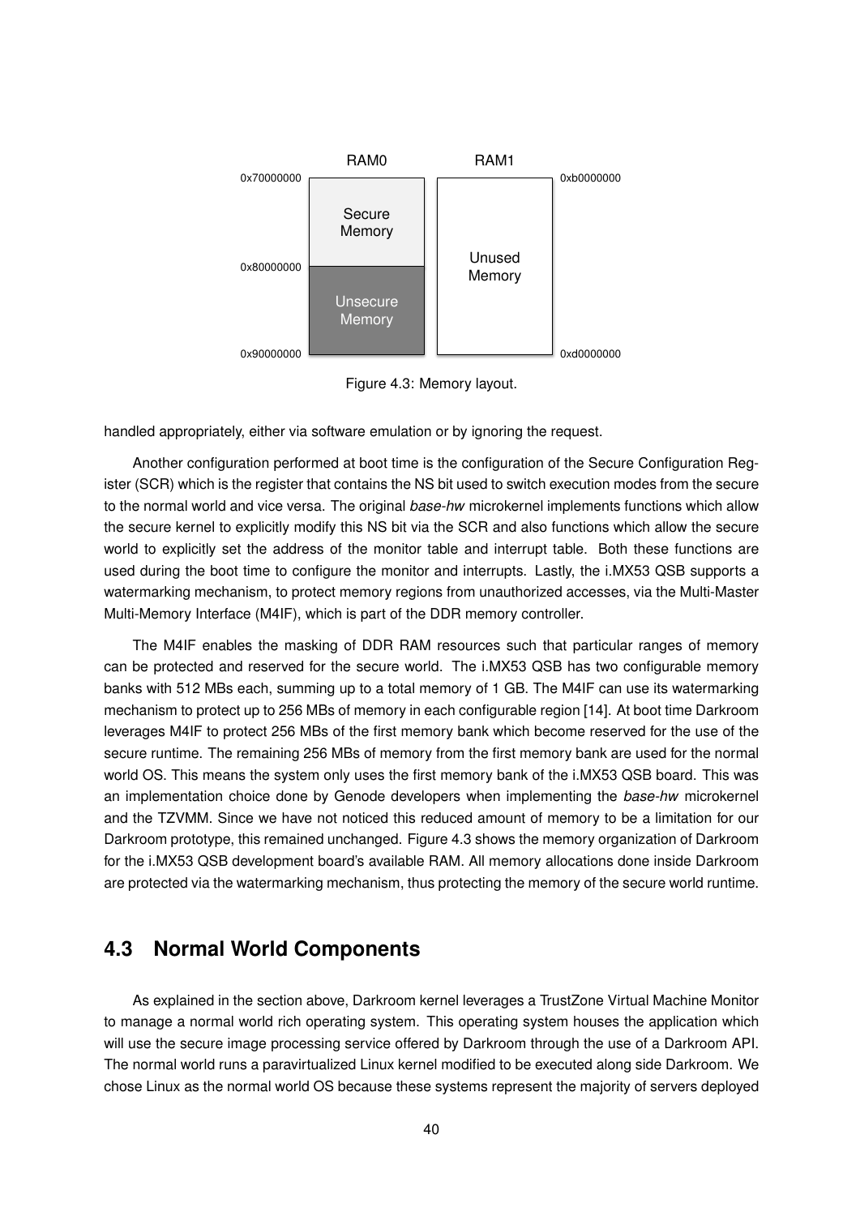RAM0 RAM1

0x70000000 Secure Memory

0x80000000 Unsecure Memory

0x90000000

0xb0000000 Unused Memory

0xd0000000

Figure 4.3: Memory layout.

handled appropriately, either via software emulation or by ignoring the request.

Another configuration performed at boot time is the configuration of the Secure Configuration Register (SCR) which is the register that contains the NS bit used to switch execution modes from the secure to the normal world and vice versa. The original *base-hw* microkernel implements functions which allow the secure kernel to explicitly modify this NS bit via the SCR and also functions which allow the secure world to explicitly set the address of the monitor table and interrupt table. Both these functions are used during the boot time to configure the monitor and interrupts. Lastly, the i.MX53 QSB supports a watermarking mechanism, to protect memory regions from unauthorized accesses, via the Multi-Master Multi-Memory Interface (M4IF), which is part of the DDR memory controller.

The M4IF enables the masking of DDR RAM resources such that particular ranges of memory can be protected and reserved for the secure world. The i.MX53 QSB has two configurable memory banks with 512 MBs each, summing up to a total memory of 1 GB. The M4IF can use its watermarking mechanism to protect up to 256 MBs of memory in each configurable region [14]. At boot time Darkroom leverages M4IF to protect 256 MBs of the first memory bank which become reserved for the use of the secure runtime. The remaining 256 MBs of memory from the first memory bank are used for the normal world OS. This means the system only uses the first memory bank of the i.MX53 QSB board. This was an implementation choice done by Genode developers when implementing the *base-hw* microkernel and the TZVMM. Since we have not noticed this reduced amount of memory to be a limitation for our Darkroom prototype, this remained unchanged. Figure 4.3 shows the memory organization of Darkroom for the i.MX53 QSB development board's available RAM. All memory allocations done inside Darkroom are protected via the watermarking mechanism, thus protecting the memory of the secure world runtime.

## 4.3 Normal World Components

As explained in the section above, Darkroom kernel leverages a TrustZone Virtual Machine Monitor to manage a normal world rich operating system. This operating system houses the application which will use the secure image processing service offered by Darkroom through the use of a Darkroom API. The normal world runs a paravirtualized Linux kernel modified to be executed along side Darkroom. We chose Linux as the normal world OS because these systems represent the majority of servers deployed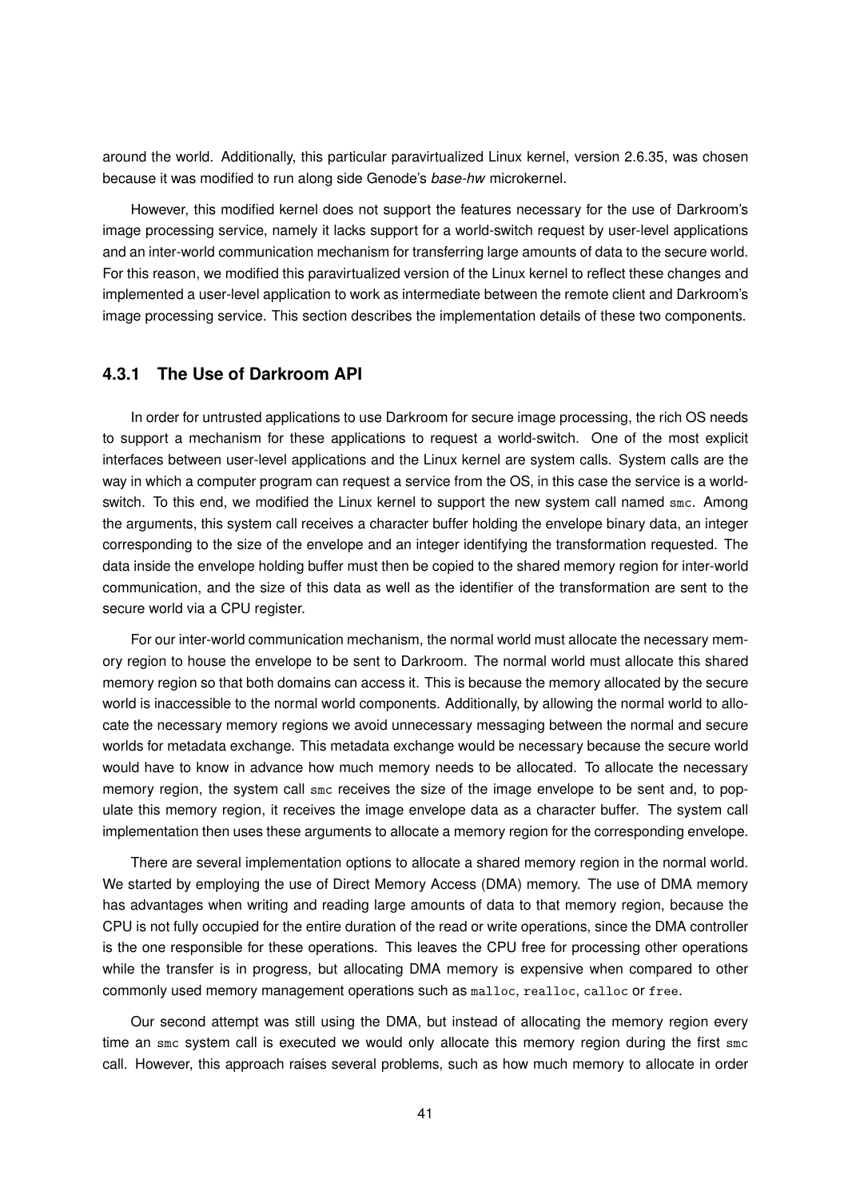around the world. Additionally, this particular paravirtualized Linux kernel, version 2.6.35, was chosen because it was modified to run along side Genode's *base-hw* microkernel.

However, this modified kernel does not support the features necessary for the use of Darkroom's image processing service, namely it lacks support for a world-switch request by user-level applications and an inter-world communication mechanism for transferring large amounts of data to the secure world. For this reason, we modified this paravirtualized version of the Linux kernel to reflect these changes and implemented a user-level application to work as intermediate between the remote client and Darkroom's image processing service. This section describes the implementation details of these two components.

### 4.3.1 The Use of Darkroom API

In order for untrusted applications to use Darkroom for secure image processing, the rich OS needs to support a mechanism for these applications to request a world-switch. One of the most explicit interfaces between user-level applications and the Linux kernel are system calls. System calls are the way in which a computer program can request a service from the OS, in this case the service is a world-switch. To this end, we modified the Linux kernel to support the new system call named `smc`. Among the arguments, this system call receives a character buffer holding the envelope binary data, an integer corresponding to the size of the envelope and an integer identifying the transformation requested. The data inside the envelope holding buffer must then be copied to the shared memory region for inter-world communication, and the size of this data as well as the identifier of the transformation are sent to the secure world via a CPU register.

For our inter-world communication mechanism, the normal world must allocate the necessary memory region to house the envelope to be sent to Darkroom. The normal world must allocate this shared memory region so that both domains can access it. This is because the memory allocated by the secure world is inaccessible to the normal world components. Additionally, by allowing the normal world to allocate the necessary memory regions we avoid unnecessary messaging between the normal and secure worlds for metadata exchange. This metadata exchange would be necessary because the secure world would have to know in advance how much memory needs to be allocated. To allocate the necessary memory region, the system call `smc` receives the size of the image envelope to be sent and, to populate this memory region, it receives the image envelope data as a character buffer. The system call implementation then uses these arguments to allocate a memory region for the corresponding envelope.

There are several implementation options to allocate a shared memory region in the normal world. We started by employing the use of Direct Memory Access (DMA) memory. The use of DMA memory has advantages when writing and reading large amounts of data to that memory region, because the CPU is not fully occupied for the entire duration of the read or write operations, since the DMA controller is the one responsible for these operations. This leaves the CPU free for processing other operations while the transfer is in progress, but allocating DMA memory is expensive when compared to other commonly used memory management operations such as `malloc`, `realloc`, `calloc` or `free`.

Our second attempt was still using the DMA, but instead of allocating the memory region every time an `smc` system call is executed we would only allocate this memory region during the first `smc` call. However, this approach raises several problems, such as how much memory to allocate in order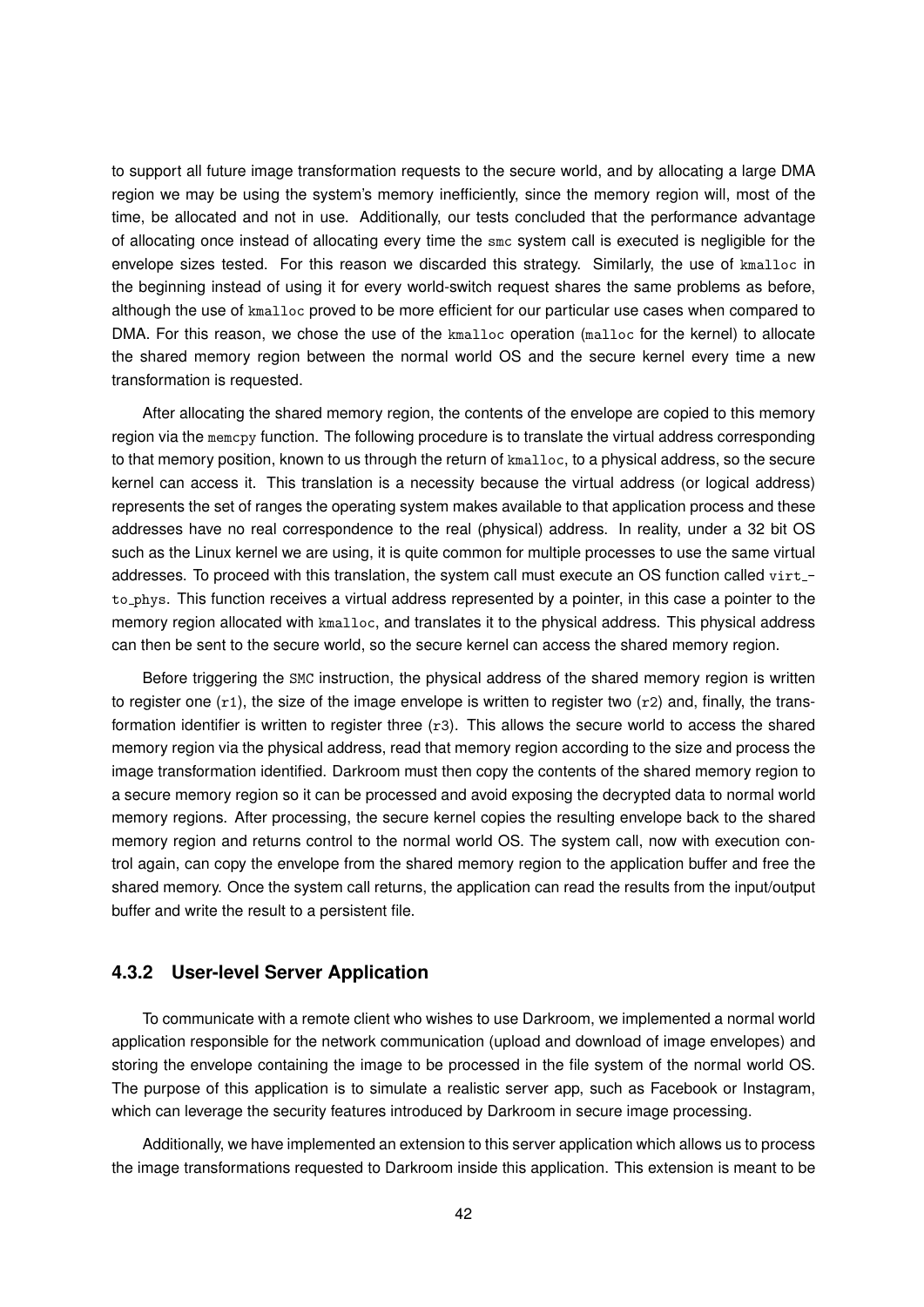to support all future image transformation requests to the secure world, and by allocating a large DMA region we may be using the system's memory inefficiently, since the memory region will, most of the time, be allocated and not in use. Additionally, our tests concluded that the performance advantage of allocating once instead of allocating every time the `smc` system call is executed is negligible for the envelope sizes tested. For this reason we discarded this strategy. Similarly, the use of `kmalloc` in the beginning instead of using it for every world-switch request shares the same problems as before, although the use of `kmalloc` proved to be more efficient for our particular use cases when compared to DMA. For this reason, we chose the use of the `kmalloc` operation (`malloc` for the kernel) to allocate the shared memory region between the normal world OS and the secure kernel every time a new transformation is requested.

After allocating the shared memory region, the contents of the envelope are copied to this memory region via the `memcpy` function. The following procedure is to translate the virtual address corresponding to that memory position, known to us through the return of `kmalloc`, to a physical address, so the secure kernel can access it. This translation is a necessity because the virtual address (or logical address) represents the set of ranges the operating system makes available to that application process and these addresses have no real correspondence to the real (physical) address. In reality, under a 32 bit OS such as the Linux kernel we are using, it is quite common for multiple processes to use the same virtual addresses. To proceed with this translation, the system call must execute an OS function called `virt_to_phys`. This function receives a virtual address represented by a pointer, in this case a pointer to the memory region allocated with `kmalloc`, and translates it to the physical address. This physical address can then be sent to the secure world, so the secure kernel can access the shared memory region.

Before triggering the `SMC` instruction, the physical address of the shared memory region is written to register one (`r1`), the size of the image envelope is written to register two (`r2`) and, finally, the transformation identifier is written to register three (`r3`). This allows the secure world to access the shared memory region via the physical address, read that memory region according to the size and process the image transformation identified. Darkroom must then copy the contents of the shared memory region to a secure memory region so it can be processed and avoid exposing the decrypted data to normal world memory regions. After processing, the secure kernel copies the resulting envelope back to the shared memory region and returns control to the normal world OS. The system call, now with execution control again, can copy the envelope from the shared memory region to the application buffer and free the shared memory. Once the system call returns, the application can read the results from the input/output buffer and write the result to a persistent file.

### 4.3.2 User-level Server Application

To communicate with a remote client who wishes to use Darkroom, we implemented a normal world application responsible for the network communication (upload and download of image envelopes) and storing the envelope containing the image to be processed in the file system of the normal world OS. The purpose of this application is to simulate a realistic server app, such as Facebook or Instagram, which can leverage the security features introduced by Darkroom in secure image processing.

Additionally, we have implemented an extension to this server application which allows us to process the image transformations requested to Darkroom inside this application. This extension is meant to be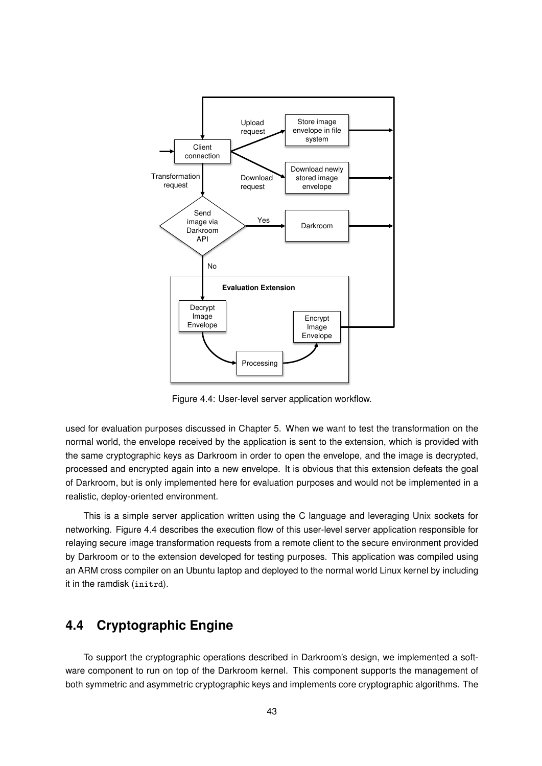Figure 4.4: User-level server application workflow.

used for evaluation purposes discussed in Chapter 5. When we want to test the transformation on the normal world, the envelope received by the application is sent to the extension, which is provided with the same cryptographic keys as Darkroom in order to open the envelope, and the image is decrypted, processed and encrypted again into a new envelope. It is obvious that this extension defeats the goal of Darkroom, but is only implemented here for evaluation purposes and would not be implemented in a realistic, deploy-oriented environment.

This is a simple server application written using the C language and leveraging Unix sockets for networking. Figure 4.4 describes the execution flow of this user-level server application responsible for relaying secure image transformation requests from a remote client to the secure environment provided by Darkroom or to the extension developed for testing purposes. This application was compiled using an ARM cross compiler on an Ubuntu laptop and deployed to the normal world Linux kernel by including it in the ramdisk (`initrd`).

## 4.4 Cryptographic Engine

To support the cryptographic operations described in Darkroom's design, we implemented a software component to run on top of the Darkroom kernel. This component supports the management of both symmetric and asymmetric cryptographic keys and implements core cryptographic algorithms. The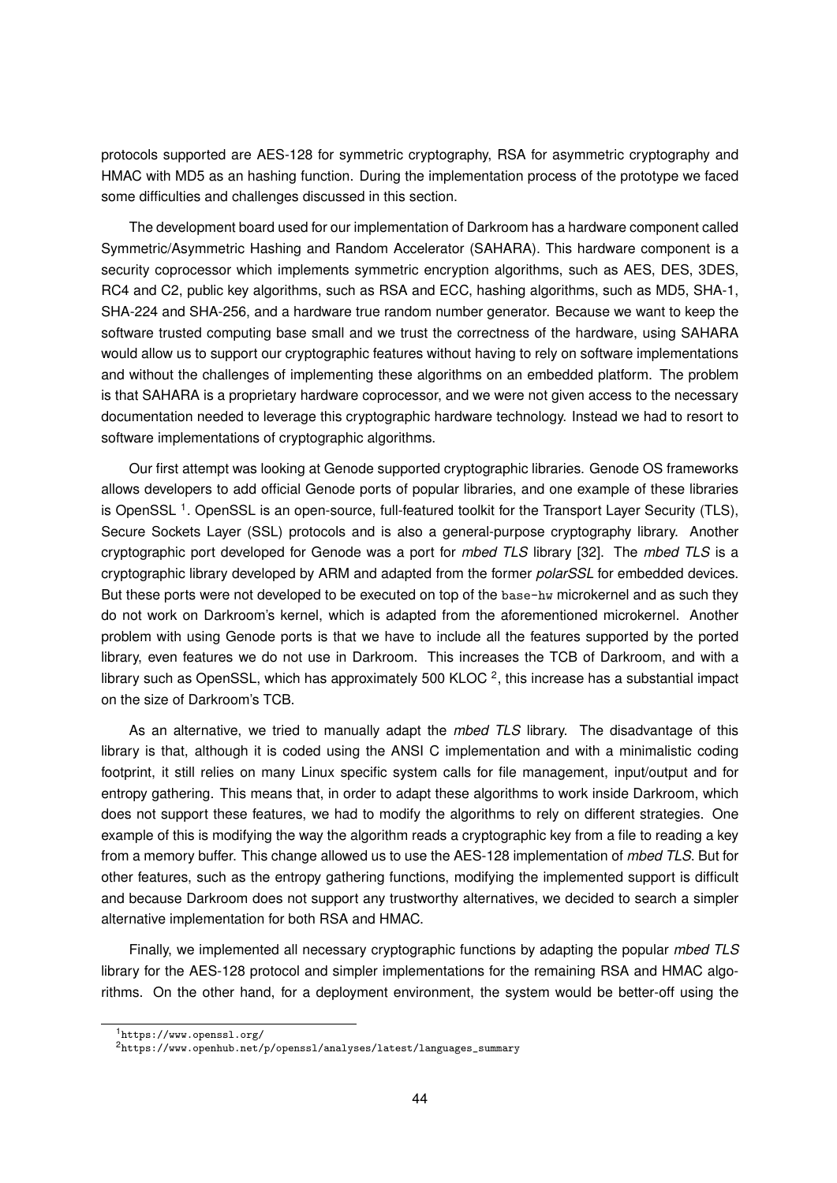protocols supported are AES-128 for symmetric cryptography, RSA for asymmetric cryptography and HMAC with MD5 as an hashing function. During the implementation process of the prototype we faced some difficulties and challenges discussed in this section.

The development board used for our implementation of Darkroom has a hardware component called Symmetric/Asymmetric Hashing and Random Accelerator (SAHARA). This hardware component is a security coprocessor which implements symmetric encryption algorithms, such as AES, DES, 3DES, RC4 and C2, public key algorithms, such as RSA and ECC, hashing algorithms, such as MD5, SHA-1, SHA-224 and SHA-256, and a hardware true random number generator. Because we want to keep the software trusted computing base small and we trust the correctness of the hardware, using SAHARA would allow us to support our cryptographic features without having to rely on software implementations and without the challenges of implementing these algorithms on an embedded platform. The problem is that SAHARA is a proprietary hardware coprocessor, and we were not given access to the necessary documentation needed to leverage this cryptographic hardware technology. Instead we had to resort to software implementations of cryptographic algorithms.

Our first attempt was looking at Genode supported cryptographic libraries. Genode OS frameworks allows developers to add official Genode ports of popular libraries, and one example of these libraries is OpenSSL [1]. OpenSSL is an open-source, full-featured toolkit for the Transport Layer Security (TLS), Secure Sockets Layer (SSL) protocols and is also a general-purpose cryptography library. Another cryptographic port developed for Genode was a port for *mbed TLS* library [32]. The *mbed TLS* is a cryptographic library developed by ARM and adapted from the former *polarSSL* for embedded devices. But these ports were not developed to be executed on top of the `base-hw` microkernel and as such they do not work on Darkroom's kernel, which is adapted from the aforementioned microkernel. Another problem with using Genode ports is that we have to include all the features supported by the ported library, even features we do not use in Darkroom. This increases the TCB of Darkroom, and with a library such as OpenSSL, which has approximately 500 KLOC [2], this increase has a substantial impact on the size of Darkroom's TCB.

As an alternative, we tried to manually adapt the *mbed TLS* library. The disadvantage of this library is that, although it is coded using the ANSI C implementation and with a minimalistic coding footprint, it still relies on many Linux specific system calls for file management, input/output and for entropy gathering. This means that, in order to adapt these algorithms to work inside Darkroom, which does not support these features, we had to modify the algorithms to rely on different strategies. One example of this is modifying the way the algorithm reads a cryptographic key from a file to reading a key from a memory buffer. This change allowed us to use the AES-128 implementation of *mbed TLS*. But for other features, such as the entropy gathering functions, modifying the implemented support is difficult and because Darkroom does not support any trustworthy alternatives, we decided to search a simpler alternative implementation for both RSA and HMAC.

Finally, we implemented all necessary cryptographic functions by adapting the popular *mbed TLS* library for the AES-128 protocol and simpler implementations for the remaining RSA and HMAC algorithms. On the other hand, for a deployment environment, the system would be better-off using the

[1] `https://www.openssl.org/`

[2] `https://www.openhub.net/p/openssl/analyses/latest/languages_summary`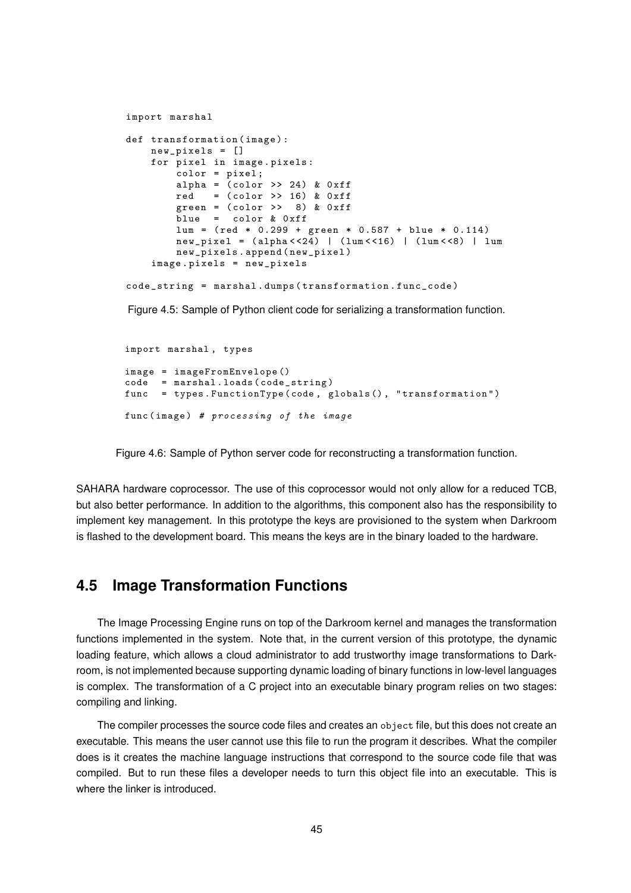```
import marshal

def transformation(image):
    new_pixels = []
    for pixel in image.pixels:
        color = pixel;
        alpha = (color >> 24) & 0xff
        red   = (color >> 16) & 0xff
        green = (color >>  8) & 0xff
        blue  =  color & 0xff
        lum = (red * 0.299 + green * 0.587 + blue * 0.114)
        new_pixel = (alpha<<24) | (lum<<16) | (lum<<8) | lum
        new_pixels.append(new_pixel)
    image.pixels = new_pixels

code_string = marshal.dumps(transformation.func_code)
```

Figure 4.5: Sample of Python client code for serializing a transformation function.

```
import marshal, types

image = imageFromEnvelope()
code  = marshal.loads(code_string)
func  = types.FunctionType(code, globals(), "transformation")

func(image) # processing of the image
```

Figure 4.6: Sample of Python server code for reconstructing a transformation function.

SAHARA hardware coprocessor. The use of this coprocessor would not only allow for a reduced TCB, but also better performance. In addition to the algorithms, this component also has the responsibility to implement key management. In this prototype the keys are provisioned to the system when Darkroom is flashed to the development board. This means the keys are in the binary loaded to the hardware.

## 4.5 Image Transformation Functions

The Image Processing Engine runs on top of the Darkroom kernel and manages the transformation functions implemented in the system. Note that, in the current version of this prototype, the dynamic loading feature, which allows a cloud administrator to add trustworthy image transformations to Darkroom, is not implemented because supporting dynamic loading of binary functions in low-level languages is complex. The transformation of a C project into an executable binary program relies on two stages: compiling and linking.

The compiler processes the source code files and creates an `object` file, but this does not create an executable. This means the user cannot use this file to run the program it describes. What the compiler does is it creates the machine language instructions that correspond to the source code file that was compiled. But to run these files a developer needs to turn this object file into an executable. This is where the linker is introduced.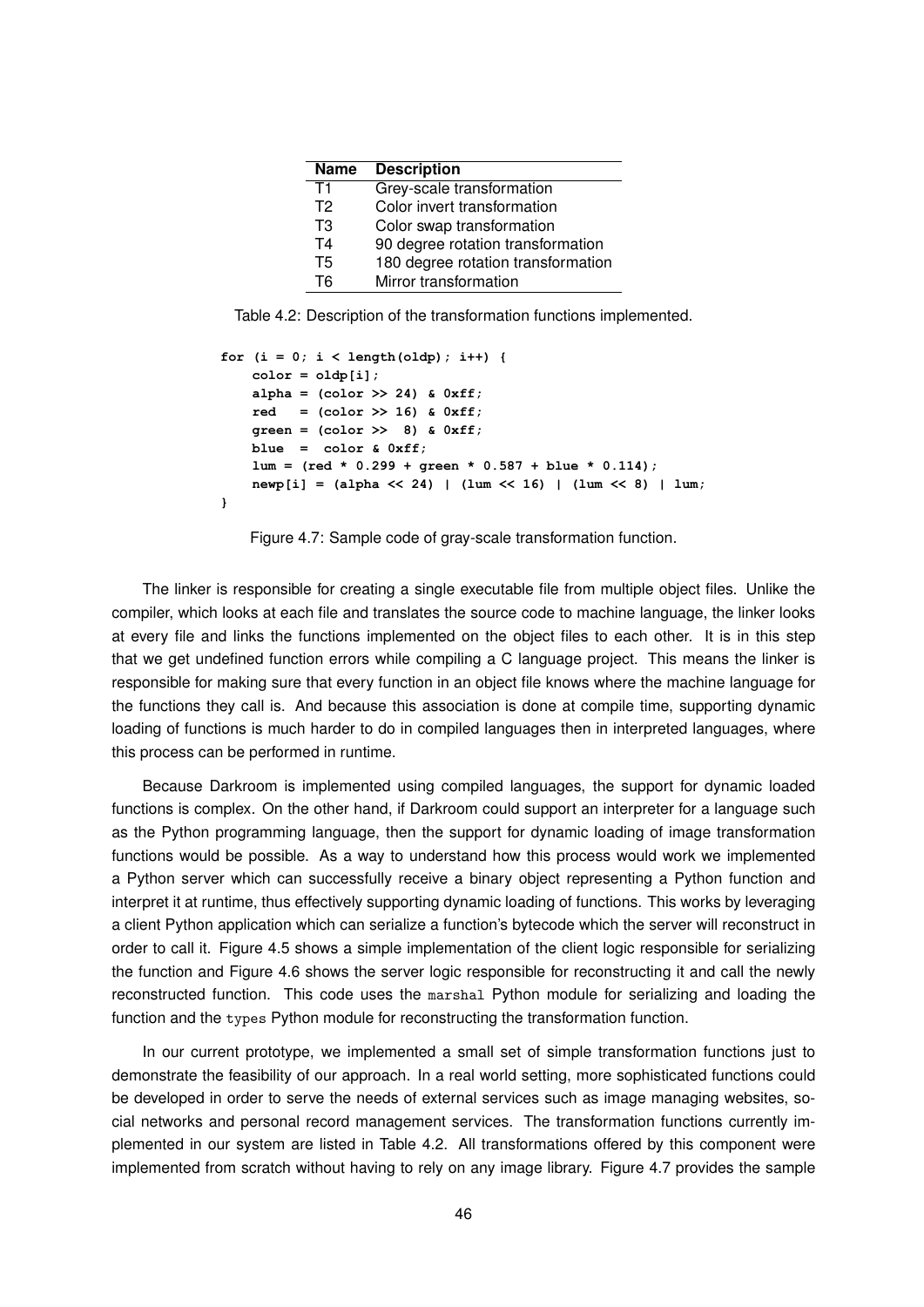| Name | Description |
| --- | --- |
| T1 | Grey-scale transformation |
| T2 | Color invert transformation |
| T3 | Color swap transformation |
| T4 | 90 degree rotation transformation |
| T5 | 180 degree rotation transformation |
| T6 | Mirror transformation |

Table 4.2: Description of the transformation functions implemented.

```
for (i = 0; i < length(oldp); i++) {
    color = oldp[i];
    alpha = (color >> 24) & 0xff;
    red   = (color >> 16) & 0xff;
    green = (color >>  8) & 0xff;
    blue  =  color & 0xff;
    lum = (red * 0.299 + green * 0.587 + blue * 0.114);
    newp[i] = (alpha << 24) | (lum << 16) | (lum << 8) | lum;
}
```

Figure 4.7: Sample code of gray-scale transformation function.

The linker is responsible for creating a single executable file from multiple object files. Unlike the compiler, which looks at each file and translates the source code to machine language, the linker looks at every file and links the functions implemented on the object files to each other. It is in this step that we get undefined function errors while compiling a C language project. This means the linker is responsible for making sure that every function in an object file knows where the machine language for the functions they call is. And because this association is done at compile time, supporting dynamic loading of functions is much harder to do in compiled languages then in interpreted languages, where this process can be performed in runtime.

Because Darkroom is implemented using compiled languages, the support for dynamic loaded functions is complex. On the other hand, if Darkroom could support an interpreter for a language such as the Python programming language, then the support for dynamic loading of image transformation functions would be possible. As a way to understand how this process would work we implemented a Python server which can successfully receive a binary object representing a Python function and interpret it at runtime, thus effectively supporting dynamic loading of functions. This works by leveraging a client Python application which can serialize a function's bytecode which the server will reconstruct in order to call it. Figure 4.5 shows a simple implementation of the client logic responsible for serializing the function and Figure 4.6 shows the server logic responsible for reconstructing it and call the newly reconstructed function. This code uses the `marshal` Python module for serializing and loading the function and the `types` Python module for reconstructing the transformation function.

In our current prototype, we implemented a small set of simple transformation functions just to demonstrate the feasibility of our approach. In a real world setting, more sophisticated functions could be developed in order to serve the needs of external services such as image managing websites, social networks and personal record management services. The transformation functions currently implemented in our system are listed in Table 4.2. All transformations offered by this component were implemented from scratch without having to rely on any image library. Figure 4.7 provides the sample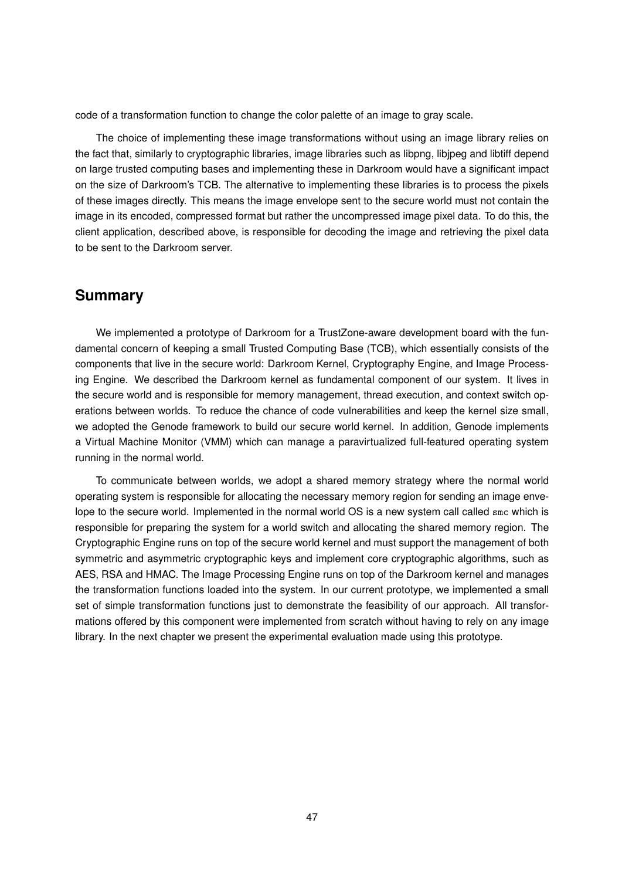code of a transformation function to change the color palette of an image to gray scale.

The choice of implementing these image transformations without using an image library relies on the fact that, similarly to cryptographic libraries, image libraries such as libpng, libjpeg and libtiff depend on large trusted computing bases and implementing these in Darkroom would have a significant impact on the size of Darkroom's TCB. The alternative to implementing these libraries is to process the pixels of these images directly. This means the image envelope sent to the secure world must not contain the image in its encoded, compressed format but rather the uncompressed image pixel data. To do this, the client application, described above, is responsible for decoding the image and retrieving the pixel data to be sent to the Darkroom server.

## Summary

We implemented a prototype of Darkroom for a TrustZone-aware development board with the fundamental concern of keeping a small Trusted Computing Base (TCB), which essentially consists of the components that live in the secure world: Darkroom Kernel, Cryptography Engine, and Image Processing Engine. We described the Darkroom kernel as fundamental component of our system. It lives in the secure world and is responsible for memory management, thread execution, and context switch operations between worlds. To reduce the chance of code vulnerabilities and keep the kernel size small, we adopted the Genode framework to build our secure world kernel. In addition, Genode implements a Virtual Machine Monitor (VMM) which can manage a paravirtualized full-featured operating system running in the normal world.

To communicate between worlds, we adopt a shared memory strategy where the normal world operating system is responsible for allocating the necessary memory region for sending an image envelope to the secure world. Implemented in the normal world OS is a new system call called `smc` which is responsible for preparing the system for a world switch and allocating the shared memory region. The Cryptographic Engine runs on top of the secure world kernel and must support the management of both symmetric and asymmetric cryptographic keys and implement core cryptographic algorithms, such as AES, RSA and HMAC. The Image Processing Engine runs on top of the Darkroom kernel and manages the transformation functions loaded into the system. In our current prototype, we implemented a small set of simple transformation functions just to demonstrate the feasibility of our approach. All transformations offered by this component were implemented from scratch without having to rely on any image library. In the next chapter we present the experimental evaluation made using this prototype.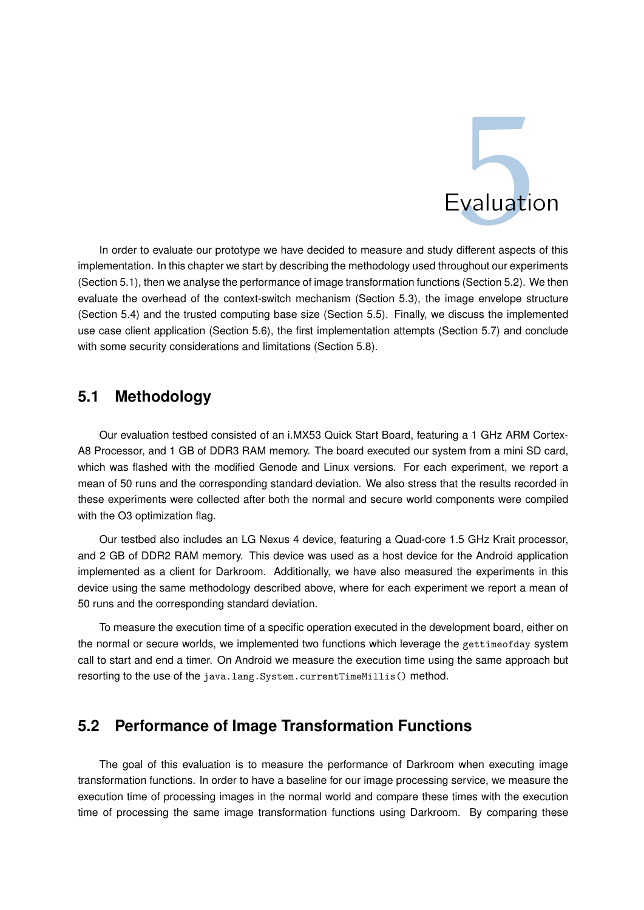# 5 Evaluation

In order to evaluate our prototype we have decided to measure and study different aspects of this implementation. In this chapter we start by describing the methodology used throughout our experiments (Section 5.1), then we analyse the performance of image transformation functions (Section 5.2). We then evaluate the overhead of the context-switch mechanism (Section 5.3), the image envelope structure (Section 5.4) and the trusted computing base size (Section 5.5). Finally, we discuss the implemented use case client application (Section 5.6), the first implementation attempts (Section 5.7) and conclude with some security considerations and limitations (Section 5.8).

## 5.1 Methodology

Our evaluation testbed consisted of an i.MX53 Quick Start Board, featuring a 1 GHz ARM Cortex-A8 Processor, and 1 GB of DDR3 RAM memory. The board executed our system from a mini SD card, which was flashed with the modified Genode and Linux versions. For each experiment, we report a mean of 50 runs and the corresponding standard deviation. We also stress that the results recorded in these experiments were collected after both the normal and secure world components were compiled with the O3 optimization flag.

Our testbed also includes an LG Nexus 4 device, featuring a Quad-core 1.5 GHz Krait processor, and 2 GB of DDR2 RAM memory. This device was used as a host device for the Android application implemented as a client for Darkroom. Additionally, we have also measured the experiments in this device using the same methodology described above, where for each experiment we report a mean of 50 runs and the corresponding standard deviation.

To measure the execution time of a specific operation executed in the development board, either on the normal or secure worlds, we implemented two functions which leverage the `gettimeofday` system call to start and end a timer. On Android we measure the execution time using the same approach but resorting to the use of the `java.lang.System.currentTimeMillis()` method.

## 5.2 Performance of Image Transformation Functions

The goal of this evaluation is to measure the performance of Darkroom when executing image transformation functions. In order to have a baseline for our image processing service, we measure the execution time of processing images in the normal world and compare these times with the execution time of processing the same image transformation functions using Darkroom. By comparing these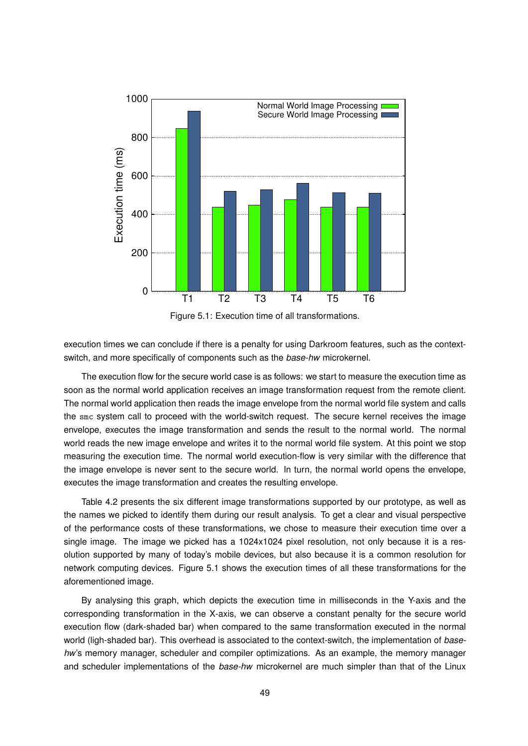Figure 5.1: Execution time of all transformations.

execution times we can conclude if there is a penalty for using Darkroom features, such as the context-switch, and more specifically of components such as the *base-hw* microkernel.

The execution flow for the secure world case is as follows: we start to measure the execution time as soon as the normal world application receives an image transformation request from the remote client. The normal world application then reads the image envelope from the normal world file system and calls the `smc` system call to proceed with the world-switch request. The secure kernel receives the image envelope, executes the image transformation and sends the result to the normal world. The normal world reads the new image envelope and writes it to the normal world file system. At this point we stop measuring the execution time. The normal world execution-flow is very similar with the difference that the image envelope is never sent to the secure world. In turn, the normal world opens the envelope, executes the image transformation and creates the resulting envelope.

Table 4.2 presents the six different image transformations supported by our prototype, as well as the names we picked to identify them during our result analysis. To get a clear and visual perspective of the performance costs of these transformations, we chose to measure their execution time over a single image. The image we picked has a 1024x1024 pixel resolution, not only because it is a resolution supported by many of today's mobile devices, but also because it is a common resolution for network computing devices. Figure 5.1 shows the execution times of all these transformations for the aforementioned image.

By analysing this graph, which depicts the execution time in milliseconds in the Y-axis and the corresponding transformation in the X-axis, we can observe a constant penalty for the secure world execution flow (dark-shaded bar) when compared to the same transformation executed in the normal world (ligh-shaded bar). This overhead is associated to the context-switch, the implementation of *base-hw*'s memory manager, scheduler and compiler optimizations. As an example, the memory manager and scheduler implementations of the *base-hw* microkernel are much simpler than that of the Linux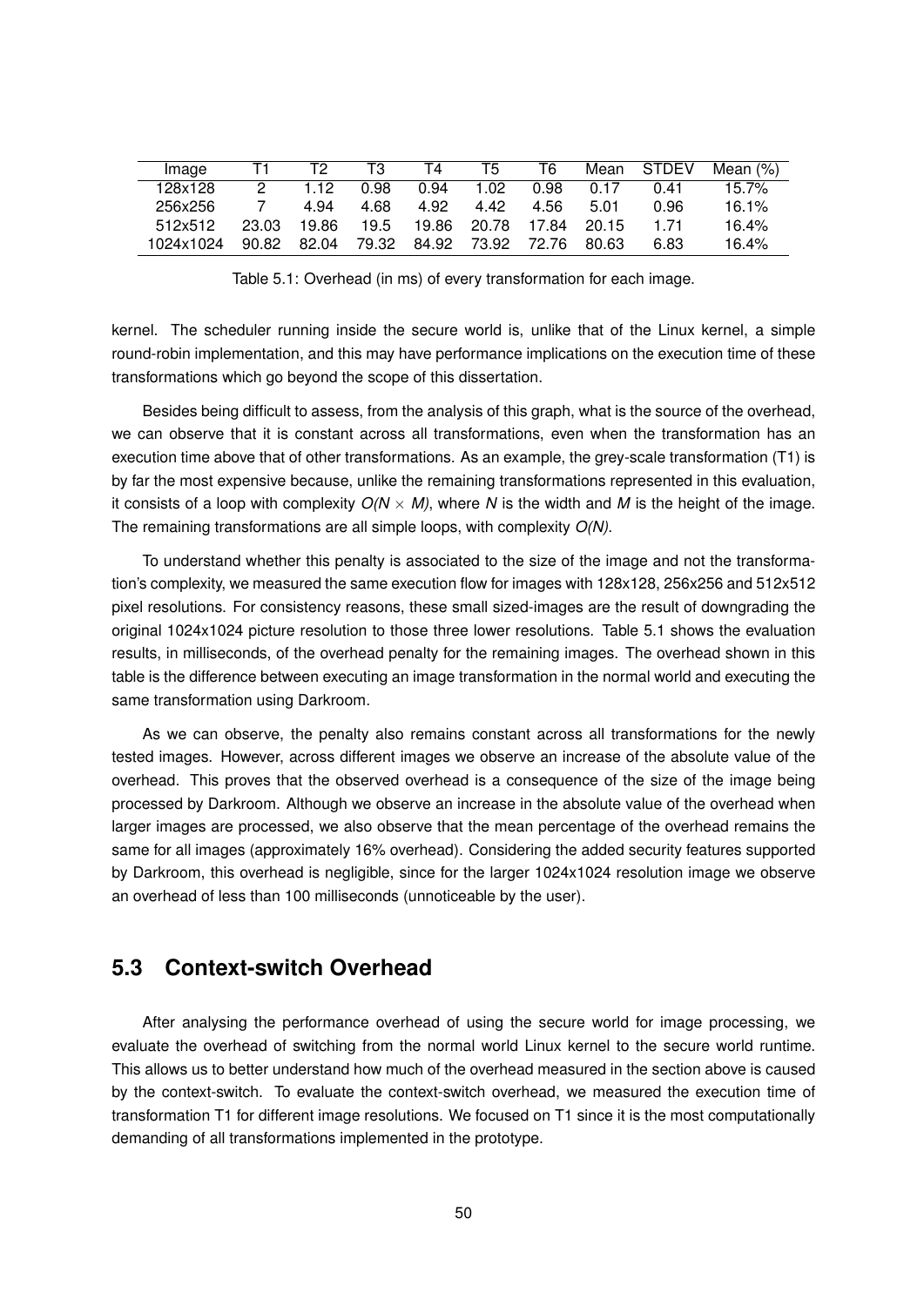| Image | T1 | T2 | T3 | T4 | T5 | T6 | Mean | STDEV | Mean (%) |
|---|---|---|---|---|---|---|---|---|---|
| 128x128 | 2 | 1.12 | 0.98 | 0.94 | 1.02 | 0.98 | 0.17 | 0.41 | 15.7% |
| 256x256 | 7 | 4.94 | 4.68 | 4.92 | 4.42 | 4.56 | 5.01 | 0.96 | 16.1% |
| 512x512 | 23.03 | 19.86 | 19.5 | 19.86 | 20.78 | 17.84 | 20.15 | 1.71 | 16.4% |
| 1024x1024 | 90.82 | 82.04 | 79.32 | 84.92 | 73.92 | 72.76 | 80.63 | 6.83 | 16.4% |

Table 5.1: Overhead (in ms) of every transformation for each image.

kernel. The scheduler running inside the secure world is, unlike that of the Linux kernel, a simple round-robin implementation, and this may have performance implications on the execution time of these transformations which go beyond the scope of this dissertation.

Besides being difficult to assess, from the analysis of this graph, what is the source of the overhead, we can observe that it is constant across all transformations, even when the transformation has an execution time above that of other transformations. As an example, the grey-scale transformation (T1) is by far the most expensive because, unlike the remaining transformations represented in this evaluation, it consists of a loop with complexity $O(N \times M)$, where $N$ is the width and $M$ is the height of the image. The remaining transformations are all simple loops, with complexity $O(N)$.

To understand whether this penalty is associated to the size of the image and not the transformation's complexity, we measured the same execution flow for images with 128x128, 256x256 and 512x512 pixel resolutions. For consistency reasons, these small sized-images are the result of downgrading the original 1024x1024 picture resolution to those three lower resolutions. Table 5.1 shows the evaluation results, in milliseconds, of the overhead penalty for the remaining images. The overhead shown in this table is the difference between executing an image transformation in the normal world and executing the same transformation using Darkroom.

As we can observe, the penalty also remains constant across all transformations for the newly tested images. However, across different images we observe an increase of the absolute value of the overhead. This proves that the observed overhead is a consequence of the size of the image being processed by Darkroom. Although we observe an increase in the absolute value of the overhead when larger images are processed, we also observe that the mean percentage of the overhead remains the same for all images (approximately 16% overhead). Considering the added security features supported by Darkroom, this overhead is negligible, since for the larger 1024x1024 resolution image we observe an overhead of less than 100 milliseconds (unnoticeable by the user).

## 5.3 Context-switch Overhead

After analysing the performance overhead of using the secure world for image processing, we evaluate the overhead of switching from the normal world Linux kernel to the secure world runtime. This allows us to better understand how much of the overhead measured in the section above is caused by the context-switch. To evaluate the context-switch overhead, we measured the execution time of transformation T1 for different image resolutions. We focused on T1 since it is the most computationally demanding of all transformations implemented in the prototype.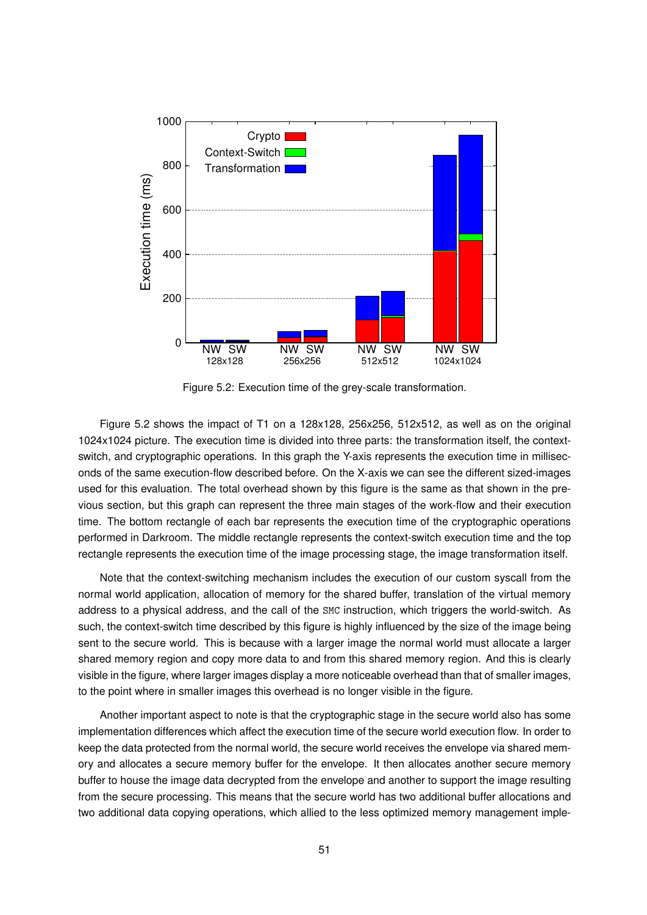Figure 5.2: Execution time of the grey-scale transformation.

Figure 5.2 shows the impact of T1 on a 128x128, 256x256, 512x512, as well as on the original 1024x1024 picture. The execution time is divided into three parts: the transformation itself, the context-switch, and cryptographic operations. In this graph the Y-axis represents the execution time in milliseconds of the same execution-flow described before. On the X-axis we can see the different sized-images used for this evaluation. The total overhead shown by this figure is the same as that shown in the previous section, but this graph can represent the three main stages of the work-flow and their execution time. The bottom rectangle of each bar represents the execution time of the cryptographic operations performed in Darkroom. The middle rectangle represents the context-switch execution time and the top rectangle represents the execution time of the image processing stage, the image transformation itself.

Note that the context-switching mechanism includes the execution of our custom syscall from the normal world application, allocation of memory for the shared buffer, translation of the virtual memory address to a physical address, and the call of the `SMC` instruction, which triggers the world-switch. As such, the context-switch time described by this figure is highly influenced by the size of the image being sent to the secure world. This is because with a larger image the normal world must allocate a larger shared memory region and copy more data to and from this shared memory region. And this is clearly visible in the figure, where larger images display a more noticeable overhead than that of smaller images, to the point where in smaller images this overhead is no longer visible in the figure.

Another important aspect to note is that the cryptographic stage in the secure world also has some implementation differences which affect the execution time of the secure world execution flow. In order to keep the data protected from the normal world, the secure world receives the envelope via shared memory and allocates a secure memory buffer for the envelope. It then allocates another secure memory buffer to house the image data decrypted from the envelope and another to support the image resulting from the secure processing. This means that the secure world has two additional buffer allocations and two additional data copying operations, which allied to the less optimized memory management imple-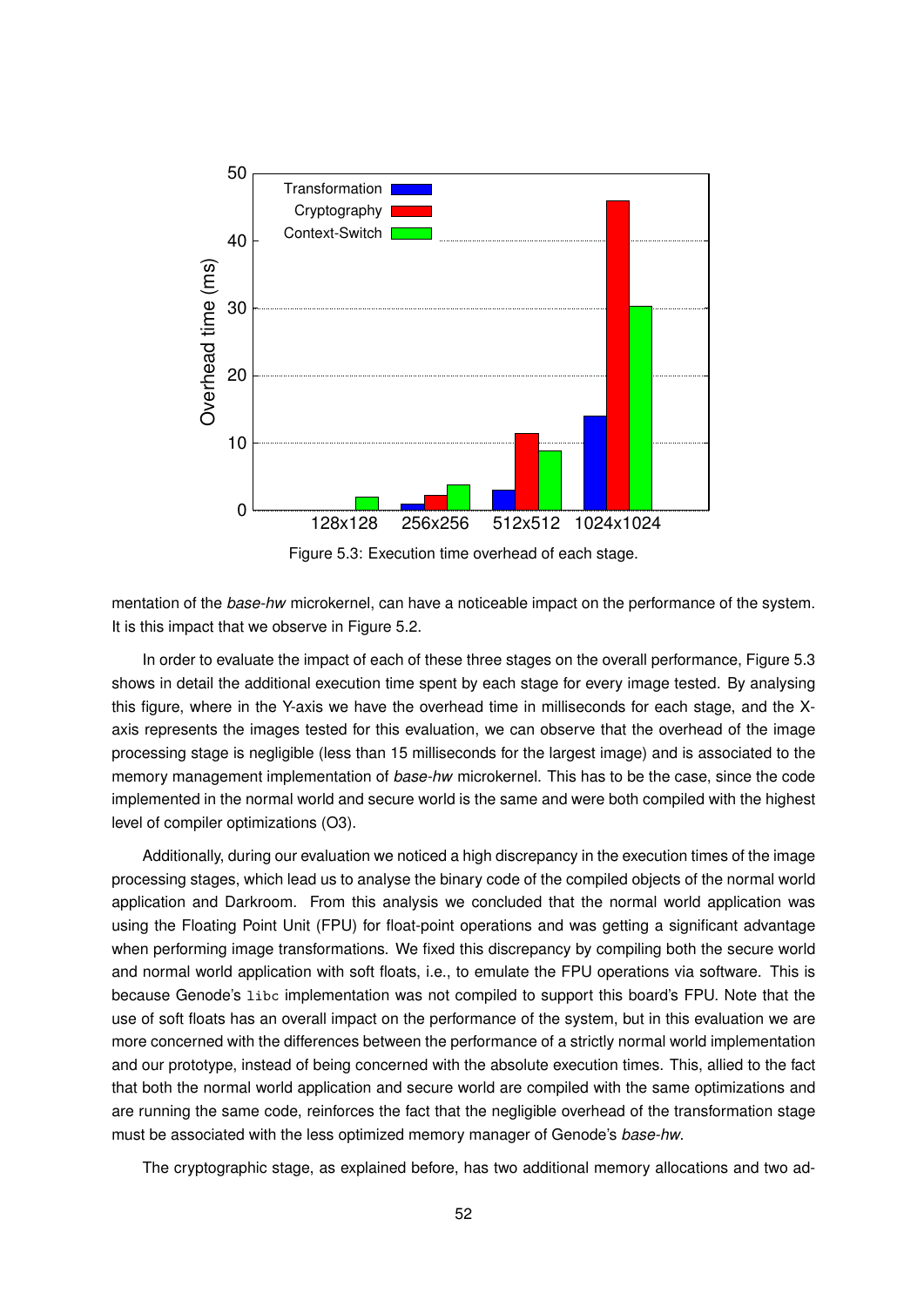Figure 5.3: Execution time overhead of each stage.

mentation of the *base-hw* microkernel, can have a noticeable impact on the performance of the system. It is this impact that we observe in Figure 5.2.

In order to evaluate the impact of each of these three stages on the overall performance, Figure 5.3 shows in detail the additional execution time spent by each stage for every image tested. By analysing this figure, where in the Y-axis we have the overhead time in milliseconds for each stage, and the X-axis represents the images tested for this evaluation, we can observe that the overhead of the image processing stage is negligible (less than 15 milliseconds for the largest image) and is associated to the memory management implementation of *base-hw* microkernel. This has to be the case, since the code implemented in the normal world and secure world is the same and were both compiled with the highest level of compiler optimizations (O3).

Additionally, during our evaluation we noticed a high discrepancy in the execution times of the image processing stages, which lead us to analyse the binary code of the compiled objects of the normal world application and Darkroom. From this analysis we concluded that the normal world application was using the Floating Point Unit (FPU) for float-point operations and was getting a significant advantage when performing image transformations. We fixed this discrepancy by compiling both the secure world and normal world application with soft floats, i.e., to emulate the FPU operations via software. This is because Genode's `libc` implementation was not compiled to support this board's FPU. Note that the use of soft floats has an overall impact on the performance of the system, but in this evaluation we are more concerned with the differences between the performance of a strictly normal world implementation and our prototype, instead of being concerned with the absolute execution times. This, allied to the fact that both the normal world application and secure world are compiled with the same optimizations and are running the same code, reinforces the fact that the negligible overhead of the transformation stage must be associated with the less optimized memory manager of Genode's *base-hw*.

The cryptographic stage, as explained before, has two additional memory allocations and two ad-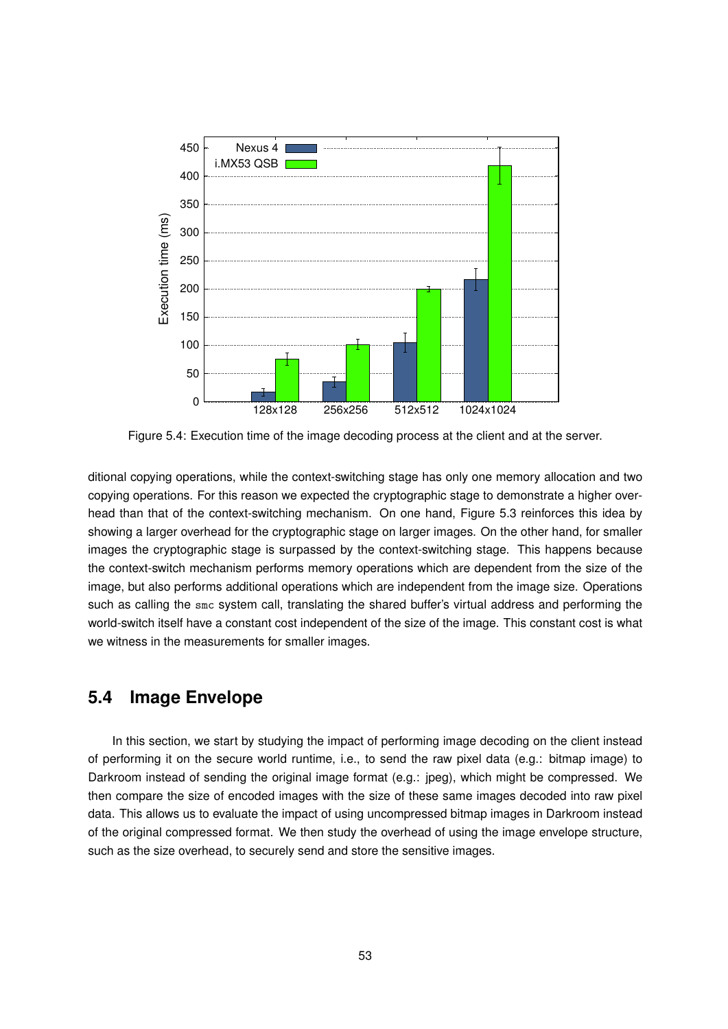Figure 5.4: Execution time of the image decoding process at the client and at the server.

ditional copying operations, while the context-switching stage has only one memory allocation and two copying operations. For this reason we expected the cryptographic stage to demonstrate a higher overhead than that of the context-switching mechanism. On one hand, Figure 5.3 reinforces this idea by showing a larger overhead for the cryptographic stage on larger images. On the other hand, for smaller images the cryptographic stage is surpassed by the context-switching stage. This happens because the context-switch mechanism performs memory operations which are dependent from the size of the image, but also performs additional operations which are independent from the image size. Operations such as calling the `smc` system call, translating the shared buffer's virtual address and performing the world-switch itself have a constant cost independent of the size of the image. This constant cost is what we witness in the measurements for smaller images.

## 5.4 Image Envelope

In this section, we start by studying the impact of performing image decoding on the client instead of performing it on the secure world runtime, i.e., to send the raw pixel data (e.g.: bitmap image) to Darkroom instead of sending the original image format (e.g.: jpeg), which might be compressed. We then compare the size of encoded images with the size of these same images decoded into raw pixel data. This allows us to evaluate the impact of using uncompressed bitmap images in Darkroom instead of the original compressed format. We then study the overhead of using the image envelope structure, such as the size overhead, to securely send and store the sensitive images.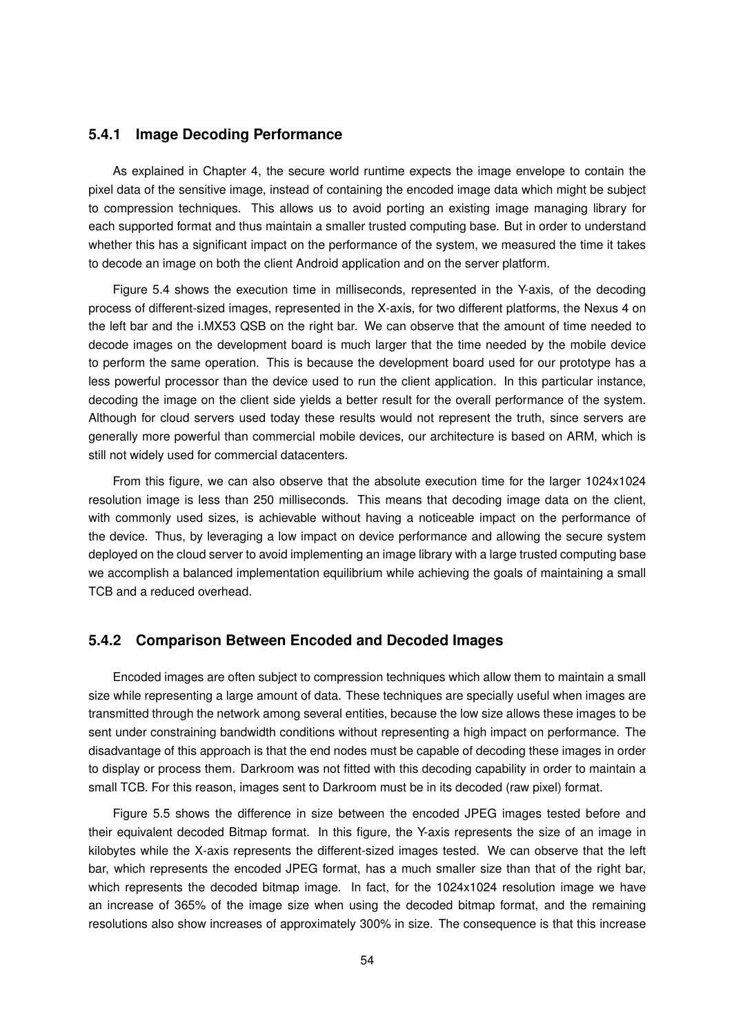### 5.4.1 Image Decoding Performance

As explained in Chapter 4, the secure world runtime expects the image envelope to contain the pixel data of the sensitive image, instead of containing the encoded image data which might be subject to compression techniques. This allows us to avoid porting an existing image managing library for each supported format and thus maintain a smaller trusted computing base. But in order to understand whether this has a significant impact on the performance of the system, we measured the time it takes to decode an image on both the client Android application and on the server platform.

Figure 5.4 shows the execution time in milliseconds, represented in the Y-axis, of the decoding process of different-sized images, represented in the X-axis, for two different platforms, the Nexus 4 on the left bar and the i.MX53 QSB on the right bar. We can observe that the amount of time needed to decode images on the development board is much larger that the time needed by the mobile device to perform the same operation. This is because the development board used for our prototype has a less powerful processor than the device used to run the client application. In this particular instance, decoding the image on the client side yields a better result for the overall performance of the system. Although for cloud servers used today these results would not represent the truth, since servers are generally more powerful than commercial mobile devices, our architecture is based on ARM, which is still not widely used for commercial datacenters.

From this figure, we can also observe that the absolute execution time for the larger 1024x1024 resolution image is less than 250 milliseconds. This means that decoding image data on the client, with commonly used sizes, is achievable without having a noticeable impact on the performance of the device. Thus, by leveraging a low impact on device performance and allowing the secure system deployed on the cloud server to avoid implementing an image library with a large trusted computing base we accomplish a balanced implementation equilibrium while achieving the goals of maintaining a small TCB and a reduced overhead.

### 5.4.2 Comparison Between Encoded and Decoded Images

Encoded images are often subject to compression techniques which allow them to maintain a small size while representing a large amount of data. These techniques are specially useful when images are transmitted through the network among several entities, because the low size allows these images to be sent under constraining bandwidth conditions without representing a high impact on performance. The disadvantage of this approach is that the end nodes must be capable of decoding these images in order to display or process them. Darkroom was not fitted with this decoding capability in order to maintain a small TCB. For this reason, images sent to Darkroom must be in its decoded (raw pixel) format.

Figure 5.5 shows the difference in size between the encoded JPEG images tested before and their equivalent decoded Bitmap format. In this figure, the Y-axis represents the size of an image in kilobytes while the X-axis represents the different-sized images tested. We can observe that the left bar, which represents the encoded JPEG format, has a much smaller size than that of the right bar, which represents the decoded bitmap image. In fact, for the 1024x1024 resolution image we have an increase of 365% of the image size when using the decoded bitmap format, and the remaining resolutions also show increases of approximately 300% in size. The consequence is that this increase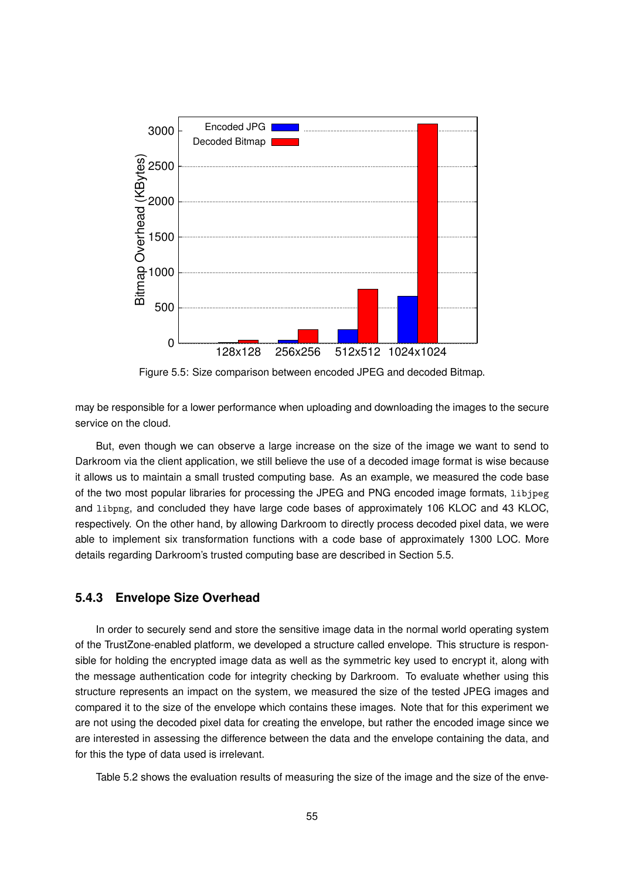Figure 5.5: Size comparison between encoded JPEG and decoded Bitmap.

may be responsible for a lower performance when uploading and downloading the images to the secure service on the cloud.

But, even though we can observe a large increase on the size of the image we want to send to Darkroom via the client application, we still believe the use of a decoded image format is wise because it allows us to maintain a small trusted computing base. As an example, we measured the code base of the two most popular libraries for processing the JPEG and PNG encoded image formats, `libjpeg` and `libpng`, and concluded they have large code bases of approximately 106 KLOC and 43 KLOC, respectively. On the other hand, by allowing Darkroom to directly process decoded pixel data, we were able to implement six transformation functions with a code base of approximately 1300 LOC. More details regarding Darkroom's trusted computing base are described in Section 5.5.

### 5.4.3 Envelope Size Overhead

In order to securely send and store the sensitive image data in the normal world operating system of the TrustZone-enabled platform, we developed a structure called envelope. This structure is responsible for holding the encrypted image data as well as the symmetric key used to encrypt it, along with the message authentication code for integrity checking by Darkroom. To evaluate whether using this structure represents an impact on the system, we measured the size of the tested JPEG images and compared it to the size of the envelope which contains these images. Note that for this experiment we are not using the decoded pixel data for creating the envelope, but rather the encoded image since we are interested in assessing the difference between the data and the envelope containing the data, and for this the type of data used is irrelevant.

Table 5.2 shows the evaluation results of measuring the size of the image and the size of the enve-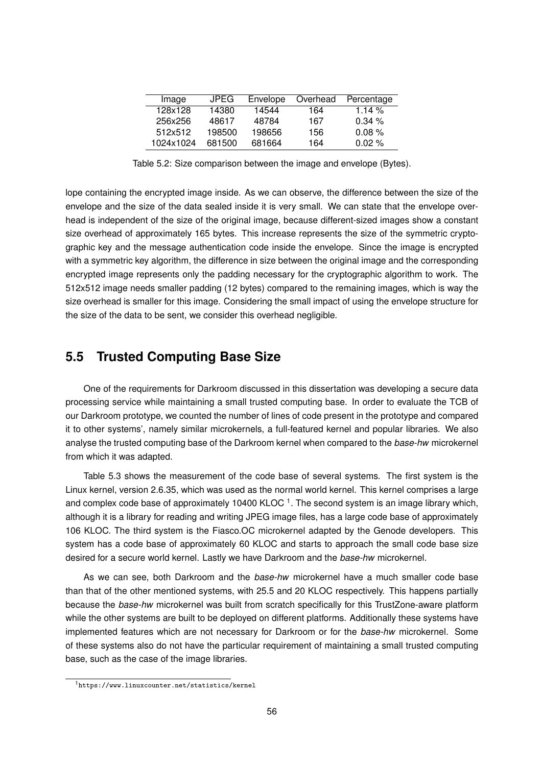| Image | JPEG | Envelope | Overhead | Percentage |
|---|---|---|---|---|
| 128x128 | 14380 | 14544 | 164 | 1.14 % |
| 256x256 | 48617 | 48784 | 167 | 0.34 % |
| 512x512 | 198500 | 198656 | 156 | 0.08 % |
| 1024x1024 | 681500 | 681664 | 164 | 0.02 % |

Table 5.2: Size comparison between the image and envelope (Bytes).

lope containing the encrypted image inside. As we can observe, the difference between the size of the envelope and the size of the data sealed inside it is very small. We can state that the envelope overhead is independent of the size of the original image, because different-sized images show a constant size overhead of approximately 165 bytes. This increase represents the size of the symmetric cryptographic key and the message authentication code inside the envelope. Since the image is encrypted with a symmetric key algorithm, the difference in size between the original image and the corresponding encrypted image represents only the padding necessary for the cryptographic algorithm to work. The 512x512 image needs smaller padding (12 bytes) compared to the remaining images, which is way the size overhead is smaller for this image. Considering the small impact of using the envelope structure for the size of the data to be sent, we consider this overhead negligible.

## 5.5 Trusted Computing Base Size

One of the requirements for Darkroom discussed in this dissertation was developing a secure data processing service while maintaining a small trusted computing base. In order to evaluate the TCB of our Darkroom prototype, we counted the number of lines of code present in the prototype and compared it to other systems', namely similar microkernels, a full-featured kernel and popular libraries. We also analyse the trusted computing base of the Darkroom kernel when compared to the *base-hw* microkernel from which it was adapted.

Table 5.3 shows the measurement of the code base of several systems. The first system is the Linux kernel, version 2.6.35, which was used as the normal world kernel. This kernel comprises a large and complex code base of approximately 10400 KLOC [1]. The second system is an image library which, although it is a library for reading and writing JPEG image files, has a large code base of approximately 106 KLOC. The third system is the Fiasco.OC microkernel adapted by the Genode developers. This system has a code base of approximately 60 KLOC and starts to approach the small code base size desired for a secure world kernel. Lastly we have Darkroom and the *base-hw* microkernel.

As we can see, both Darkroom and the *base-hw* microkernel have a much smaller code base than that of the other mentioned systems, with 25.5 and 20 KLOC respectively. This happens partially because the *base-hw* microkernel was built from scratch specifically for this TrustZone-aware platform while the other systems are built to be deployed on different platforms. Additionally these systems have implemented features which are not necessary for Darkroom or for the *base-hw* microkernel. Some of these systems also do not have the particular requirement of maintaining a small trusted computing base, such as the case of the image libraries.

[1] https://www.linuxcounter.net/statistics/kernel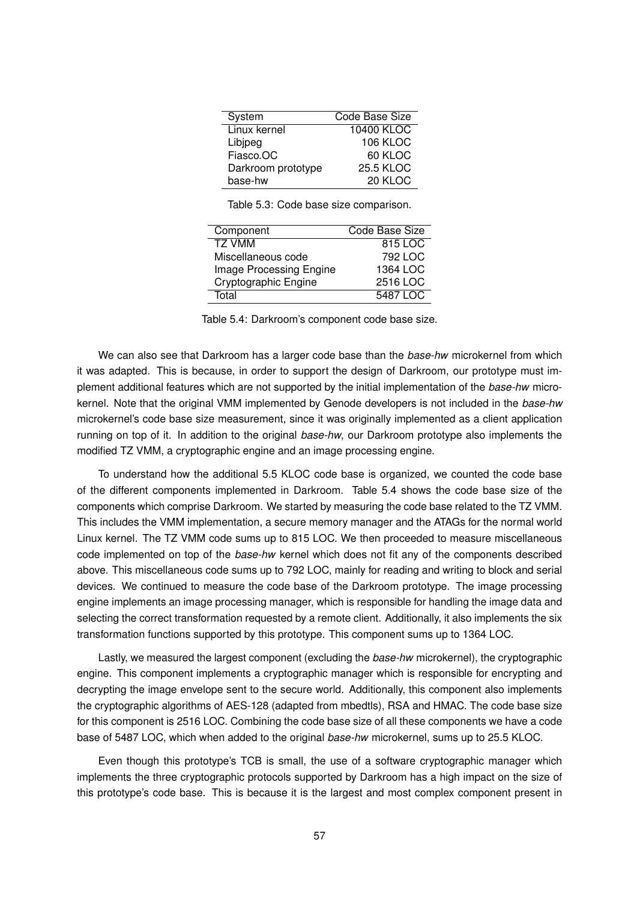| System | Code Base Size |
|---|---|
| Linux kernel | 10400 KLOC |
| Libjpeg | 106 KLOC |
| Fiasco.OC | 60 KLOC |
| Darkroom prototype | 25.5 KLOC |
| base-hw | 20 KLOC |

Table 5.3: Code base size comparison.

| Component | Code Base Size |
|---|---|
| TZ VMM | 815 LOC |
| Miscellaneous code | 792 LOC |
| Image Processing Engine | 1364 LOC |
| Cryptographic Engine | 2516 LOC |
| Total | 5487 LOC |

Table 5.4: Darkroom's component code base size.

We can also see that Darkroom has a larger code base than the *base-hw* microkernel from which it was adapted. This is because, in order to support the design of Darkroom, our prototype must implement additional features which are not supported by the initial implementation of the *base-hw* microkernel. Note that the original VMM implemented by Genode developers is not included in the *base-hw* microkernel's code base size measurement, since it was originally implemented as a client application running on top of it. In addition to the original *base-hw*, our Darkroom prototype also implements the modified TZ VMM, a cryptographic engine and an image processing engine.

To understand how the additional 5.5 KLOC code base is organized, we counted the code base of the different components implemented in Darkroom. Table 5.4 shows the code base size of the components which comprise Darkroom. We started by measuring the code base related to the TZ VMM. This includes the VMM implementation, a secure memory manager and the ATAGs for the normal world Linux kernel. The TZ VMM code sums up to 815 LOC. We then proceeded to measure miscellaneous code implemented on top of the *base-hw* kernel which does not fit any of the components described above. This miscellaneous code sums up to 792 LOC, mainly for reading and writing to block and serial devices. We continued to measure the code base of the Darkroom prototype. The image processing engine implements an image processing manager, which is responsible for handling the image data and selecting the correct transformation requested by a remote client. Additionally, it also implements the six transformation functions supported by this prototype. This component sums up to 1364 LOC.

Lastly, we measured the largest component (excluding the *base-hw* microkernel), the cryptographic engine. This component implements a cryptographic manager which is responsible for encrypting and decrypting the image envelope sent to the secure world. Additionally, this component also implements the cryptographic algorithms of AES-128 (adapted from mbedtls), RSA and HMAC. The code base size for this component is 2516 LOC. Combining the code base size of all these components we have a code base of 5487 LOC, which when added to the original *base-hw* microkernel, sums up to 25.5 KLOC.

Even though this prototype's TCB is small, the use of a software cryptographic manager which implements the three cryptographic protocols supported by Darkroom has a high impact on the size of this prototype's code base. This is because it is the largest and most complex component present in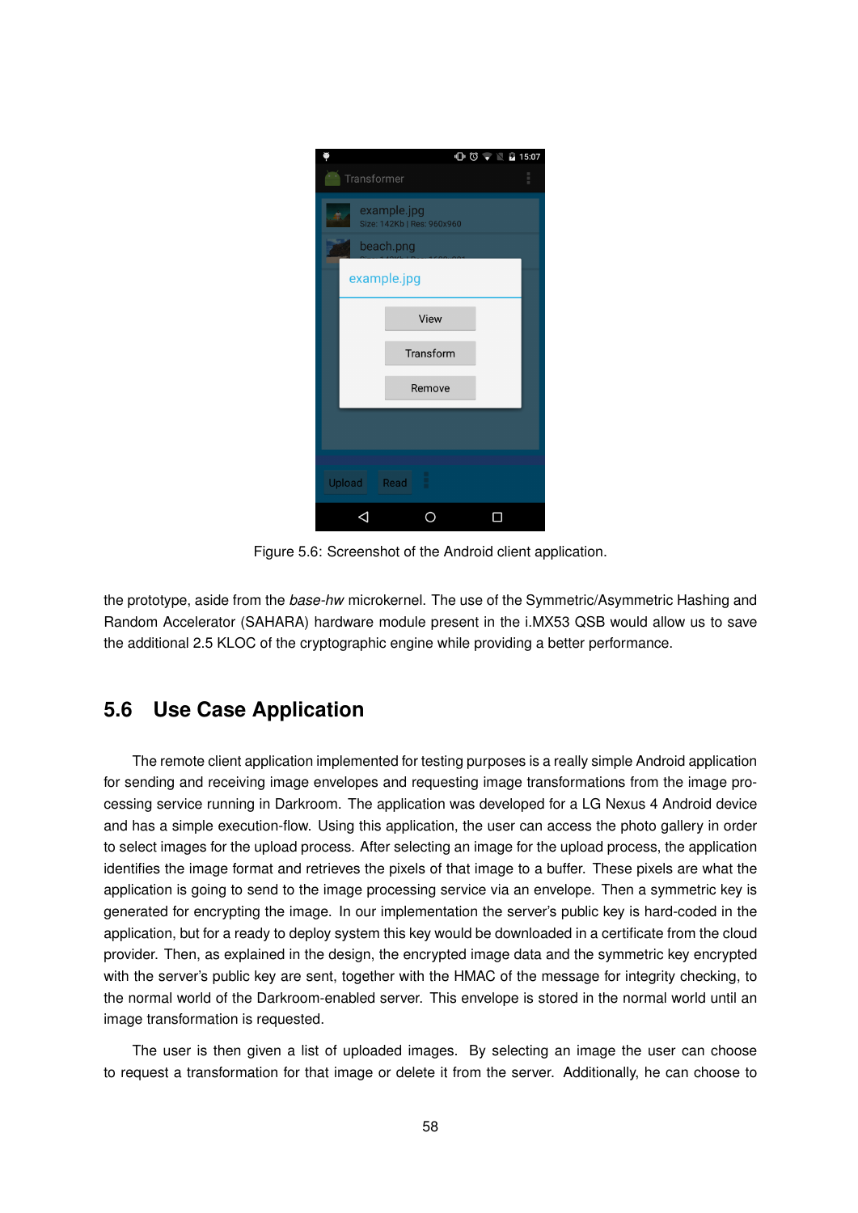Figure 5.6: Screenshot of the Android client application.

the prototype, aside from the *base-hw* microkernel. The use of the Symmetric/Asymmetric Hashing and Random Accelerator (SAHARA) hardware module present in the i.MX53 QSB would allow us to save the additional 2.5 KLOC of the cryptographic engine while providing a better performance.

## 5.6 Use Case Application

The remote client application implemented for testing purposes is a really simple Android application for sending and receiving image envelopes and requesting image transformations from the image processing service running in Darkroom. The application was developed for a LG Nexus 4 Android device and has a simple execution-flow. Using this application, the user can access the photo gallery in order to select images for the upload process. After selecting an image for the upload process, the application identifies the image format and retrieves the pixels of that image to a buffer. These pixels are what the application is going to send to the image processing service via an envelope. Then a symmetric key is generated for encrypting the image. In our implementation the server's public key is hard-coded in the application, but for a ready to deploy system this key would be downloaded in a certificate from the cloud provider. Then, as explained in the design, the encrypted image data and the symmetric key encrypted with the server's public key are sent, together with the HMAC of the message for integrity checking, to the normal world of the Darkroom-enabled server. This envelope is stored in the normal world until an image transformation is requested.

The user is then given a list of uploaded images. By selecting an image the user can choose to request a transformation for that image or delete it from the server. Additionally, he can choose to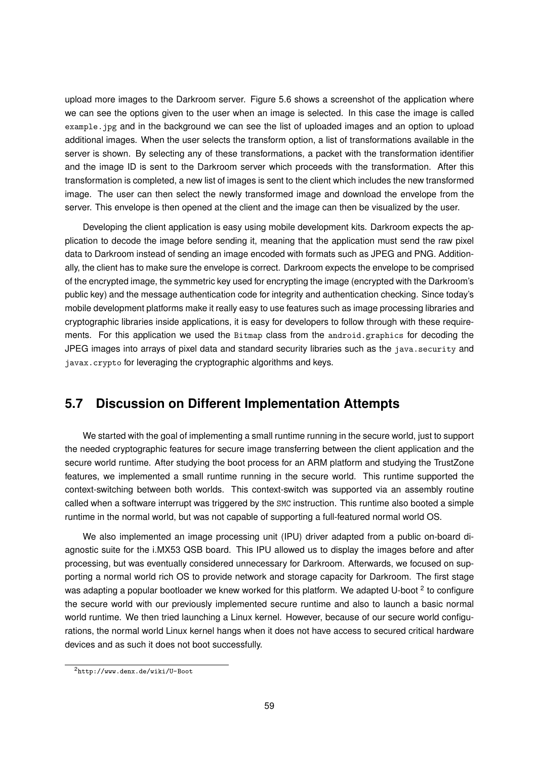upload more images to the Darkroom server. Figure 5.6 shows a screenshot of the application where we can see the options given to the user when an image is selected. In this case the image is called `example.jpg` and in the background we can see the list of uploaded images and an option to upload additional images. When the user selects the transform option, a list of transformations available in the server is shown. By selecting any of these transformations, a packet with the transformation identifier and the image ID is sent to the Darkroom server which proceeds with the transformation. After this transformation is completed, a new list of images is sent to the client which includes the new transformed image. The user can then select the newly transformed image and download the envelope from the server. This envelope is then opened at the client and the image can then be visualized by the user.

Developing the client application is easy using mobile development kits. Darkroom expects the application to decode the image before sending it, meaning that the application must send the raw pixel data to Darkroom instead of sending an image encoded with formats such as JPEG and PNG. Additionally, the client has to make sure the envelope is correct. Darkroom expects the envelope to be comprised of the encrypted image, the symmetric key used for encrypting the image (encrypted with the Darkroom's public key) and the message authentication code for integrity and authentication checking. Since today's mobile development platforms make it really easy to use features such as image processing libraries and cryptographic libraries inside applications, it is easy for developers to follow through with these requirements. For this application we used the `Bitmap` class from the `android.graphics` for decoding the JPEG images into arrays of pixel data and standard security libraries such as the `java.security` and `javax.crypto` for leveraging the cryptographic algorithms and keys.

## 5.7 Discussion on Different Implementation Attempts

We started with the goal of implementing a small runtime running in the secure world, just to support the needed cryptographic features for secure image transferring between the client application and the secure world runtime. After studying the boot process for an ARM platform and studying the TrustZone features, we implemented a small runtime running in the secure world. This runtime supported the context-switching between both worlds. This context-switch was supported via an assembly routine called when a software interrupt was triggered by the `SMC` instruction. This runtime also booted a simple runtime in the normal world, but was not capable of supporting a full-featured normal world OS.

We also implemented an image processing unit (IPU) driver adapted from a public on-board diagnostic suite for the i.MX53 QSB board. This IPU allowed us to display the images before and after processing, but was eventually considered unnecessary for Darkroom. Afterwards, we focused on supporting a normal world rich OS to provide network and storage capacity for Darkroom. The first stage was adapting a popular bootloader we knew worked for this platform. We adapted U-boot [2] to configure the secure world with our previously implemented secure runtime and also to launch a basic normal world runtime. We then tried launching a Linux kernel. However, because of our secure world configurations, the normal world Linux kernel hangs when it does not have access to secured critical hardware devices and as such it does not boot successfully.

[2] `http://www.denx.de/wiki/U-Boot`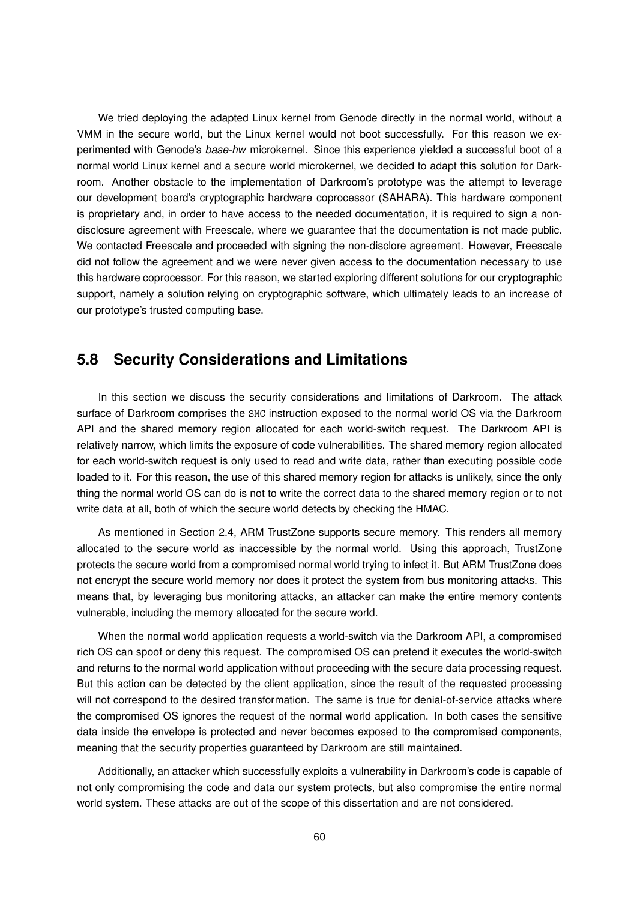We tried deploying the adapted Linux kernel from Genode directly in the normal world, without a VMM in the secure world, but the Linux kernel would not boot successfully. For this reason we experimented with Genode's *base-hw* microkernel. Since this experience yielded a successful boot of a normal world Linux kernel and a secure world microkernel, we decided to adapt this solution for Darkroom. Another obstacle to the implementation of Darkroom's prototype was the attempt to leverage our development board's cryptographic hardware coprocessor (SAHARA). This hardware component is proprietary and, in order to have access to the needed documentation, it is required to sign a non-disclosure agreement with Freescale, where we guarantee that the documentation is not made public. We contacted Freescale and proceeded with signing the non-disclore agreement. However, Freescale did not follow the agreement and we were never given access to the documentation necessary to use this hardware coprocessor. For this reason, we started exploring different solutions for our cryptographic support, namely a solution relying on cryptographic software, which ultimately leads to an increase of our prototype's trusted computing base.

## 5.8 Security Considerations and Limitations

In this section we discuss the security considerations and limitations of Darkroom. The attack surface of Darkroom comprises the `SMC` instruction exposed to the normal world OS via the Darkroom API and the shared memory region allocated for each world-switch request. The Darkroom API is relatively narrow, which limits the exposure of code vulnerabilities. The shared memory region allocated for each world-switch request is only used to read and write data, rather than executing possible code loaded to it. For this reason, the use of this shared memory region for attacks is unlikely, since the only thing the normal world OS can do is not to write the correct data to the shared memory region or to not write data at all, both of which the secure world detects by checking the HMAC.

As mentioned in Section 2.4, ARM TrustZone supports secure memory. This renders all memory allocated to the secure world as inaccessible by the normal world. Using this approach, TrustZone protects the secure world from a compromised normal world trying to infect it. But ARM TrustZone does not encrypt the secure world memory nor does it protect the system from bus monitoring attacks. This means that, by leveraging bus monitoring attacks, an attacker can make the entire memory contents vulnerable, including the memory allocated for the secure world.

When the normal world application requests a world-switch via the Darkroom API, a compromised rich OS can spoof or deny this request. The compromised OS can pretend it executes the world-switch and returns to the normal world application without proceeding with the secure data processing request. But this action can be detected by the client application, since the result of the requested processing will not correspond to the desired transformation. The same is true for denial-of-service attacks where the compromised OS ignores the request of the normal world application. In both cases the sensitive data inside the envelope is protected and never becomes exposed to the compromised components, meaning that the security properties guaranteed by Darkroom are still maintained.

Additionally, an attacker which successfully exploits a vulnerability in Darkroom's code is capable of not only compromising the code and data our system protects, but also compromise the entire normal world system. These attacks are out of the scope of this dissertation and are not considered.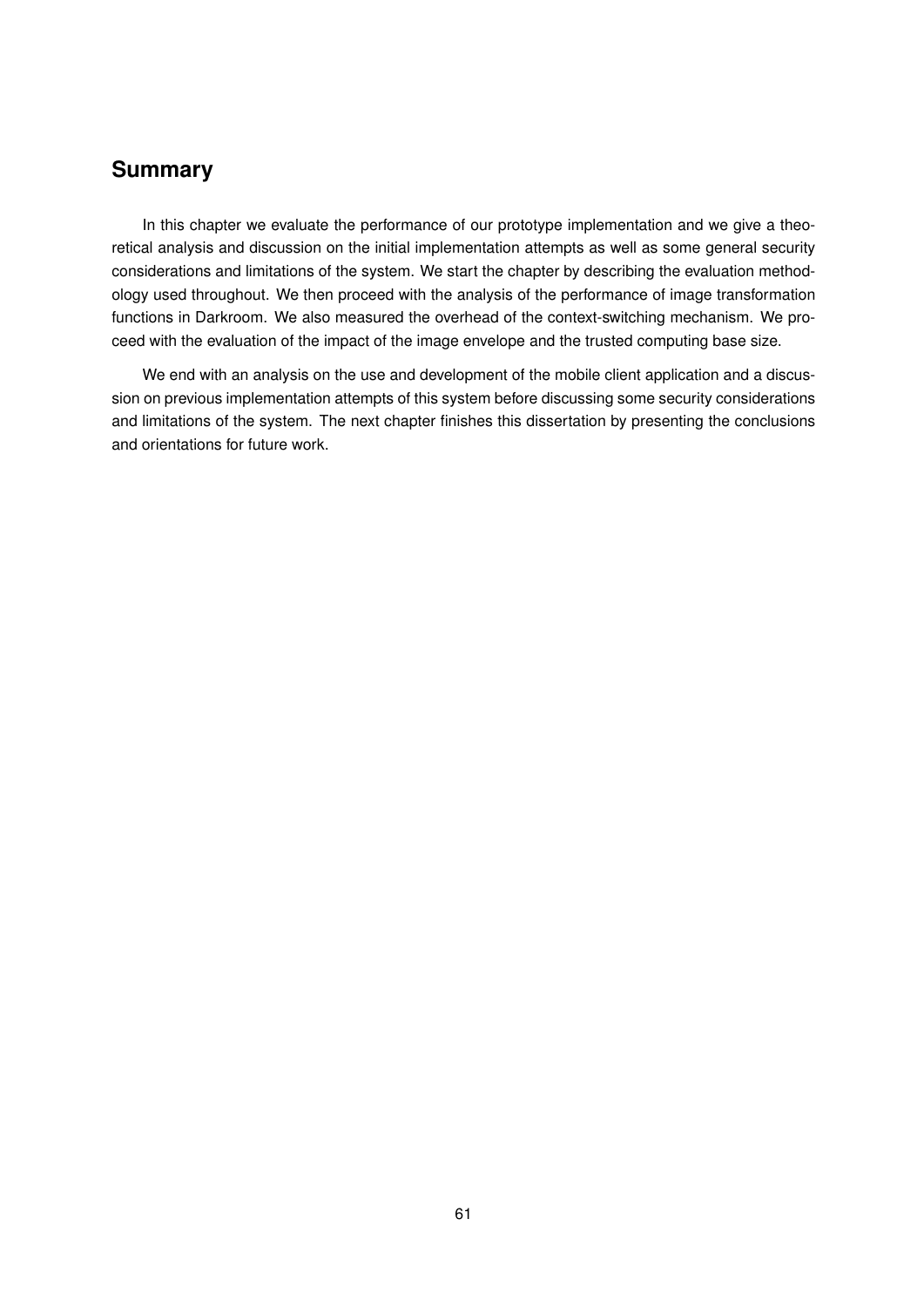## Summary

In this chapter we evaluate the performance of our prototype implementation and we give a theoretical analysis and discussion on the initial implementation attempts as well as some general security considerations and limitations of the system. We start the chapter by describing the evaluation methodology used throughout. We then proceed with the analysis of the performance of image transformation functions in Darkroom. We also measured the overhead of the context-switching mechanism. We proceed with the evaluation of the impact of the image envelope and the trusted computing base size.

We end with an analysis on the use and development of the mobile client application and a discussion on previous implementation attempts of this system before discussing some security considerations and limitations of the system. The next chapter finishes this dissertation by presenting the conclusions and orientations for future work.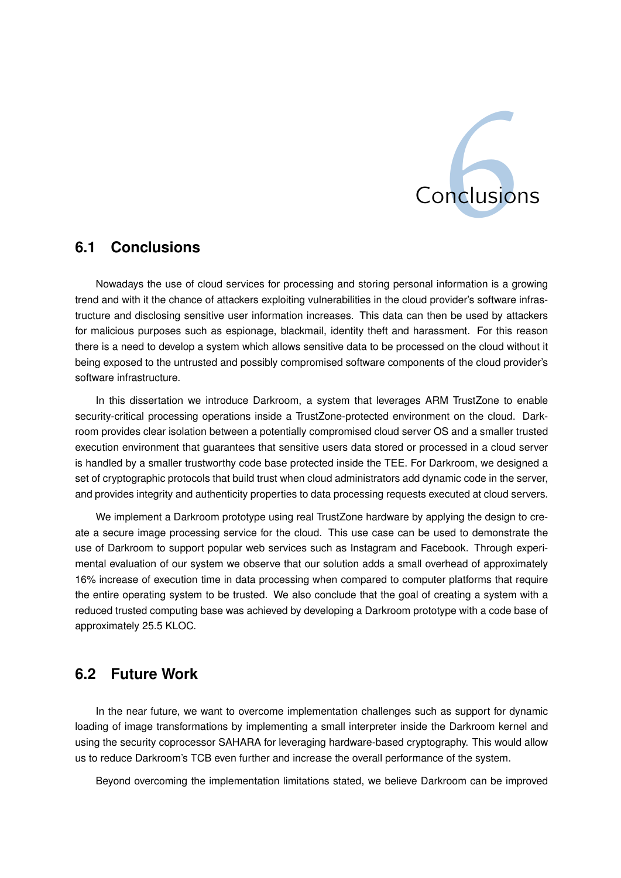# 6 Conclusions

## 6.1 Conclusions

Nowadays the use of cloud services for processing and storing personal information is a growing trend and with it the chance of attackers exploiting vulnerabilities in the cloud provider's software infrastructure and disclosing sensitive user information increases. This data can then be used by attackers for malicious purposes such as espionage, blackmail, identity theft and harassment. For this reason there is a need to develop a system which allows sensitive data to be processed on the cloud without it being exposed to the untrusted and possibly compromised software components of the cloud provider's software infrastructure.

In this dissertation we introduce Darkroom, a system that leverages ARM TrustZone to enable security-critical processing operations inside a TrustZone-protected environment on the cloud. Darkroom provides clear isolation between a potentially compromised cloud server OS and a smaller trusted execution environment that guarantees that sensitive users data stored or processed in a cloud server is handled by a smaller trustworthy code base protected inside the TEE. For Darkroom, we designed a set of cryptographic protocols that build trust when cloud administrators add dynamic code in the server, and provides integrity and authenticity properties to data processing requests executed at cloud servers.

We implement a Darkroom prototype using real TrustZone hardware by applying the design to create a secure image processing service for the cloud. This use case can be used to demonstrate the use of Darkroom to support popular web services such as Instagram and Facebook. Through experimental evaluation of our system we observe that our solution adds a small overhead of approximately 16% increase of execution time in data processing when compared to computer platforms that require the entire operating system to be trusted. We also conclude that the goal of creating a system with a reduced trusted computing base was achieved by developing a Darkroom prototype with a code base of approximately 25.5 KLOC.

## 6.2 Future Work

In the near future, we want to overcome implementation challenges such as support for dynamic loading of image transformations by implementing a small interpreter inside the Darkroom kernel and using the security coprocessor SAHARA for leveraging hardware-based cryptography. This would allow us to reduce Darkroom's TCB even further and increase the overall performance of the system.

Beyond overcoming the implementation limitations stated, we believe Darkroom can be improved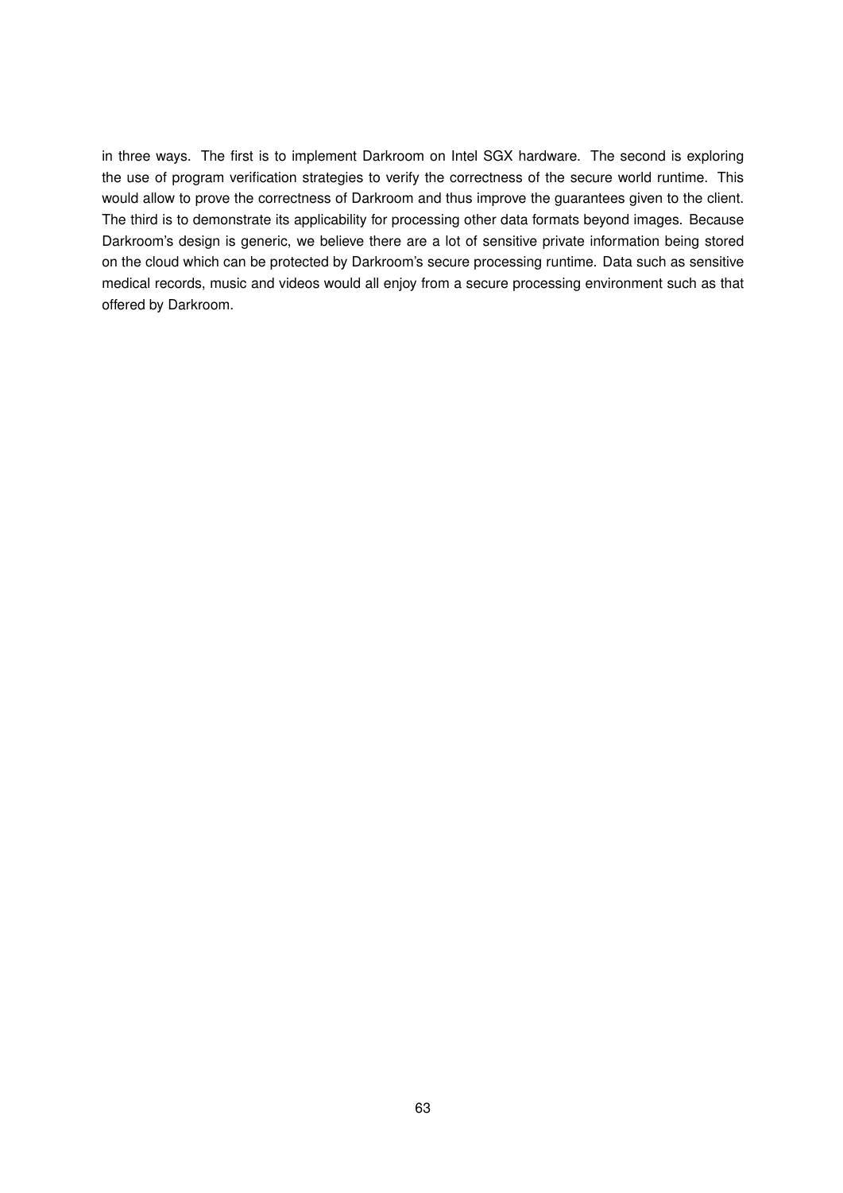in three ways. The first is to implement Darkroom on Intel SGX hardware. The second is exploring the use of program verification strategies to verify the correctness of the secure world runtime. This would allow to prove the correctness of Darkroom and thus improve the guarantees given to the client. The third is to demonstrate its applicability for processing other data formats beyond images. Because Darkroom's design is generic, we believe there are a lot of sensitive private information being stored on the cloud which can be protected by Darkroom's secure processing runtime. Data such as sensitive medical records, music and videos would all enjoy from a secure processing environment such as that offered by Darkroom.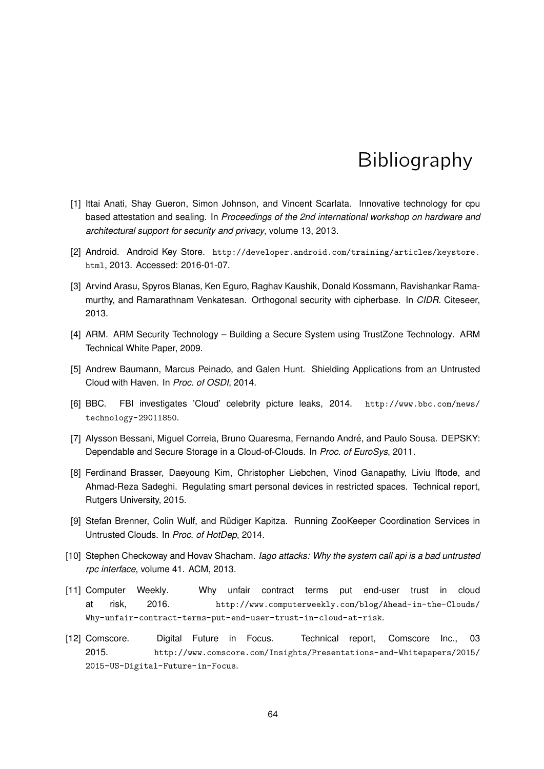# Bibliography

[1] Ittai Anati, Shay Gueron, Simon Johnson, and Vincent Scarlata. Innovative technology for cpu based attestation and sealing. In *Proceedings of the 2nd international workshop on hardware and architectural support for security and privacy*, volume 13, 2013.

[2] Android. Android Key Store. http://developer.android.com/training/articles/keystore.html, 2013. Accessed: 2016-01-07.

[3] Arvind Arasu, Spyros Blanas, Ken Eguro, Raghav Kaushik, Donald Kossmann, Ravishankar Ramamurthy, and Ramarathnam Venkatesan. Orthogonal security with cipherbase. In *CIDR*. Citeseer, 2013.

[4] ARM. ARM Security Technology – Building a Secure System using TrustZone Technology. ARM Technical White Paper, 2009.

[5] Andrew Baumann, Marcus Peinado, and Galen Hunt. Shielding Applications from an Untrusted Cloud with Haven. In *Proc. of OSDI*, 2014.

[6] BBC. FBI investigates 'Cloud' celebrity picture leaks, 2014. http://www.bbc.com/news/technology-29011850.

[7] Alysson Bessani, Miguel Correia, Bruno Quaresma, Fernando André, and Paulo Sousa. DEPSKY: Dependable and Secure Storage in a Cloud-of-Clouds. In *Proc. of EuroSys*, 2011.

[8] Ferdinand Brasser, Daeyoung Kim, Christopher Liebchen, Vinod Ganapathy, Liviu Iftode, and Ahmad-Reza Sadeghi. Regulating smart personal devices in restricted spaces. Technical report, Rutgers University, 2015.

[9] Stefan Brenner, Colin Wulf, and Rüdiger Kapitza. Running ZooKeeper Coordination Services in Untrusted Clouds. In *Proc. of HotDep*, 2014.

[10] Stephen Checkoway and Hovav Shacham. *Iago attacks: Why the system call api is a bad untrusted rpc interface*, volume 41. ACM, 2013.

[11] Computer Weekly. Why unfair contract terms put end-user trust in cloud at risk, 2016. http://www.computerweekly.com/blog/Ahead-in-the-Clouds/Why-unfair-contract-terms-put-end-user-trust-in-cloud-at-risk.

[12] Comscore. Digital Future in Focus. Technical report, Comscore Inc., 03 2015. http://www.comscore.com/Insights/Presentations-and-Whitepapers/2015/2015-US-Digital-Future-in-Focus.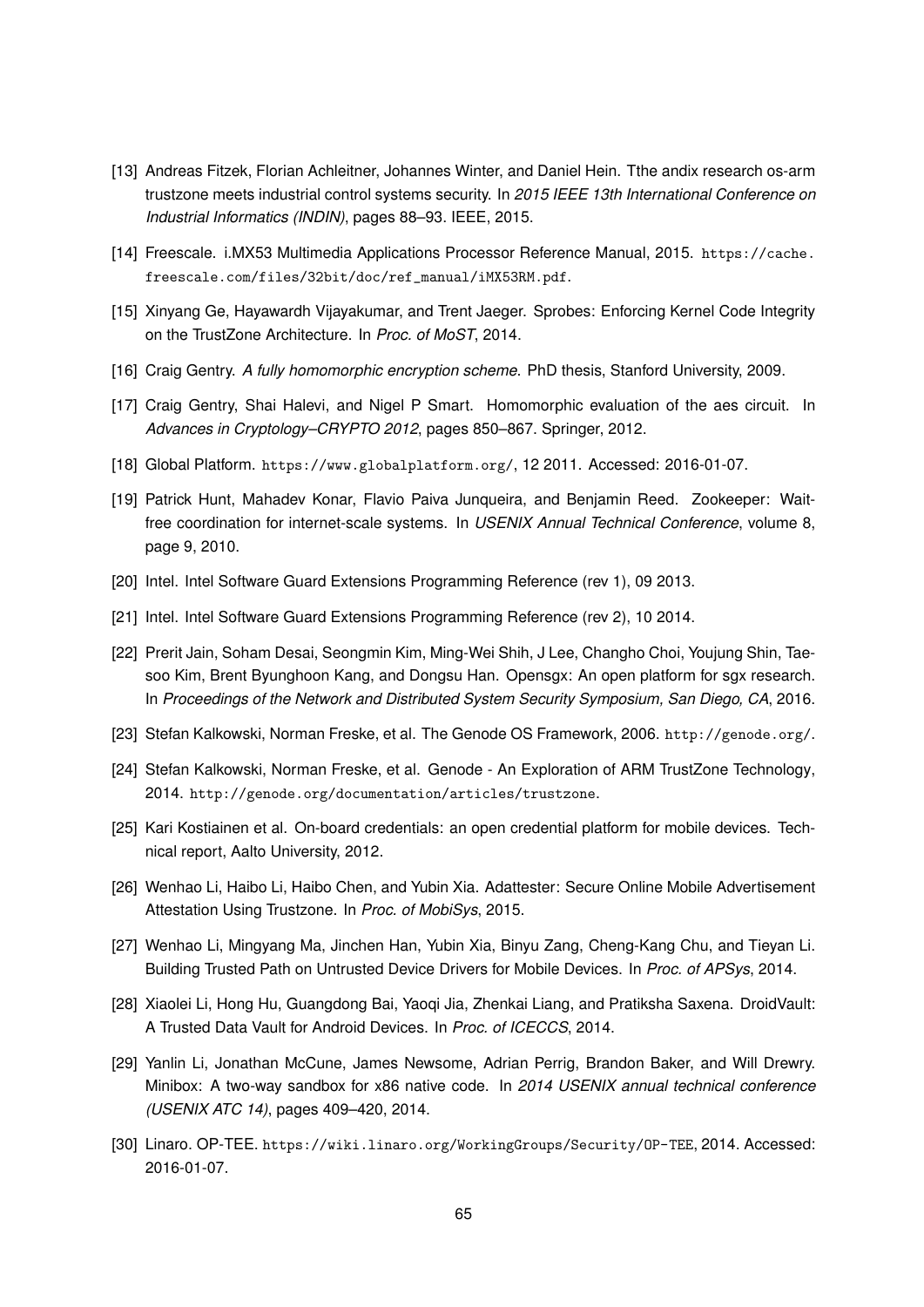[13] Andreas Fitzek, Florian Achleitner, Johannes Winter, and Daniel Hein. Tthe andix research os-arm trustzone meets industrial control systems security. In *2015 IEEE 13th International Conference on Industrial Informatics (INDIN)*, pages 88–93. IEEE, 2015.

[14] Freescale. i.MX53 Multimedia Applications Processor Reference Manual, 2015. https://cache.freescale.com/files/32bit/doc/ref_manual/iMX53RM.pdf.

[15] Xinyang Ge, Hayawardh Vijayakumar, and Trent Jaeger. Sprobes: Enforcing Kernel Code Integrity on the TrustZone Architecture. In *Proc. of MoST*, 2014.

[16] Craig Gentry. *A fully homomorphic encryption scheme*. PhD thesis, Stanford University, 2009.

[17] Craig Gentry, Shai Halevi, and Nigel P Smart. Homomorphic evaluation of the aes circuit. In *Advances in Cryptology–CRYPTO 2012*, pages 850–867. Springer, 2012.

[18] Global Platform. https://www.globalplatform.org/, 12 2011. Accessed: 2016-01-07.

[19] Patrick Hunt, Mahadev Konar, Flavio Paiva Junqueira, and Benjamin Reed. Zookeeper: Wait-free coordination for internet-scale systems. In *USENIX Annual Technical Conference*, volume 8, page 9, 2010.

[20] Intel. Intel Software Guard Extensions Programming Reference (rev 1), 09 2013.

[21] Intel. Intel Software Guard Extensions Programming Reference (rev 2), 10 2014.

[22] Prerit Jain, Soham Desai, Seongmin Kim, Ming-Wei Shih, J Lee, Changho Choi, Youjung Shin, Taesoo Kim, Brent Byunghoon Kang, and Dongsu Han. Opensgx: An open platform for sgx research. In *Proceedings of the Network and Distributed System Security Symposium, San Diego, CA*, 2016.

[23] Stefan Kalkowski, Norman Freske, et al. The Genode OS Framework, 2006. http://genode.org/.

[24] Stefan Kalkowski, Norman Freske, et al. Genode - An Exploration of ARM TrustZone Technology, 2014. http://genode.org/documentation/articles/trustzone.

[25] Kari Kostiainen et al. On-board credentials: an open credential platform for mobile devices. Technical report, Aalto University, 2012.

[26] Wenhao Li, Haibo Li, Haibo Chen, and Yubin Xia. Adattester: Secure Online Mobile Advertisement Attestation Using Trustzone. In *Proc. of MobiSys*, 2015.

[27] Wenhao Li, Mingyang Ma, Jinchen Han, Yubin Xia, Binyu Zang, Cheng-Kang Chu, and Tieyan Li. Building Trusted Path on Untrusted Device Drivers for Mobile Devices. In *Proc. of APSys*, 2014.

[28] Xiaolei Li, Hong Hu, Guangdong Bai, Yaoqi Jia, Zhenkai Liang, and Pratiksha Saxena. DroidVault: A Trusted Data Vault for Android Devices. In *Proc. of ICECCS*, 2014.

[29] Yanlin Li, Jonathan McCune, James Newsome, Adrian Perrig, Brandon Baker, and Will Drewry. Minibox: A two-way sandbox for x86 native code. In *2014 USENIX annual technical conference (USENIX ATC 14)*, pages 409–420, 2014.

[30] Linaro. OP-TEE. https://wiki.linaro.org/WorkingGroups/Security/OP-TEE, 2014. Accessed: 2016-01-07.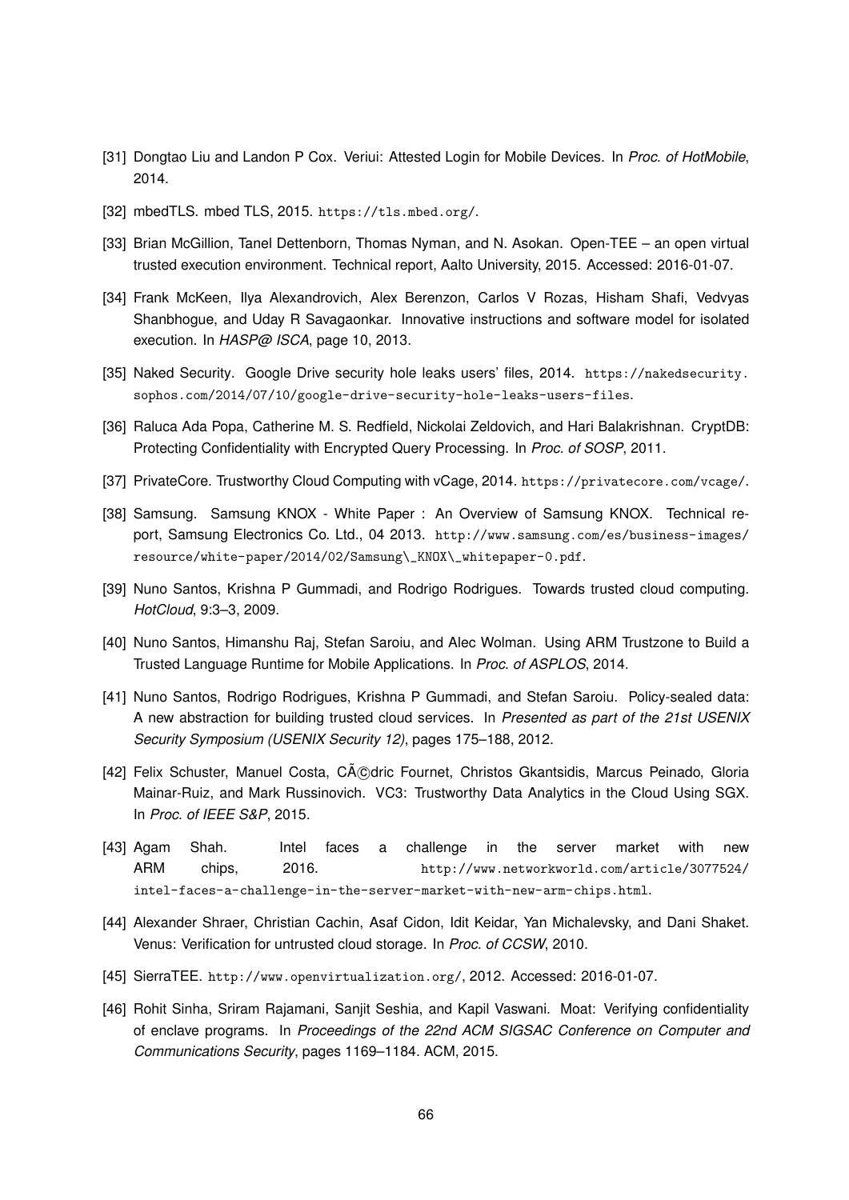[31] Dongtao Liu and Landon P Cox. Veriui: Attested Login for Mobile Devices. In *Proc. of HotMobile*, 2014.

[32] mbedTLS. mbed TLS, 2015. https://tls.mbed.org/.

[33] Brian McGillion, Tanel Dettenborn, Thomas Nyman, and N. Asokan. Open-TEE – an open virtual trusted execution environment. Technical report, Aalto University, 2015. Accessed: 2016-01-07.

[34] Frank McKeen, Ilya Alexandrovich, Alex Berenzon, Carlos V Rozas, Hisham Shafi, Vedvyas Shanbhogue, and Uday R Savagaonkar. Innovative instructions and software model for isolated execution. In *HASP@ ISCA*, page 10, 2013.

[35] Naked Security. Google Drive security hole leaks users' files, 2014. https://nakedsecurity.sophos.com/2014/07/10/google-drive-security-hole-leaks-users-files.

[36] Raluca Ada Popa, Catherine M. S. Redfield, Nickolai Zeldovich, and Hari Balakrishnan. CryptDB: Protecting Confidentiality with Encrypted Query Processing. In *Proc. of SOSP*, 2011.

[37] PrivateCore. Trustworthy Cloud Computing with vCage, 2014. https://privatecore.com/vcage/.

[38] Samsung. Samsung KNOX - White Paper : An Overview of Samsung KNOX. Technical report, Samsung Electronics Co. Ltd., 04 2013. http://www.samsung.com/es/business-images/resource/white-paper/2014/02/Samsung\_KNOX\_whitepaper-0.pdf.

[39] Nuno Santos, Krishna P Gummadi, and Rodrigo Rodrigues. Towards trusted cloud computing. *HotCloud*, 9:3–3, 2009.

[40] Nuno Santos, Himanshu Raj, Stefan Saroiu, and Alec Wolman. Using ARM Trustzone to Build a Trusted Language Runtime for Mobile Applications. In *Proc. of ASPLOS*, 2014.

[41] Nuno Santos, Rodrigo Rodrigues, Krishna P Gummadi, and Stefan Saroiu. Policy-sealed data: A new abstraction for building trusted cloud services. In *Presented as part of the 21st USENIX Security Symposium (USENIX Security 12)*, pages 175–188, 2012.

[42] Felix Schuster, Manuel Costa, CÃ©dric Fournet, Christos Gkantsidis, Marcus Peinado, Gloria Mainar-Ruiz, and Mark Russinovich. VC3: Trustworthy Data Analytics in the Cloud Using SGX. In *Proc. of IEEE S&P*, 2015.

[43] Agam Shah. Intel faces a challenge in the server market with new ARM chips, 2016. http://www.networkworld.com/article/3077524/intel-faces-a-challenge-in-the-server-market-with-new-arm-chips.html.

[44] Alexander Shraer, Christian Cachin, Asaf Cidon, Idit Keidar, Yan Michalevsky, and Dani Shaket. Venus: Verification for untrusted cloud storage. In *Proc. of CCSW*, 2010.

[45] SierraTEE. http://www.openvirtualization.org/, 2012. Accessed: 2016-01-07.

[46] Rohit Sinha, Sriram Rajamani, Sanjit Seshia, and Kapil Vaswani. Moat: Verifying confidentiality of enclave programs. In *Proceedings of the 22nd ACM SIGSAC Conference on Computer and Communications Security*, pages 1169–1184. ACM, 2015.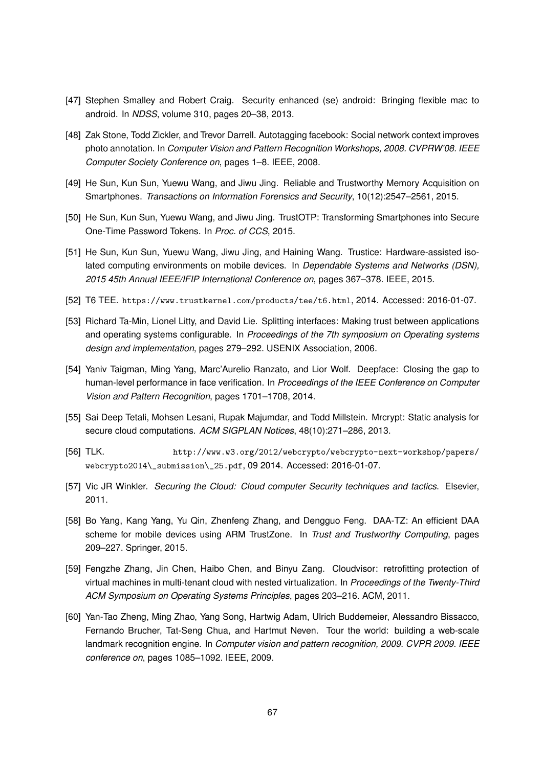[47] Stephen Smalley and Robert Craig. Security enhanced (se) android: Bringing flexible mac to android. In *NDSS*, volume 310, pages 20–38, 2013.

[48] Zak Stone, Todd Zickler, and Trevor Darrell. Autotagging facebook: Social network context improves photo annotation. In *Computer Vision and Pattern Recognition Workshops, 2008. CVPRW'08. IEEE Computer Society Conference on*, pages 1–8. IEEE, 2008.

[49] He Sun, Kun Sun, Yuewu Wang, and Jiwu Jing. Reliable and Trustworthy Memory Acquisition on Smartphones. *Transactions on Information Forensics and Security*, 10(12):2547–2561, 2015.

[50] He Sun, Kun Sun, Yuewu Wang, and Jiwu Jing. TrustOTP: Transforming Smartphones into Secure One-Time Password Tokens. In *Proc. of CCS*, 2015.

[51] He Sun, Kun Sun, Yuewu Wang, Jiwu Jing, and Haining Wang. Trustice: Hardware-assisted isolated computing environments on mobile devices. In *Dependable Systems and Networks (DSN), 2015 45th Annual IEEE/IFIP International Conference on*, pages 367–378. IEEE, 2015.

[52] T6 TEE. `https://www.trustkernel.com/products/tee/t6.html`, 2014. Accessed: 2016-01-07.

[53] Richard Ta-Min, Lionel Litty, and David Lie. Splitting interfaces: Making trust between applications and operating systems configurable. In *Proceedings of the 7th symposium on Operating systems design and implementation*, pages 279–292. USENIX Association, 2006.

[54] Yaniv Taigman, Ming Yang, Marc'Aurelio Ranzato, and Lior Wolf. Deepface: Closing the gap to human-level performance in face verification. In *Proceedings of the IEEE Conference on Computer Vision and Pattern Recognition*, pages 1701–1708, 2014.

[55] Sai Deep Tetali, Mohsen Lesani, Rupak Majumdar, and Todd Millstein. Mrcrypt: Static analysis for secure cloud computations. *ACM SIGPLAN Notices*, 48(10):271–286, 2013.

[56] TLK. `http://www.w3.org/2012/webcrypto/webcrypto-next-workshop/papers/webcrypto2014\_submission\_25.pdf`, 09 2014. Accessed: 2016-01-07.

[57] Vic JR Winkler. *Securing the Cloud: Cloud computer Security techniques and tactics*. Elsevier, 2011.

[58] Bo Yang, Kang Yang, Yu Qin, Zhenfeng Zhang, and Dengguo Feng. DAA-TZ: An efficient DAA scheme for mobile devices using ARM TrustZone. In *Trust and Trustworthy Computing*, pages 209–227. Springer, 2015.

[59] Fengzhe Zhang, Jin Chen, Haibo Chen, and Binyu Zang. Cloudvisor: retrofitting protection of virtual machines in multi-tenant cloud with nested virtualization. In *Proceedings of the Twenty-Third ACM Symposium on Operating Systems Principles*, pages 203–216. ACM, 2011.

[60] Yan-Tao Zheng, Ming Zhao, Yang Song, Hartwig Adam, Ulrich Buddemeier, Alessandro Bissacco, Fernando Brucher, Tat-Seng Chua, and Hartmut Neven. Tour the world: building a web-scale landmark recognition engine. In *Computer vision and pattern recognition, 2009. CVPR 2009. IEEE conference on*, pages 1085–1092. IEEE, 2009.